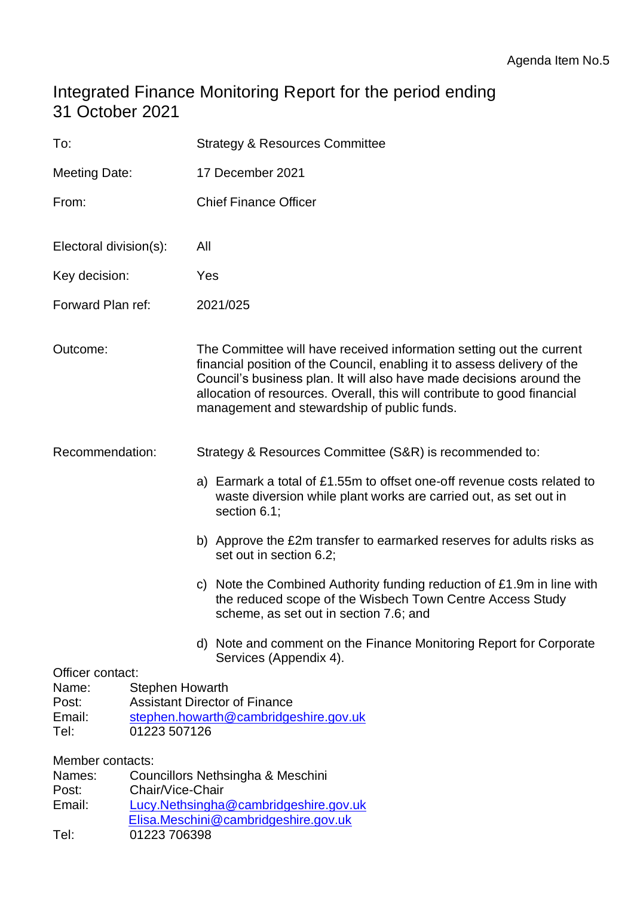Agenda Item No.5

# Integrated Finance Monitoring Report for the period ending 31 October 2021

| | |
|---|---|
| To: | Strategy & Resources Committee |
| Meeting Date: | 17 December 2021 |
| From: | Chief Finance Officer |
| Electoral division(s): | All |
| Key decision: | Yes |
| Forward Plan ref: | 2021/025 |
| Outcome: | The Committee will have received information setting out the current financial position of the Council, enabling it to assess delivery of the Council's business plan. It will also have made decisions around the allocation of resources. Overall, this will contribute to good financial management and stewardship of public funds. |
| Recommendation: | Strategy & Resources Committee (S&R) is recommended to: |

a) Earmark a total of £1.55m to offset one-off revenue costs related to waste diversion while plant works are carried out, as set out in section 6.1;

b) Approve the £2m transfer to earmarked reserves for adults risks as set out in section 6.2;

c) Note the Combined Authority funding reduction of £1.9m in line with the reduced scope of the Wisbech Town Centre Access Study scheme, as set out in section 7.6; and

d) Note and comment on the Finance Monitoring Report for Corporate Services (Appendix 4).

Officer contact:
Name: Stephen Howarth
Post: Assistant Director of Finance
Email: stephen.howarth@cambridgeshire.gov.uk
Tel: 01223 507126

Member contacts:
Names: Councillors Nethsingha & Meschini
Post: Chair/Vice-Chair
Email: Lucy.Nethsingha@cambridgeshire.gov.uk
Elisa.Meschini@cambridgeshire.gov.uk
Tel: 01223 706398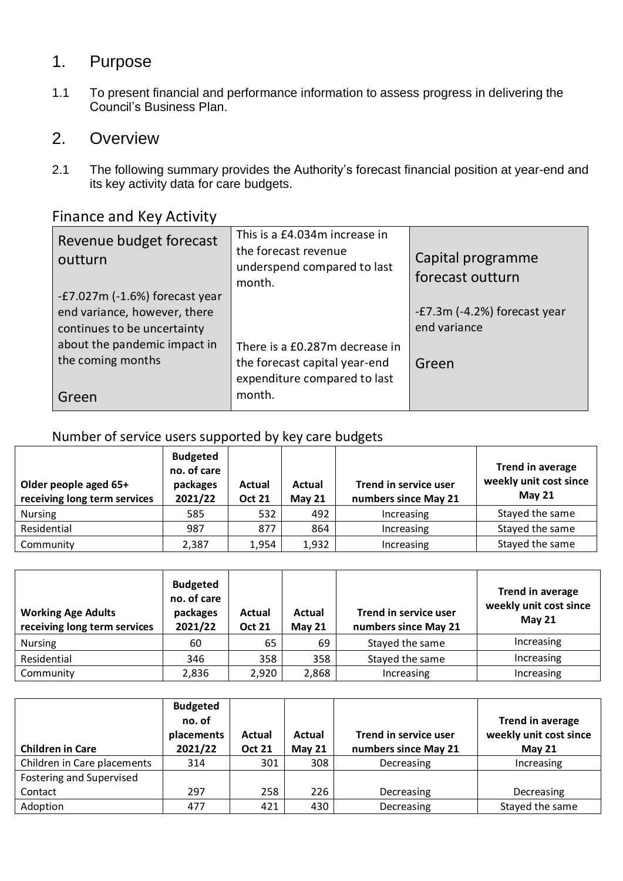# 1. Purpose

1.1 To present financial and performance information to assess progress in delivering the Council's Business Plan.

# 2. Overview

2.1 The following summary provides the Authority's forecast financial position at year-end and its key activity data for care budgets.

## Finance and Key Activity

| Revenue budget forecast outturn | This is a £4.034m increase in the forecast revenue underspend compared to last month. | Capital programme forecast outturn |
|---|---|---|
| -£7.027m (-1.6%) forecast year end variance, however, there continues to be uncertainty about the pandemic impact in the coming months | | -£7.3m (-4.2%) forecast year end variance |
| Green | There is a £0.287m decrease in the forecast capital year-end expenditure compared to last month. | Green |

## Number of service users supported by key care budgets

| Older people aged 65+ receiving long term services | Budgeted no. of care packages 2021/22 | Actual Oct 21 | Actual May 21 | Trend in service user numbers since May 21 | Trend in average weekly unit cost since May 21 |
|---|---|---|---|---|---|
| Nursing | 585 | 532 | 492 | Increasing | Stayed the same |
| Residential | 987 | 877 | 864 | Increasing | Stayed the same |
| Community | 2,387 | 1,954 | 1,932 | Increasing | Stayed the same |

| Working Age Adults receiving long term services | Budgeted no. of care packages 2021/22 | Actual Oct 21 | Actual May 21 | Trend in service user numbers since May 21 | Trend in average weekly unit cost since May 21 |
|---|---|---|---|---|---|
| Nursing | 60 | 65 | 69 | Stayed the same | Increasing |
| Residential | 346 | 358 | 358 | Stayed the same | Increasing |
| Community | 2,836 | 2,920 | 2,868 | Increasing | Increasing |

| Children in Care | Budgeted no. of placements 2021/22 | Actual Oct 21 | Actual May 21 | Trend in service user numbers since May 21 | Trend in average weekly unit cost since May 21 |
|---|---|---|---|---|---|
| Children in Care placements | 314 | 301 | 308 | Decreasing | Increasing |
| Fostering and Supervised Contact | 297 | 258 | 226 | Decreasing | Decreasing |
| Adoption | 477 | 421 | 430 | Decreasing | Stayed the same |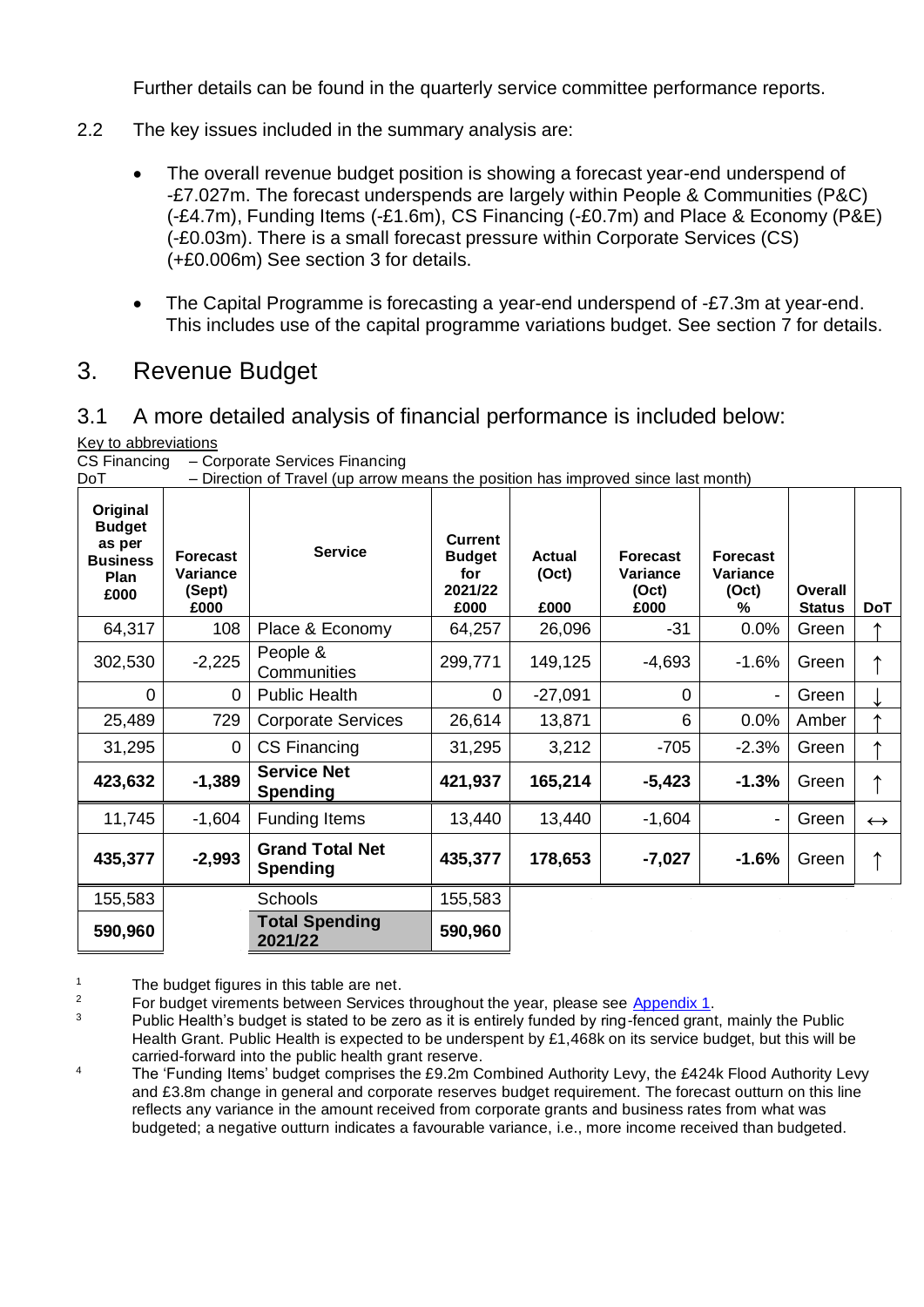Further details can be found in the quarterly service committee performance reports.

2.2 The key issues included in the summary analysis are:

- The overall revenue budget position is showing a forecast year-end underspend of -£7.027m. The forecast underspends are largely within People & Communities (P&C) (-£4.7m), Funding Items (-£1.6m), CS Financing (-£0.7m) and Place & Economy (P&E) (-£0.03m). There is a small forecast pressure within Corporate Services (CS) (+£0.006m) See section 3 for details.

- The Capital Programme is forecasting a year-end underspend of -£7.3m at year-end. This includes use of the capital programme variations budget. See section 7 for details.

## 3. Revenue Budget

### 3.1 A more detailed analysis of financial performance is included below:

Key to abbreviations

CS Financing – Corporate Services Financing

DoT – Direction of Travel (up arrow means the position has improved since last month)

| Original Budget as per Business Plan £000 | Forecast Variance (Sept) £000 | Service | Current Budget for 2021/22 £000 | Actual (Oct) £000 | Forecast Variance (Oct) £000 | Forecast Variance (Oct) % | Overall Status | DoT |
|---|---|---|---|---|---|---|---|---|
| 64,317 | 108 | Place & Economy | 64,257 | 26,096 | -31 | 0.0% | Green | ↑ |
| 302,530 | -2,225 | People & Communities | 299,771 | 149,125 | -4,693 | -1.6% | Green | ↑ |
| 0 | 0 | Public Health | 0 | -27,091 | 0 | - | Green | ↓ |
| 25,489 | 729 | Corporate Services | 26,614 | 13,871 | 6 | 0.0% | Amber | ↑ |
| 31,295 | 0 | CS Financing | 31,295 | 3,212 | -705 | -2.3% | Green | ↑ |
| **423,632** | **-1,389** | **Service Net Spending** | **421,937** | **165,214** | **-5,423** | **-1.3%** | Green | ↑ |
| 11,745 | -1,604 | Funding Items | 13,440 | 13,440 | -1,604 | - | Green | ↔ |
| **435,377** | **-2,993** | **Grand Total Net Spending** | **435,377** | **178,653** | **-7,027** | **-1.6%** | Green | ↑ |
| 155,583 | | Schools | 155,583 | | | | | |
| **590,960** | | **Total Spending 2021/22** | **590,960** | | | | | |

[1] The budget figures in this table are net.

[2] For budget virements between Services throughout the year, please see Appendix 1.

[3] Public Health's budget is stated to be zero as it is entirely funded by ring-fenced grant, mainly the Public Health Grant. Public Health is expected to be underspent by £1,468k on its service budget, but this will be carried-forward into the public health grant reserve.

[4] The 'Funding Items' budget comprises the £9.2m Combined Authority Levy, the £424k Flood Authority Levy and £3.8m change in general and corporate reserves budget requirement. The forecast outturn on this line reflects any variance in the amount received from corporate grants and business rates from what was budgeted; a negative outturn indicates a favourable variance, i.e., more income received than budgeted.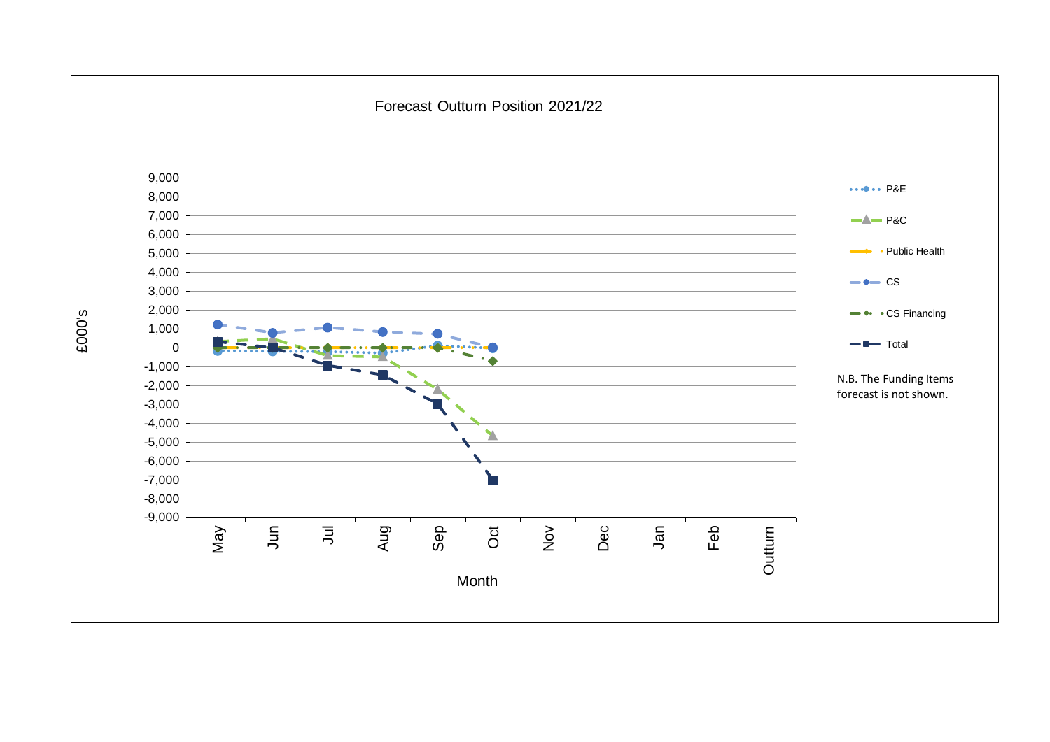Forecast Outturn Position 2021/22

£000's

Month

Series: P&E, P&C, Public Health, CS, CS Financing, Total

Months: May, Jun, Jul, Aug, Sep, Oct, Nov, Dec, Jan, Feb, Outturn

N.B. The Funding Items forecast is not shown.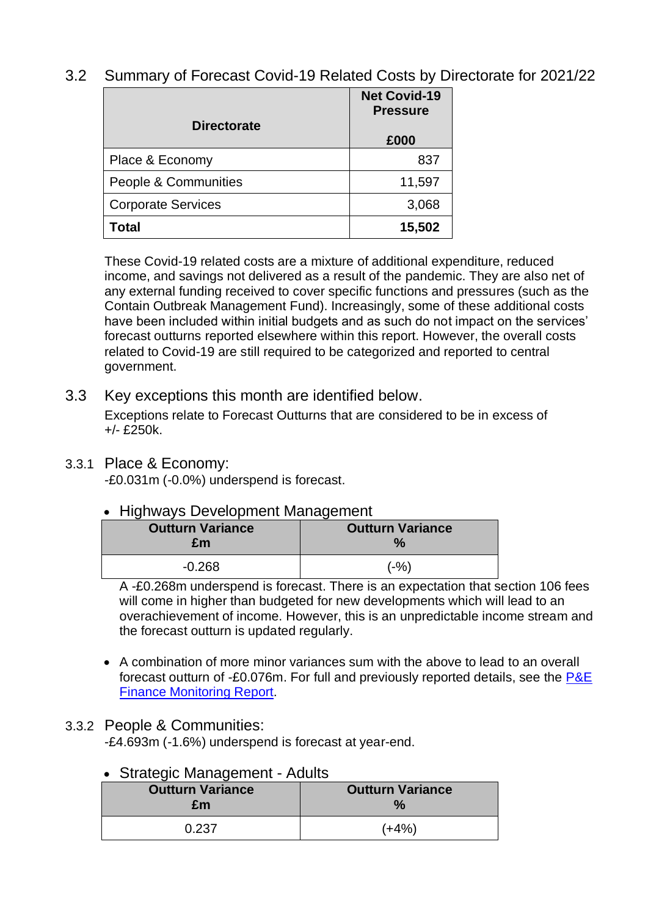## 3.2 Summary of Forecast Covid-19 Related Costs by Directorate for 2021/22

| Directorate | Net Covid-19 Pressure<br><br>£000 |
|---|---:|
| Place & Economy | 837 |
| People & Communities | 11,597 |
| Corporate Services | 3,068 |
| **Total** | **15,502** |

These Covid-19 related costs are a mixture of additional expenditure, reduced income, and savings not delivered as a result of the pandemic. They are also net of any external funding received to cover specific functions and pressures (such as the Contain Outbreak Management Fund). Increasingly, some of these additional costs have been included within initial budgets and as such do not impact on the services' forecast outturns reported elsewhere within this report. However, the overall costs related to Covid-19 are still required to be categorized and reported to central government.

## 3.3 Key exceptions this month are identified below.

Exceptions relate to Forecast Outturns that are considered to be in excess of +/- £250k.

### 3.3.1 Place & Economy:

-£0.031m (-0.0%) underspend is forecast.

- Highways Development Management

| Outturn Variance £m | Outturn Variance % |
|---|---|
| -0.268 | (-%) |

A -£0.268m underspend is forecast. There is an expectation that section 106 fees will come in higher than budgeted for new developments which will lead to an overachievement of income. However, this is an unpredictable income stream and the forecast outturn is updated regularly.

- A combination of more minor variances sum with the above to lead to an overall forecast outturn of -£0.076m. For full and previously reported details, see the P&E Finance Monitoring Report.

### 3.3.2 People & Communities:

-£4.693m (-1.6%) underspend is forecast at year-end.

- Strategic Management - Adults

| Outturn Variance £m | Outturn Variance % |
|---|---|
| 0.237 | (+4%) |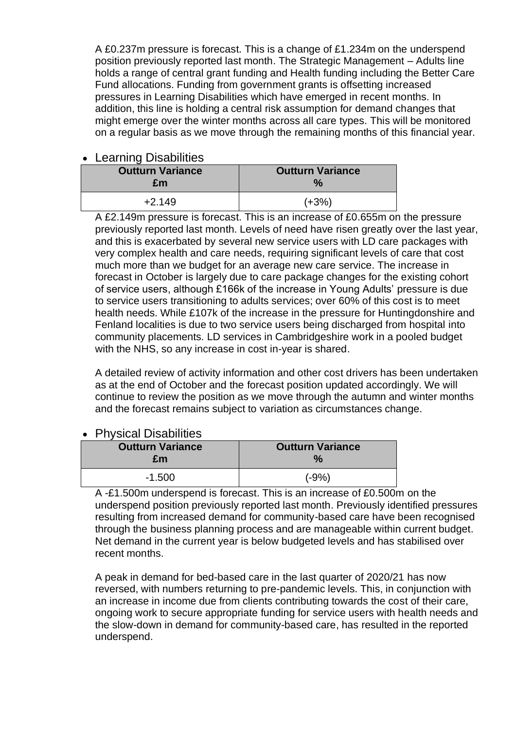A £0.237m pressure is forecast. This is a change of £1.234m on the underspend position previously reported last month. The Strategic Management – Adults line holds a range of central grant funding and Health funding including the Better Care Fund allocations. Funding from government grants is offsetting increased pressures in Learning Disabilities which have emerged in recent months. In addition, this line is holding a central risk assumption for demand changes that might emerge over the winter months across all care types. This will be monitored on a regular basis as we move through the remaining months of this financial year.

- Learning Disabilities

| Outturn Variance £m | Outturn Variance % |
| --- | --- |
| +2.149 | (+3%) |

A £2.149m pressure is forecast. This is an increase of £0.655m on the pressure previously reported last month. Levels of need have risen greatly over the last year, and this is exacerbated by several new service users with LD care packages with very complex health and care needs, requiring significant levels of care that cost much more than we budget for an average new care service. The increase in forecast in October is largely due to care package changes for the existing cohort of service users, although £166k of the increase in Young Adults' pressure is due to service users transitioning to adults services; over 60% of this cost is to meet health needs. While £107k of the increase in the pressure for Huntingdonshire and Fenland localities is due to two service users being discharged from hospital into community placements. LD services in Cambridgeshire work in a pooled budget with the NHS, so any increase in cost in-year is shared.

A detailed review of activity information and other cost drivers has been undertaken as at the end of October and the forecast position updated accordingly. We will continue to review the position as we move through the autumn and winter months and the forecast remains subject to variation as circumstances change.

- Physical Disabilities

| Outturn Variance £m | Outturn Variance % |
| --- | --- |
| -1.500 | (-9%) |

A -£1.500m underspend is forecast. This is an increase of £0.500m on the underspend position previously reported last month. Previously identified pressures resulting from increased demand for community-based care have been recognised through the business planning process and are manageable within current budget. Net demand in the current year is below budgeted levels and has stabilised over recent months.

A peak in demand for bed-based care in the last quarter of 2020/21 has now reversed, with numbers returning to pre-pandemic levels. This, in conjunction with an increase in income due from clients contributing towards the cost of their care, ongoing work to secure appropriate funding for service users with health needs and the slow-down in demand for community-based care, has resulted in the reported underspend.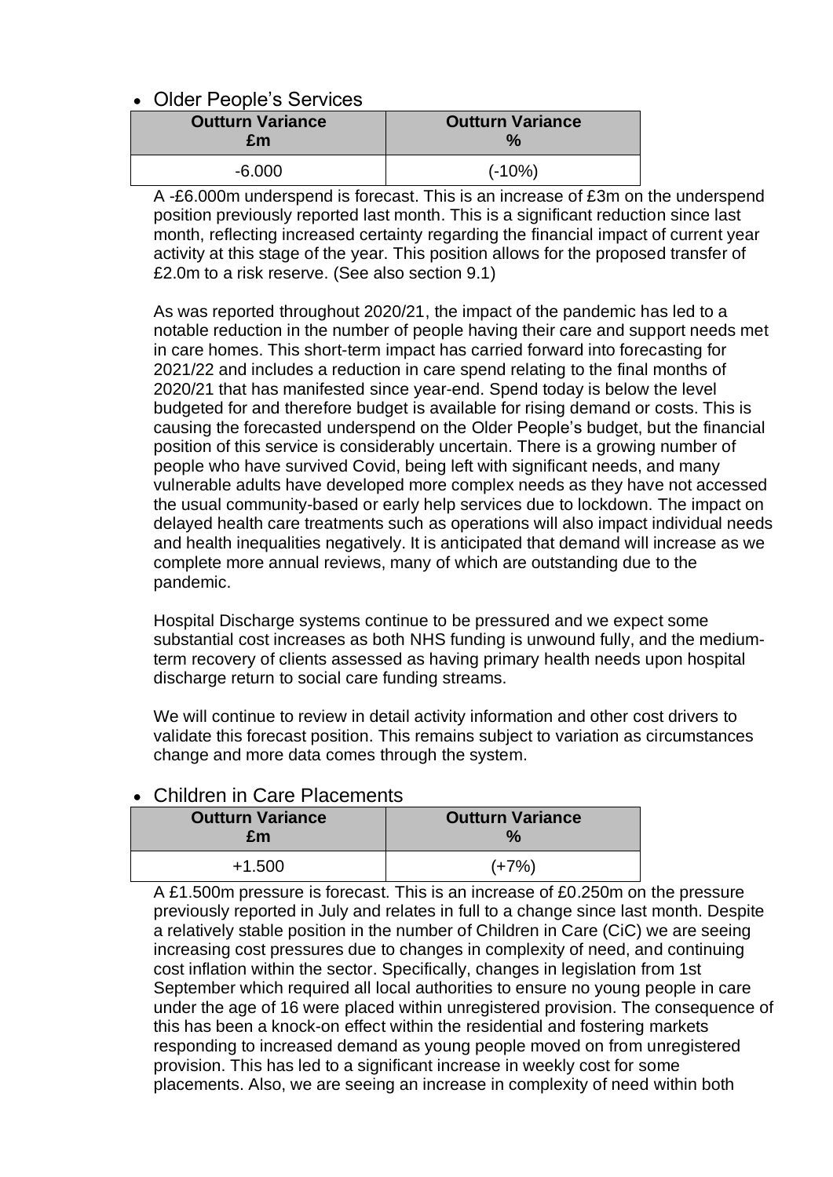- Older People's Services

| Outturn Variance £m | Outturn Variance % |
|---|---|
| -6.000 | (-10%) |

A -£6.000m underspend is forecast. This is an increase of £3m on the underspend position previously reported last month. This is a significant reduction since last month, reflecting increased certainty regarding the financial impact of current year activity at this stage of the year. This position allows for the proposed transfer of £2.0m to a risk reserve. (See also section 9.1)

As was reported throughout 2020/21, the impact of the pandemic has led to a notable reduction in the number of people having their care and support needs met in care homes. This short-term impact has carried forward into forecasting for 2021/22 and includes a reduction in care spend relating to the final months of 2020/21 that has manifested since year-end. Spend today is below the level budgeted for and therefore budget is available for rising demand or costs. This is causing the forecasted underspend on the Older People's budget, but the financial position of this service is considerably uncertain. There is a growing number of people who have survived Covid, being left with significant needs, and many vulnerable adults have developed more complex needs as they have not accessed the usual community-based or early help services due to lockdown. The impact on delayed health care treatments such as operations will also impact individual needs and health inequalities negatively. It is anticipated that demand will increase as we complete more annual reviews, many of which are outstanding due to the pandemic.

Hospital Discharge systems continue to be pressured and we expect some substantial cost increases as both NHS funding is unwound fully, and the medium-term recovery of clients assessed as having primary health needs upon hospital discharge return to social care funding streams.

We will continue to review in detail activity information and other cost drivers to validate this forecast position. This remains subject to variation as circumstances change and more data comes through the system.

- Children in Care Placements

| Outturn Variance £m | Outturn Variance % |
|---|---|
| +1.500 | (+7%) |

A £1.500m pressure is forecast. This is an increase of £0.250m on the pressure previously reported in July and relates in full to a change since last month. Despite a relatively stable position in the number of Children in Care (CiC) we are seeing increasing cost pressures due to changes in complexity of need, and continuing cost inflation within the sector. Specifically, changes in legislation from 1st September which required all local authorities to ensure no young people in care under the age of 16 were placed within unregistered provision. The consequence of this has been a knock-on effect within the residential and fostering markets responding to increased demand as young people moved on from unregistered provision. This has led to a significant increase in weekly cost for some placements. Also, we are seeing an increase in complexity of need within both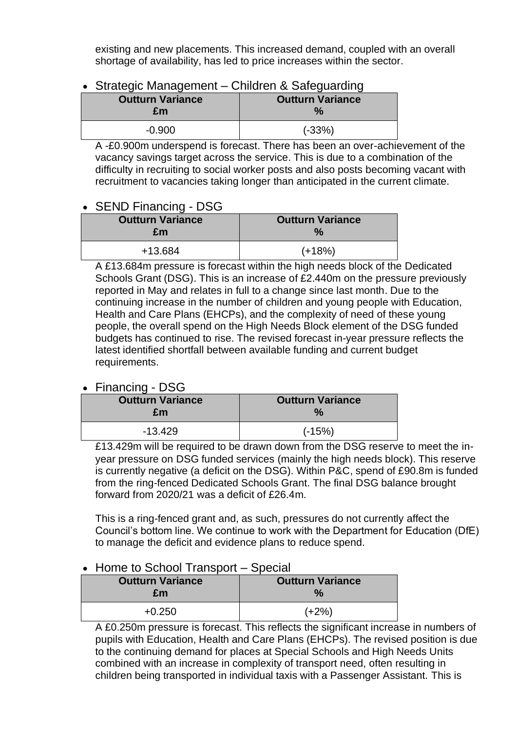existing and new placements. This increased demand, coupled with an overall shortage of availability, has led to price increases within the sector.

- Strategic Management – Children & Safeguarding

| Outturn Variance £m | Outturn Variance % |
|---|---|
| -0.900 | (-33%) |

A -£0.900m underspend is forecast. There has been an over-achievement of the vacancy savings target across the service. This is due to a combination of the difficulty in recruiting to social worker posts and also posts becoming vacant with recruitment to vacancies taking longer than anticipated in the current climate.

- SEND Financing - DSG

| Outturn Variance £m | Outturn Variance % |
|---|---|
| +13.684 | (+18%) |

A £13.684m pressure is forecast within the high needs block of the Dedicated Schools Grant (DSG). This is an increase of £2.440m on the pressure previously reported in May and relates in full to a change since last month. Due to the continuing increase in the number of children and young people with Education, Health and Care Plans (EHCPs), and the complexity of need of these young people, the overall spend on the High Needs Block element of the DSG funded budgets has continued to rise. The revised forecast in-year pressure reflects the latest identified shortfall between available funding and current budget requirements.

- Financing - DSG

| Outturn Variance £m | Outturn Variance % |
|---|---|
| -13.429 | (-15%) |

£13.429m will be required to be drawn down from the DSG reserve to meet the in-year pressure on DSG funded services (mainly the high needs block). This reserve is currently negative (a deficit on the DSG). Within P&C, spend of £90.8m is funded from the ring-fenced Dedicated Schools Grant. The final DSG balance brought forward from 2020/21 was a deficit of £26.4m.

This is a ring-fenced grant and, as such, pressures do not currently affect the Council's bottom line. We continue to work with the Department for Education (DfE) to manage the deficit and evidence plans to reduce spend.

- Home to School Transport – Special

| Outturn Variance £m | Outturn Variance % |
|---|---|
| +0.250 | (+2%) |

A £0.250m pressure is forecast. This reflects the significant increase in numbers of pupils with Education, Health and Care Plans (EHCPs). The revised position is due to the continuing demand for places at Special Schools and High Needs Units combined with an increase in complexity of transport need, often resulting in children being transported in individual taxis with a Passenger Assistant. This is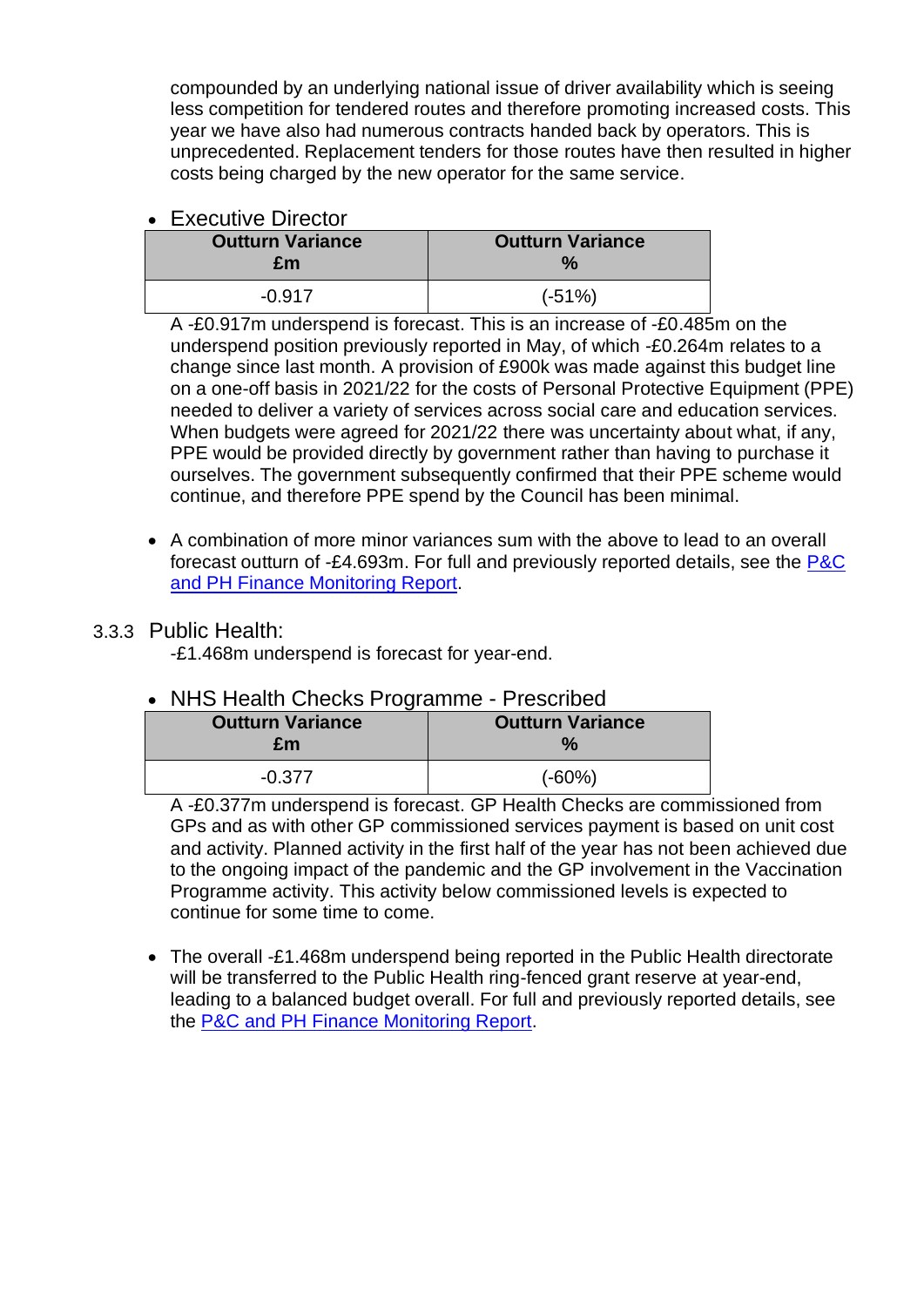compounded by an underlying national issue of driver availability which is seeing less competition for tendered routes and therefore promoting increased costs. This year we have also had numerous contracts handed back by operators. This is unprecedented. Replacement tenders for those routes have then resulted in higher costs being charged by the new operator for the same service.

- Executive Director

| Outturn Variance £m | Outturn Variance % |
|---|---|
| -0.917 | (-51%) |

A -£0.917m underspend is forecast. This is an increase of -£0.485m on the underspend position previously reported in May, of which -£0.264m relates to a change since last month. A provision of £900k was made against this budget line on a one-off basis in 2021/22 for the costs of Personal Protective Equipment (PPE) needed to deliver a variety of services across social care and education services. When budgets were agreed for 2021/22 there was uncertainty about what, if any, PPE would be provided directly by government rather than having to purchase it ourselves. The government subsequently confirmed that their PPE scheme would continue, and therefore PPE spend by the Council has been minimal.

- A combination of more minor variances sum with the above to lead to an overall forecast outturn of -£4.693m. For full and previously reported details, see the P&C and PH Finance Monitoring Report.

### 3.3.3 Public Health:

-£1.468m underspend is forecast for year-end.

- NHS Health Checks Programme - Prescribed

| Outturn Variance £m | Outturn Variance % |
|---|---|
| -0.377 | (-60%) |

A -£0.377m underspend is forecast. GP Health Checks are commissioned from GPs and as with other GP commissioned services payment is based on unit cost and activity. Planned activity in the first half of the year has not been achieved due to the ongoing impact of the pandemic and the GP involvement in the Vaccination Programme activity. This activity below commissioned levels is expected to continue for some time to come.

- The overall -£1.468m underspend being reported in the Public Health directorate will be transferred to the Public Health ring-fenced grant reserve at year-end, leading to a balanced budget overall. For full and previously reported details, see the P&C and PH Finance Monitoring Report.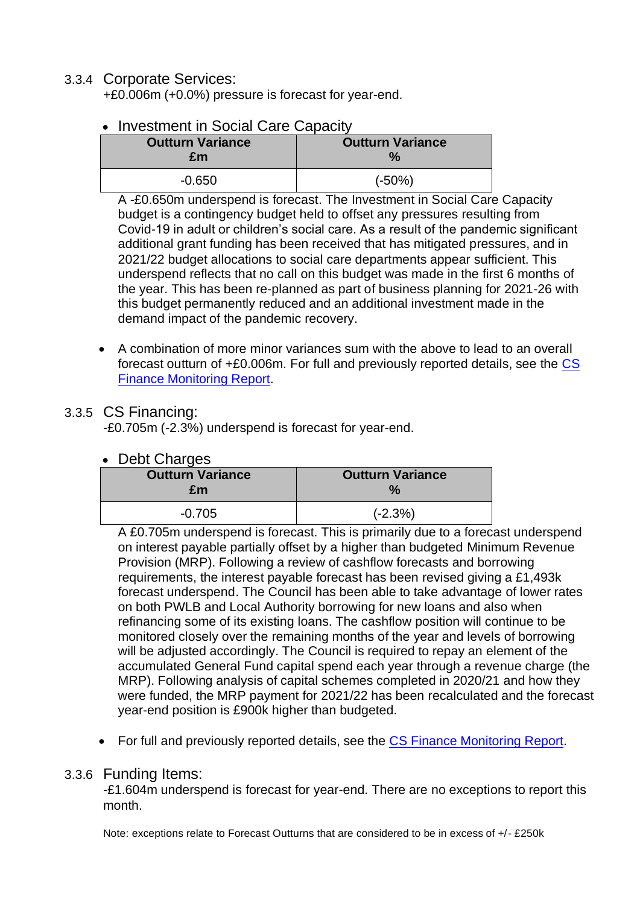### 3.3.4 Corporate Services:

+£0.006m (+0.0%) pressure is forecast for year-end.

- Investment in Social Care Capacity

| Outturn Variance £m | Outturn Variance % |
|---|---|
| -0.650 | (-50%) |

A -£0.650m underspend is forecast. The Investment in Social Care Capacity budget is a contingency budget held to offset any pressures resulting from Covid-19 in adult or children's social care. As a result of the pandemic significant additional grant funding has been received that has mitigated pressures, and in 2021/22 budget allocations to social care departments appear sufficient. This underspend reflects that no call on this budget was made in the first 6 months of the year. This has been re-planned as part of business planning for 2021-26 with this budget permanently reduced and an additional investment made in the demand impact of the pandemic recovery.

- A combination of more minor variances sum with the above to lead to an overall forecast outturn of +£0.006m. For full and previously reported details, see the CS Finance Monitoring Report.

### 3.3.5 CS Financing:

-£0.705m (-2.3%) underspend is forecast for year-end.

- Debt Charges

| Outturn Variance £m | Outturn Variance % |
|---|---|
| -0.705 | (-2.3%) |

A £0.705m underspend is forecast. This is primarily due to a forecast underspend on interest payable partially offset by a higher than budgeted Minimum Revenue Provision (MRP). Following a review of cashflow forecasts and borrowing requirements, the interest payable forecast has been revised giving a £1,493k forecast underspend. The Council has been able to take advantage of lower rates on both PWLB and Local Authority borrowing for new loans and also when refinancing some of its existing loans. The cashflow position will continue to be monitored closely over the remaining months of the year and levels of borrowing will be adjusted accordingly. The Council is required to repay an element of the accumulated General Fund capital spend each year through a revenue charge (the MRP). Following analysis of capital schemes completed in 2020/21 and how they were funded, the MRP payment for 2021/22 has been recalculated and the forecast year-end position is £900k higher than budgeted.

- For full and previously reported details, see the CS Finance Monitoring Report.

### 3.3.6 Funding Items:

-£1.604m underspend is forecast for year-end. There are no exceptions to report this month.

Note: exceptions relate to Forecast Outturns that are considered to be in excess of +/- £250k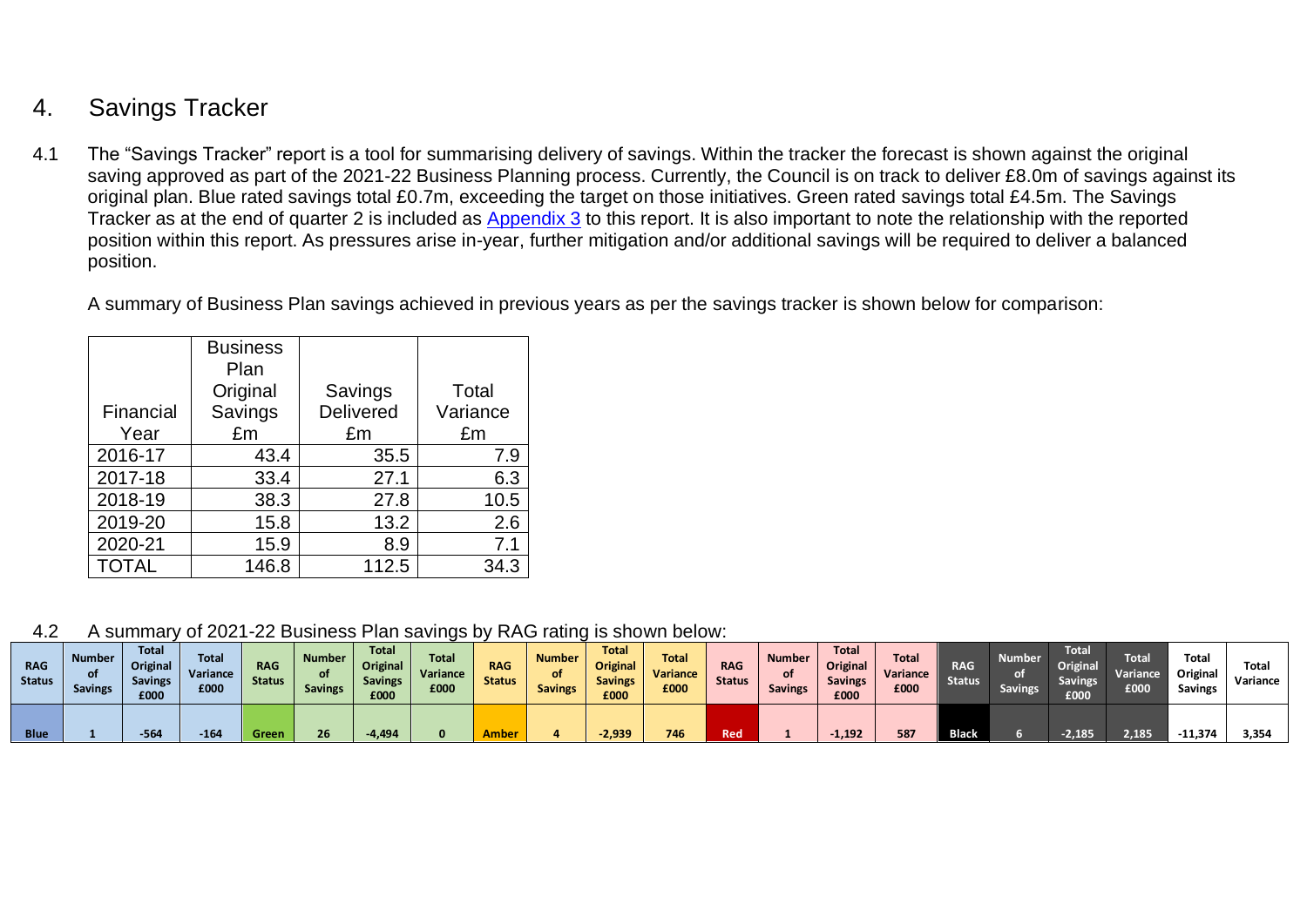## 4. Savings Tracker

4.1 The "Savings Tracker" report is a tool for summarising delivery of savings. Within the tracker the forecast is shown against the original saving approved as part of the 2021-22 Business Planning process. Currently, the Council is on track to deliver £8.0m of savings against its original plan. Blue rated savings total £0.7m, exceeding the target on those initiatives. Green rated savings total £4.5m. The Savings Tracker as at the end of quarter 2 is included as [Appendix 3] to this report. It is also important to note the relationship with the reported position within this report. As pressures arise in-year, further mitigation and/or additional savings will be required to deliver a balanced position.

A summary of Business Plan savings achieved in previous years as per the savings tracker is shown below for comparison:

| Financial Year | Business Plan Original Savings £m | Savings Delivered £m | Total Variance £m |
|---|---|---|---|
| 2016-17 | 43.4 | 35.5 | 7.9 |
| 2017-18 | 33.4 | 27.1 | 6.3 |
| 2018-19 | 38.3 | 27.8 | 10.5 |
| 2019-20 | 15.8 | 13.2 | 2.6 |
| 2020-21 | 15.9 | 8.9 | 7.1 |
| TOTAL | 146.8 | 112.5 | 34.3 |

4.2 A summary of 2021-22 Business Plan savings by RAG rating is shown below:

| RAG Status | Number of Savings | Total Original Savings £000 | Total Variance £000 | RAG Status | Number of Savings | Total Original Savings £000 | Total Variance £000 | RAG Status | Number of Savings | Total Original Savings £000 | Total Variance £000 | RAG Status | Number of Savings | Total Original Savings £000 | Total Variance £000 | RAG Status | Number of Savings | Total Original Savings £000 | Total Variance £000 | Total Original Savings | Total Variance |
|---|---|---|---|---|---|---|---|---|---|---|---|---|---|---|---|---|---|---|---|---|---|
| Blue | 1 | -564 | -164 | Green | 26 | -4,494 | 0 | Amber | 4 | -2,939 | 746 | Red | 1 | -1,192 | 587 | Black | 6 | -2,185 | 2,185 | -11,374 | 3,354 |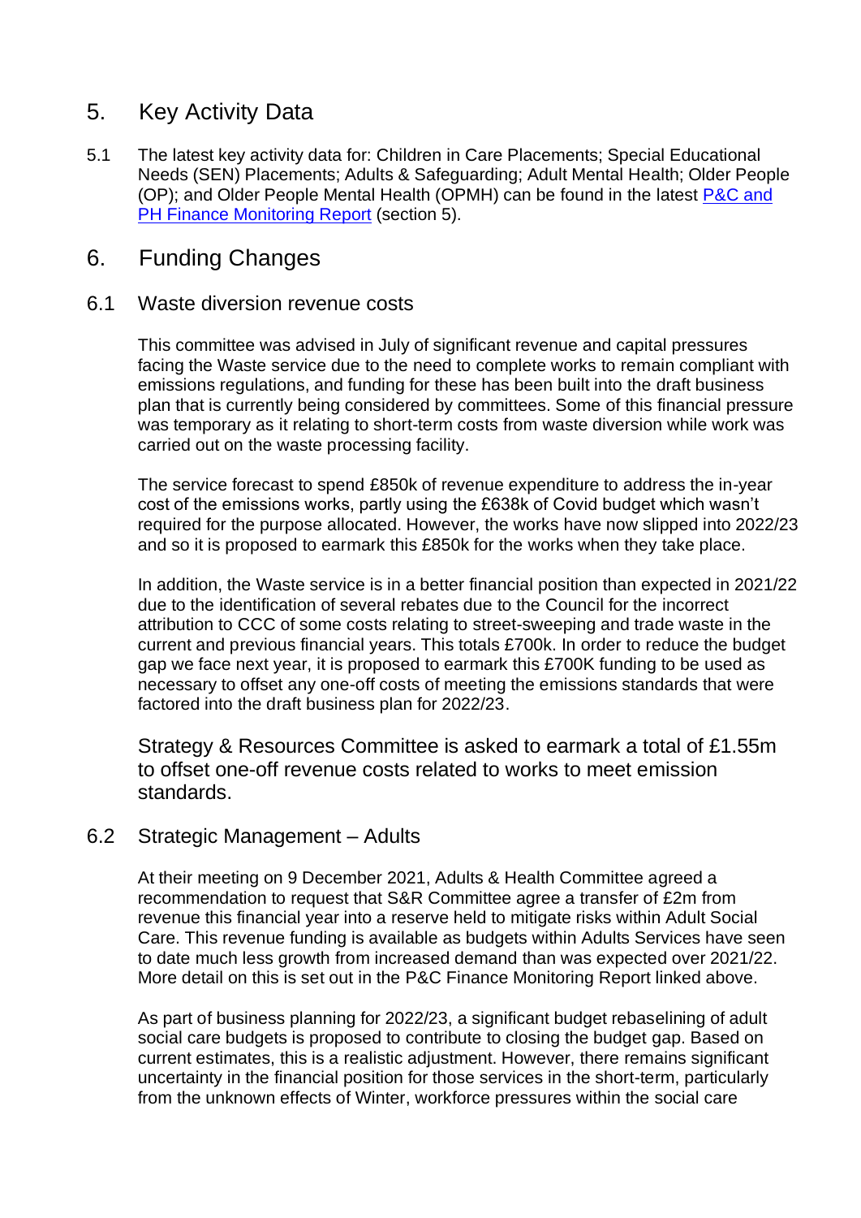## 5. Key Activity Data

5.1 The latest key activity data for: Children in Care Placements; Special Educational Needs (SEN) Placements; Adults & Safeguarding; Adult Mental Health; Older People (OP); and Older People Mental Health (OPMH) can be found in the latest [P&C and PH Finance Monitoring Report] (section 5).

## 6. Funding Changes

### 6.1 Waste diversion revenue costs

This committee was advised in July of significant revenue and capital pressures facing the Waste service due to the need to complete works to remain compliant with emissions regulations, and funding for these has been built into the draft business plan that is currently being considered by committees. Some of this financial pressure was temporary as it relating to short-term costs from waste diversion while work was carried out on the waste processing facility.

The service forecast to spend £850k of revenue expenditure to address the in-year cost of the emissions works, partly using the £638k of Covid budget which wasn't required for the purpose allocated. However, the works have now slipped into 2022/23 and so it is proposed to earmark this £850k for the works when they take place.

In addition, the Waste service is in a better financial position than expected in 2021/22 due to the identification of several rebates due to the Council for the incorrect attribution to CCC of some costs relating to street-sweeping and trade waste in the current and previous financial years. This totals £700k. In order to reduce the budget gap we face next year, it is proposed to earmark this £700K funding to be used as necessary to offset any one-off costs of meeting the emissions standards that were factored into the draft business plan for 2022/23.

Strategy & Resources Committee is asked to earmark a total of £1.55m to offset one-off revenue costs related to works to meet emission standards.

### 6.2 Strategic Management – Adults

At their meeting on 9 December 2021, Adults & Health Committee agreed a recommendation to request that S&R Committee agree a transfer of £2m from revenue this financial year into a reserve held to mitigate risks within Adult Social Care. This revenue funding is available as budgets within Adults Services have seen to date much less growth from increased demand than was expected over 2021/22. More detail on this is set out in the P&C Finance Monitoring Report linked above.

As part of business planning for 2022/23, a significant budget rebaselining of adult social care budgets is proposed to contribute to closing the budget gap. Based on current estimates, this is a realistic adjustment. However, there remains significant uncertainty in the financial position for those services in the short-term, particularly from the unknown effects of Winter, workforce pressures within the social care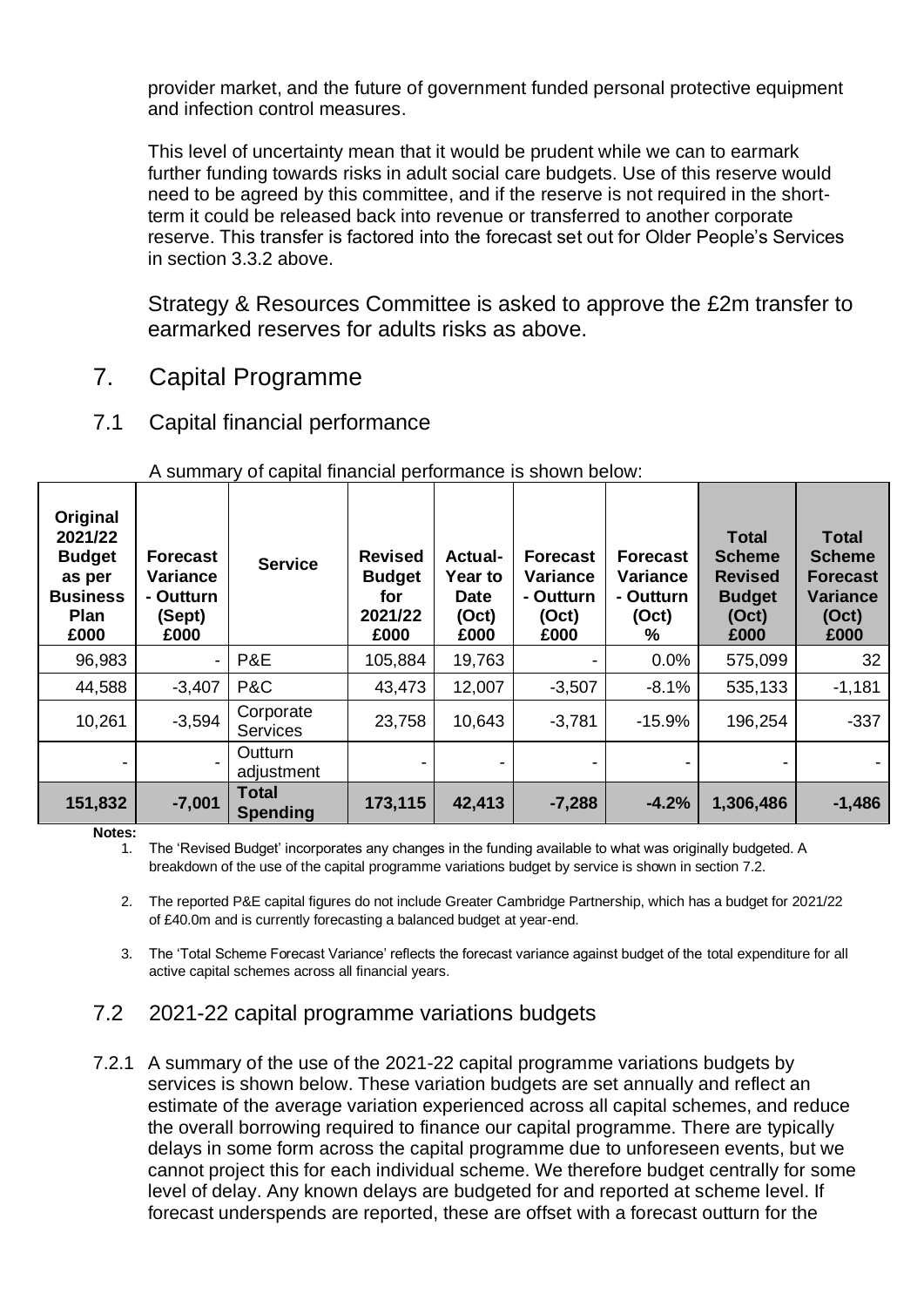provider market, and the future of government funded personal protective equipment and infection control measures.

This level of uncertainty mean that it would be prudent while we can to earmark further funding towards risks in adult social care budgets. Use of this reserve would need to be agreed by this committee, and if the reserve is not required in the short-term it could be released back into revenue or transferred to another corporate reserve. This transfer is factored into the forecast set out for Older People's Services in section 3.3.2 above.

Strategy & Resources Committee is asked to approve the £2m transfer to earmarked reserves for adults risks as above.

## 7. Capital Programme

### 7.1 Capital financial performance

A summary of capital financial performance is shown below:

| Original 2021/22 Budget as per Business Plan £000 | Forecast Variance - Outturn (Sept) £000 | Service | Revised Budget for 2021/22 £000 | Actual-Year to Date (Oct) £000 | Forecast Variance - Outturn (Oct) £000 | Forecast Variance - Outturn (Oct) % | Total Scheme Revised Budget (Oct) £000 | Total Scheme Forecast Variance (Oct) £000 |
|---|---|---|---|---|---|---|---|---|
| 96,983 | - | P&E | 105,884 | 19,763 | - | 0.0% | 575,099 | 32 |
| 44,588 | -3,407 | P&C | 43,473 | 12,007 | -3,507 | -8.1% | 535,133 | -1,181 |
| 10,261 | -3,594 | Corporate Services | 23,758 | 10,643 | -3,781 | -15.9% | 196,254 | -337 |
| - | - | Outturn adjustment | - | - | - | - | - | - |
| **151,832** | **-7,001** | **Total Spending** | **173,115** | **42,413** | **-7,288** | **-4.2%** | **1,306,486** | **-1,486** |

**Notes:**

1. The 'Revised Budget' incorporates any changes in the funding available to what was originally budgeted. A breakdown of the use of the capital programme variations budget by service is shown in section 7.2.
2. The reported P&E capital figures do not include Greater Cambridge Partnership, which has a budget for 2021/22 of £40.0m and is currently forecasting a balanced budget at year-end.
3. The 'Total Scheme Forecast Variance' reflects the forecast variance against budget of the total expenditure for all active capital schemes across all financial years.

### 7.2 2021-22 capital programme variations budgets

7.2.1 A summary of the use of the 2021-22 capital programme variations budgets by services is shown below. These variation budgets are set annually and reflect an estimate of the average variation experienced across all capital schemes, and reduce the overall borrowing required to finance our capital programme. There are typically delays in some form across the capital programme due to unforeseen events, but we cannot project this for each individual scheme. We therefore budget centrally for some level of delay. Any known delays are budgeted for and reported at scheme level. If forecast underspends are reported, these are offset with a forecast outturn for the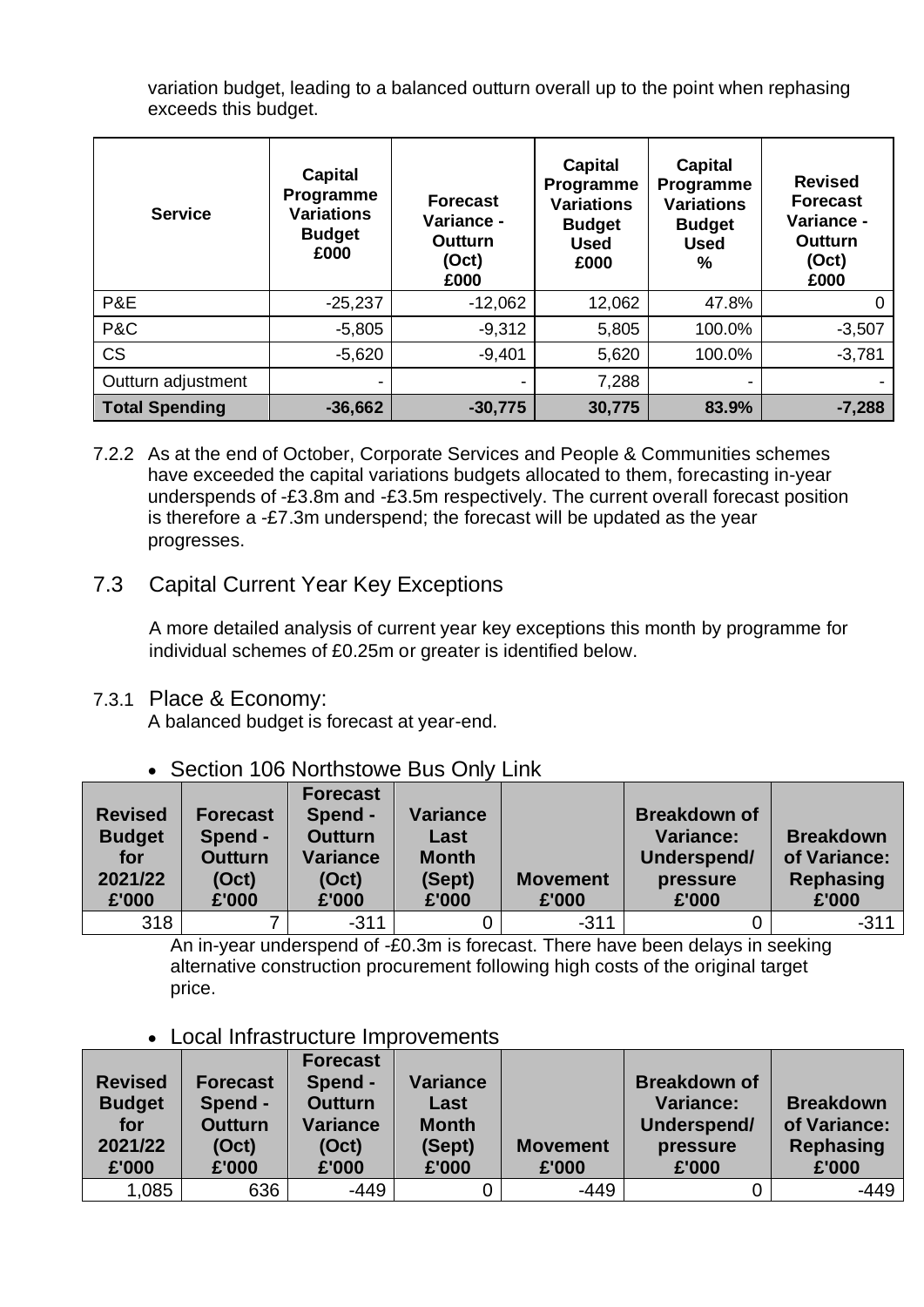variation budget, leading to a balanced outturn overall up to the point when rephasing exceeds this budget.

| Service | Capital Programme Variations Budget £000 | Forecast Variance - Outturn (Oct) £000 | Capital Programme Variations Budget Used £000 | Capital Programme Variations Budget Used % | Revised Forecast Variance - Outturn (Oct) £000 |
|---|---|---|---|---|---|
| P&E | -25,237 | -12,062 | 12,062 | 47.8% | 0 |
| P&C | -5,805 | -9,312 | 5,805 | 100.0% | -3,507 |
| CS | -5,620 | -9,401 | 5,620 | 100.0% | -3,781 |
| Outturn adjustment | - | - | 7,288 | - | - |
| **Total Spending** | **-36,662** | **-30,775** | **30,775** | **83.9%** | **-7,288** |

7.2.2 As at the end of October, Corporate Services and People & Communities schemes have exceeded the capital variations budgets allocated to them, forecasting in-year underspends of -£3.8m and -£3.5m respectively. The current overall forecast position is therefore a -£7.3m underspend; the forecast will be updated as the year progresses.

## 7.3 Capital Current Year Key Exceptions

A more detailed analysis of current year key exceptions this month by programme for individual schemes of £0.25m or greater is identified below.

### 7.3.1 Place & Economy:

A balanced budget is forecast at year-end.

- Section 106 Northstowe Bus Only Link

| Revised Budget for 2021/22 £'000 | Forecast Spend - Outturn (Oct) £'000 | Forecast Spend - Outturn Variance (Oct) £'000 | Variance Last Month (Sept) £'000 | Movement £'000 | Breakdown of Variance: Underspend/ pressure £'000 | Breakdown of Variance: Rephasing £'000 |
|---|---|---|---|---|---|---|
| 318 | 7 | -311 | 0 | -311 | 0 | -311 |

An in-year underspend of -£0.3m is forecast. There have been delays in seeking alternative construction procurement following high costs of the original target price.

- Local Infrastructure Improvements

| Revised Budget for 2021/22 £'000 | Forecast Spend - Outturn (Oct) £'000 | Forecast Spend - Outturn Variance (Oct) £'000 | Variance Last Month (Sept) £'000 | Movement £'000 | Breakdown of Variance: Underspend/ pressure £'000 | Breakdown of Variance: Rephasing £'000 |
|---|---|---|---|---|---|---|
| 1,085 | 636 | -449 | 0 | -449 | 0 | -449 |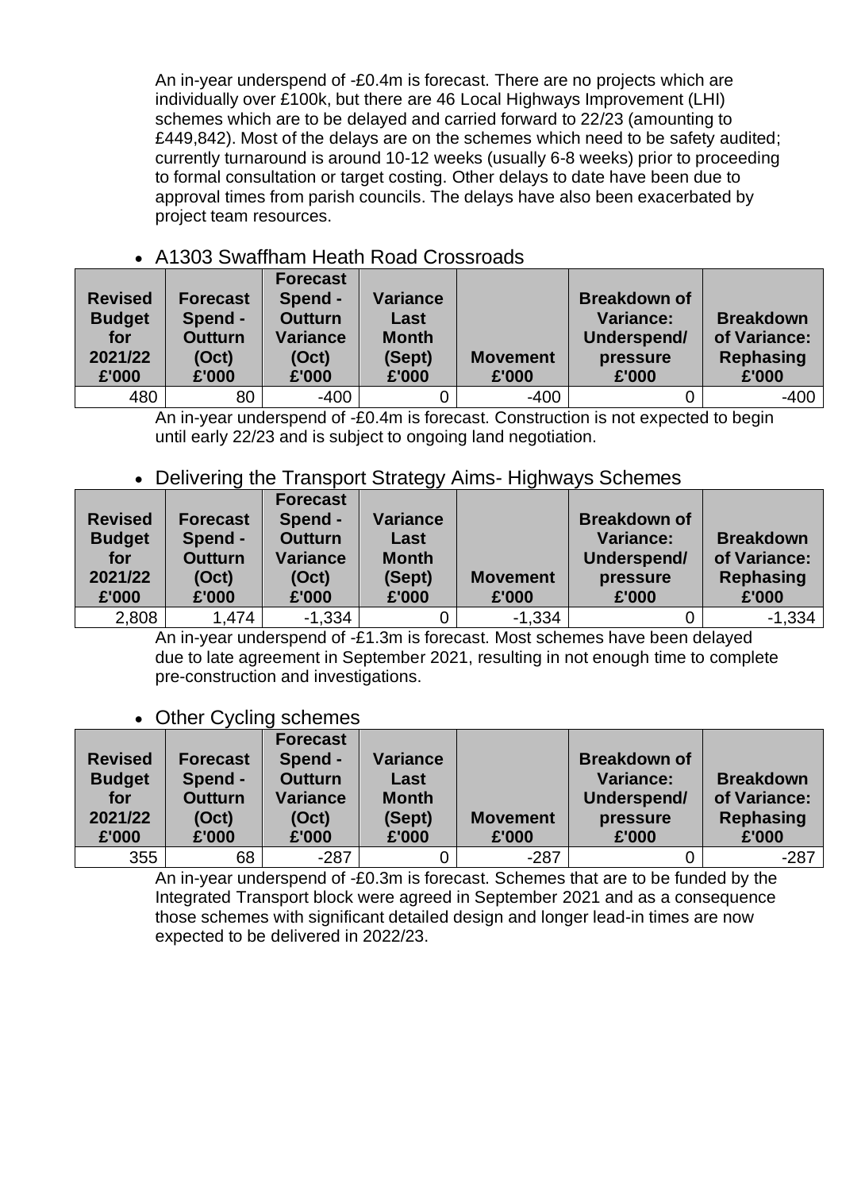An in-year underspend of -£0.4m is forecast. There are no projects which are individually over £100k, but there are 46 Local Highways Improvement (LHI) schemes which are to be delayed and carried forward to 22/23 (amounting to £449,842). Most of the delays are on the schemes which need to be safety audited; currently turnaround is around 10-12 weeks (usually 6-8 weeks) prior to proceeding to formal consultation or target costing. Other delays to date have been due to approval times from parish councils. The delays have also been exacerbated by project team resources.

- A1303 Swaffham Heath Road Crossroads

| Revised Budget for 2021/22 £'000 | Forecast Spend - Outturn (Oct) £'000 | Forecast Spend - Outturn Variance (Oct) £'000 | Variance Last Month (Sept) £'000 | Movement £'000 | Breakdown of Variance: Underspend/ pressure £'000 | Breakdown of Variance: Rephasing £'000 |
|---|---|---|---|---|---|---|
| 480 | 80 | -400 | 0 | -400 | 0 | -400 |

An in-year underspend of -£0.4m is forecast. Construction is not expected to begin until early 22/23 and is subject to ongoing land negotiation.

- Delivering the Transport Strategy Aims- Highways Schemes

| Revised Budget for 2021/22 £'000 | Forecast Spend - Outturn (Oct) £'000 | Forecast Spend - Outturn Variance (Oct) £'000 | Variance Last Month (Sept) £'000 | Movement £'000 | Breakdown of Variance: Underspend/ pressure £'000 | Breakdown of Variance: Rephasing £'000 |
|---|---|---|---|---|---|---|
| 2,808 | 1,474 | -1,334 | 0 | -1,334 | 0 | -1,334 |

An in-year underspend of -£1.3m is forecast. Most schemes have been delayed due to late agreement in September 2021, resulting in not enough time to complete pre-construction and investigations.

- Other Cycling schemes

| Revised Budget for 2021/22 £'000 | Forecast Spend - Outturn (Oct) £'000 | Forecast Spend - Outturn Variance (Oct) £'000 | Variance Last Month (Sept) £'000 | Movement £'000 | Breakdown of Variance: Underspend/ pressure £'000 | Breakdown of Variance: Rephasing £'000 |
|---|---|---|---|---|---|---|
| 355 | 68 | -287 | 0 | -287 | 0 | -287 |

An in-year underspend of -£0.3m is forecast. Schemes that are to be funded by the Integrated Transport block were agreed in September 2021 and as a consequence those schemes with significant detailed design and longer lead-in times are now expected to be delivered in 2022/23.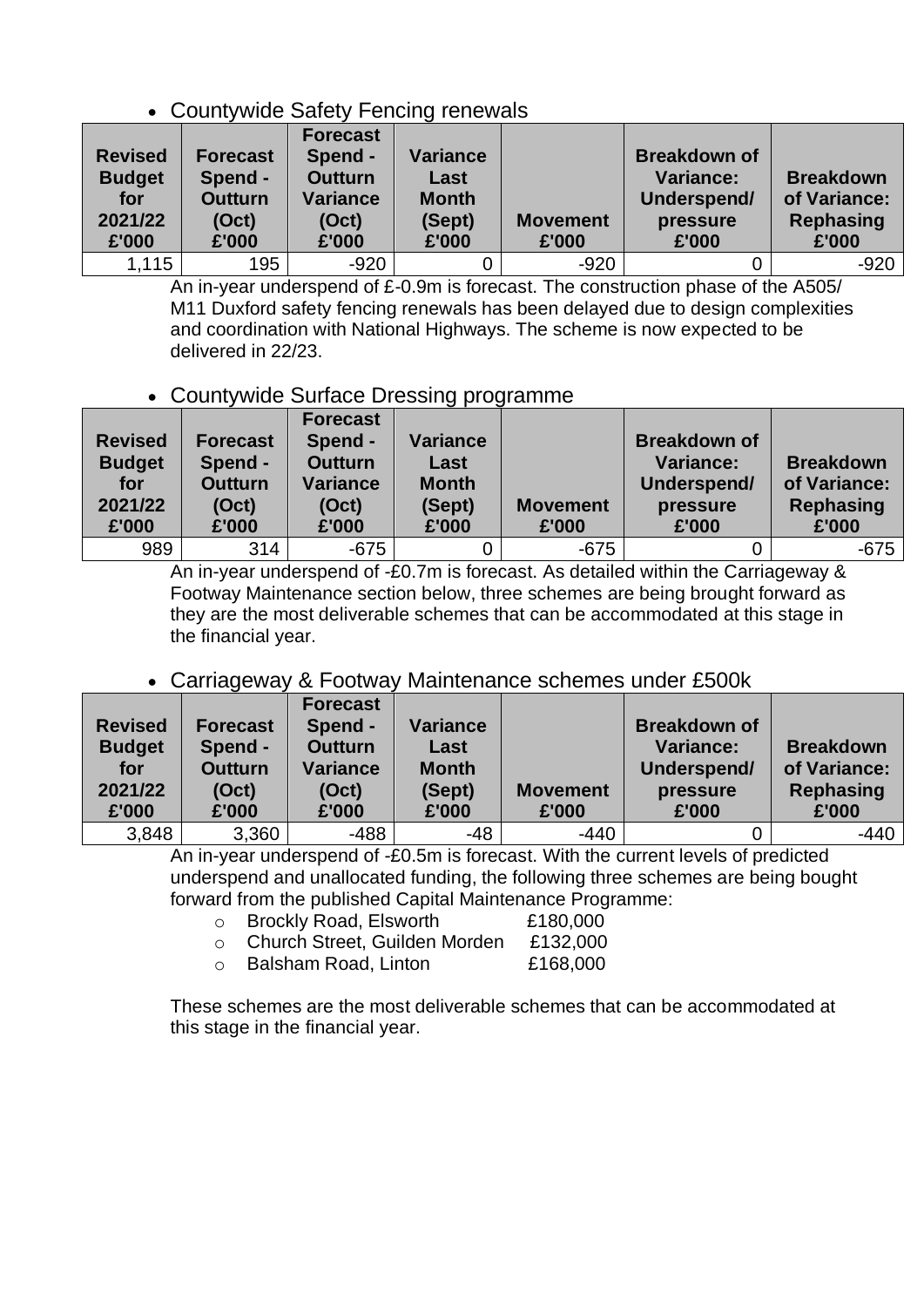- Countywide Safety Fencing renewals

| Revised Budget for 2021/22 £'000 | Forecast Spend - Outturn (Oct) £'000 | Forecast Spend - Outturn Variance (Oct) £'000 | Variance Last Month (Sept) £'000 | Movement £'000 | Breakdown of Variance: Underspend/ pressure £'000 | Breakdown of Variance: Rephasing £'000 |
|---|---|---|---|---|---|---|
| 1,115 | 195 | -920 | 0 | -920 | 0 | -920 |

An in-year underspend of £-0.9m is forecast. The construction phase of the A505/ M11 Duxford safety fencing renewals has been delayed due to design complexities and coordination with National Highways. The scheme is now expected to be delivered in 22/23.

- Countywide Surface Dressing programme

| Revised Budget for 2021/22 £'000 | Forecast Spend - Outturn (Oct) £'000 | Forecast Spend - Outturn Variance (Oct) £'000 | Variance Last Month (Sept) £'000 | Movement £'000 | Breakdown of Variance: Underspend/ pressure £'000 | Breakdown of Variance: Rephasing £'000 |
|---|---|---|---|---|---|---|
| 989 | 314 | -675 | 0 | -675 | 0 | -675 |

An in-year underspend of -£0.7m is forecast. As detailed within the Carriageway & Footway Maintenance section below, three schemes are being brought forward as they are the most deliverable schemes that can be accommodated at this stage in the financial year.

- Carriageway & Footway Maintenance schemes under £500k

| Revised Budget for 2021/22 £'000 | Forecast Spend - Outturn (Oct) £'000 | Forecast Spend - Outturn Variance (Oct) £'000 | Variance Last Month (Sept) £'000 | Movement £'000 | Breakdown of Variance: Underspend/ pressure £'000 | Breakdown of Variance: Rephasing £'000 |
|---|---|---|---|---|---|---|
| 3,848 | 3,360 | -488 | -48 | -440 | 0 | -440 |

An in-year underspend of -£0.5m is forecast. With the current levels of predicted underspend and unallocated funding, the following three schemes are being bought forward from the published Capital Maintenance Programme:

- Brockly Road, Elsworth £180,000
- Church Street, Guilden Morden £132,000
- Balsham Road, Linton £168,000

These schemes are the most deliverable schemes that can be accommodated at this stage in the financial year.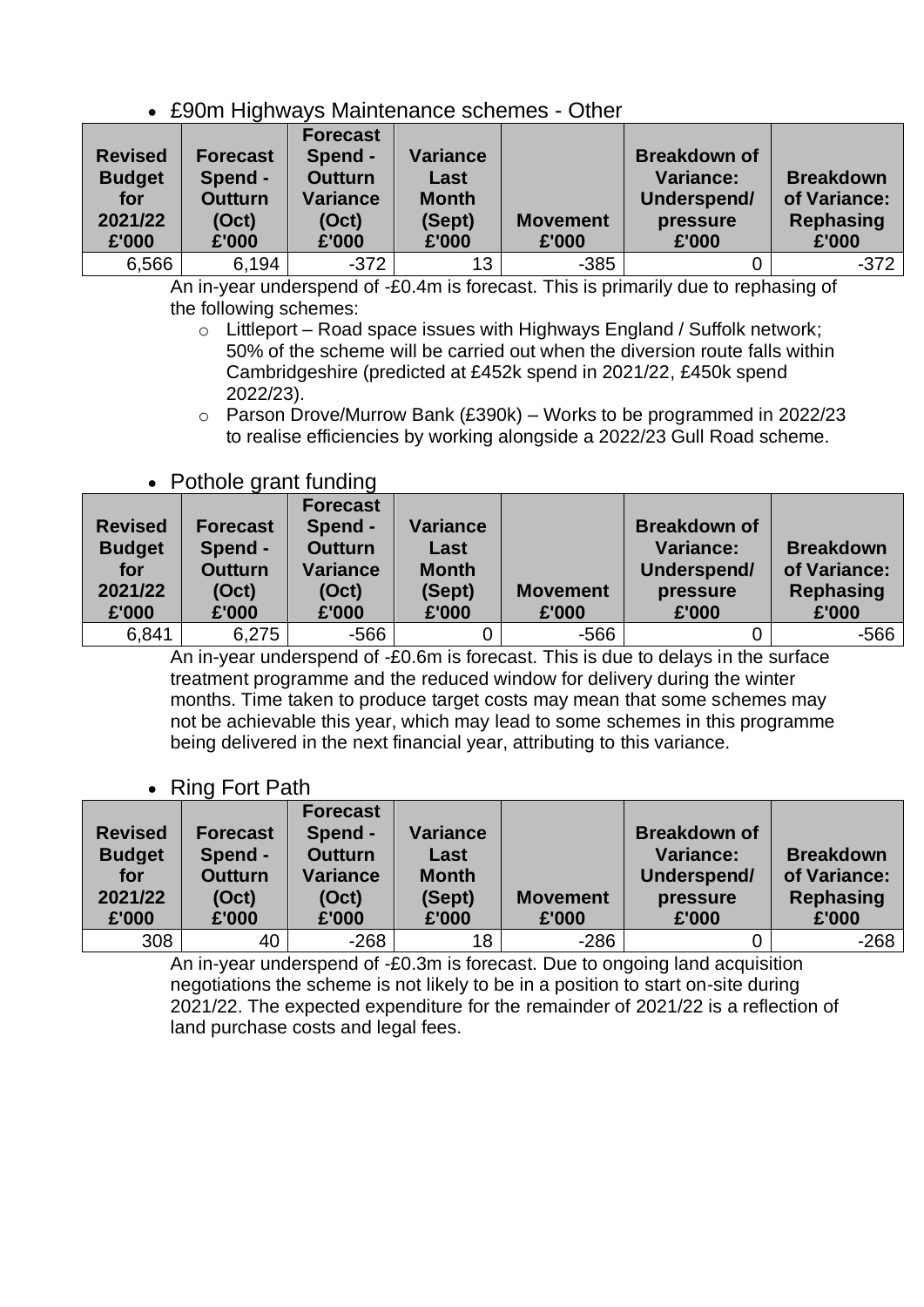- £90m Highways Maintenance schemes - Other

| Revised Budget for 2021/22 £'000 | Forecast Spend - Outturn (Oct) £'000 | Forecast Spend - Outturn Variance (Oct) £'000 | Variance Last Month (Sept) £'000 | Movement £'000 | Breakdown of Variance: Underspend/ pressure £'000 | Breakdown of Variance: Rephasing £'000 |
|---|---|---|---|---|---|---|
| 6,566 | 6,194 | -372 | 13 | -385 | 0 | -372 |

An in-year underspend of -£0.4m is forecast. This is primarily due to rephasing of the following schemes:

- Littleport – Road space issues with Highways England / Suffolk network; 50% of the scheme will be carried out when the diversion route falls within Cambridgeshire (predicted at £452k spend in 2021/22, £450k spend 2022/23).
- Parson Drove/Murrow Bank (£390k) – Works to be programmed in 2022/23 to realise efficiencies by working alongside a 2022/23 Gull Road scheme.

- Pothole grant funding

| Revised Budget for 2021/22 £'000 | Forecast Spend - Outturn (Oct) £'000 | Forecast Spend - Outturn Variance (Oct) £'000 | Variance Last Month (Sept) £'000 | Movement £'000 | Breakdown of Variance: Underspend/ pressure £'000 | Breakdown of Variance: Rephasing £'000 |
|---|---|---|---|---|---|---|
| 6,841 | 6,275 | -566 | 0 | -566 | 0 | -566 |

An in-year underspend of -£0.6m is forecast. This is due to delays in the surface treatment programme and the reduced window for delivery during the winter months. Time taken to produce target costs may mean that some schemes may not be achievable this year, which may lead to some schemes in this programme being delivered in the next financial year, attributing to this variance.

- Ring Fort Path

| Revised Budget for 2021/22 £'000 | Forecast Spend - Outturn (Oct) £'000 | Forecast Spend - Outturn Variance (Oct) £'000 | Variance Last Month (Sept) £'000 | Movement £'000 | Breakdown of Variance: Underspend/ pressure £'000 | Breakdown of Variance: Rephasing £'000 |
|---|---|---|---|---|---|---|
| 308 | 40 | -268 | 18 | -286 | 0 | -268 |

An in-year underspend of -£0.3m is forecast. Due to ongoing land acquisition negotiations the scheme is not likely to be in a position to start on-site during 2021/22. The expected expenditure for the remainder of 2021/22 is a reflection of land purchase costs and legal fees.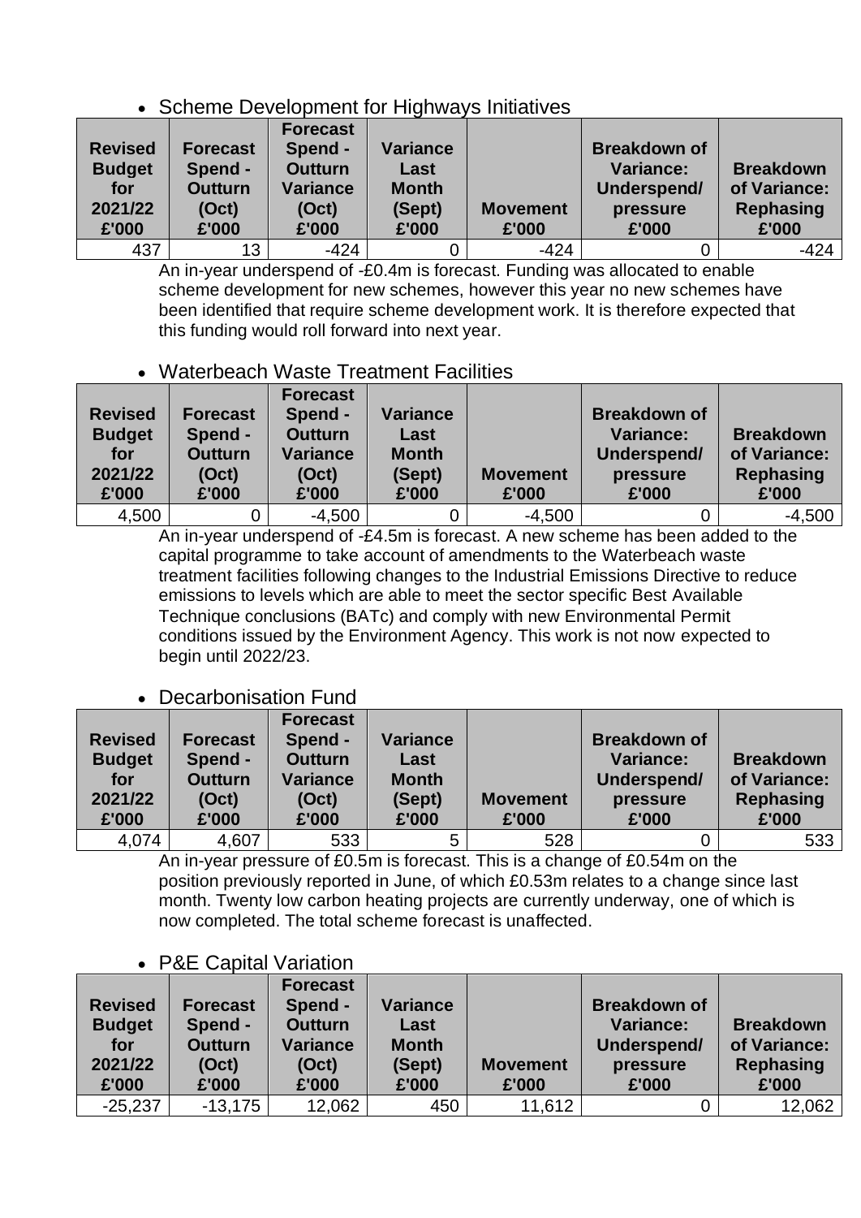- Scheme Development for Highways Initiatives

| Revised Budget for 2021/22 £'000 | Forecast Spend - Outturn (Oct) £'000 | Forecast Spend - Outturn Variance (Oct) £'000 | Variance Last Month (Sept) £'000 | Movement £'000 | Breakdown of Variance: Underspend/ pressure £'000 | Breakdown of Variance: Rephasing £'000 |
|---|---|---|---|---|---|---|
| 437 | 13 | -424 | 0 | -424 | 0 | -424 |

An in-year underspend of -£0.4m is forecast. Funding was allocated to enable scheme development for new schemes, however this year no new schemes have been identified that require scheme development work. It is therefore expected that this funding would roll forward into next year.

- Waterbeach Waste Treatment Facilities

| Revised Budget for 2021/22 £'000 | Forecast Spend - Outturn (Oct) £'000 | Forecast Spend - Outturn Variance (Oct) £'000 | Variance Last Month (Sept) £'000 | Movement £'000 | Breakdown of Variance: Underspend/ pressure £'000 | Breakdown of Variance: Rephasing £'000 |
|---|---|---|---|---|---|---|
| 4,500 | 0 | -4,500 | 0 | -4,500 | 0 | -4,500 |

An in-year underspend of -£4.5m is forecast. A new scheme has been added to the capital programme to take account of amendments to the Waterbeach waste treatment facilities following changes to the Industrial Emissions Directive to reduce emissions to levels which are able to meet the sector specific Best Available Technique conclusions (BATc) and comply with new Environmental Permit conditions issued by the Environment Agency. This work is not now expected to begin until 2022/23.

- Decarbonisation Fund

| Revised Budget for 2021/22 £'000 | Forecast Spend - Outturn (Oct) £'000 | Forecast Spend - Outturn Variance (Oct) £'000 | Variance Last Month (Sept) £'000 | Movement £'000 | Breakdown of Variance: Underspend/ pressure £'000 | Breakdown of Variance: Rephasing £'000 |
|---|---|---|---|---|---|---|
| 4,074 | 4,607 | 533 | 5 | 528 | 0 | 533 |

An in-year pressure of £0.5m is forecast. This is a change of £0.54m on the position previously reported in June, of which £0.53m relates to a change since last month. Twenty low carbon heating projects are currently underway, one of which is now completed. The total scheme forecast is unaffected.

- P&E Capital Variation

| Revised Budget for 2021/22 £'000 | Forecast Spend - Outturn (Oct) £'000 | Forecast Spend - Outturn Variance (Oct) £'000 | Variance Last Month (Sept) £'000 | Movement £'000 | Breakdown of Variance: Underspend/ pressure £'000 | Breakdown of Variance: Rephasing £'000 |
|---|---|---|---|---|---|---|
| -25,237 | -13,175 | 12,062 | 450 | 11,612 | 0 | 12,062 |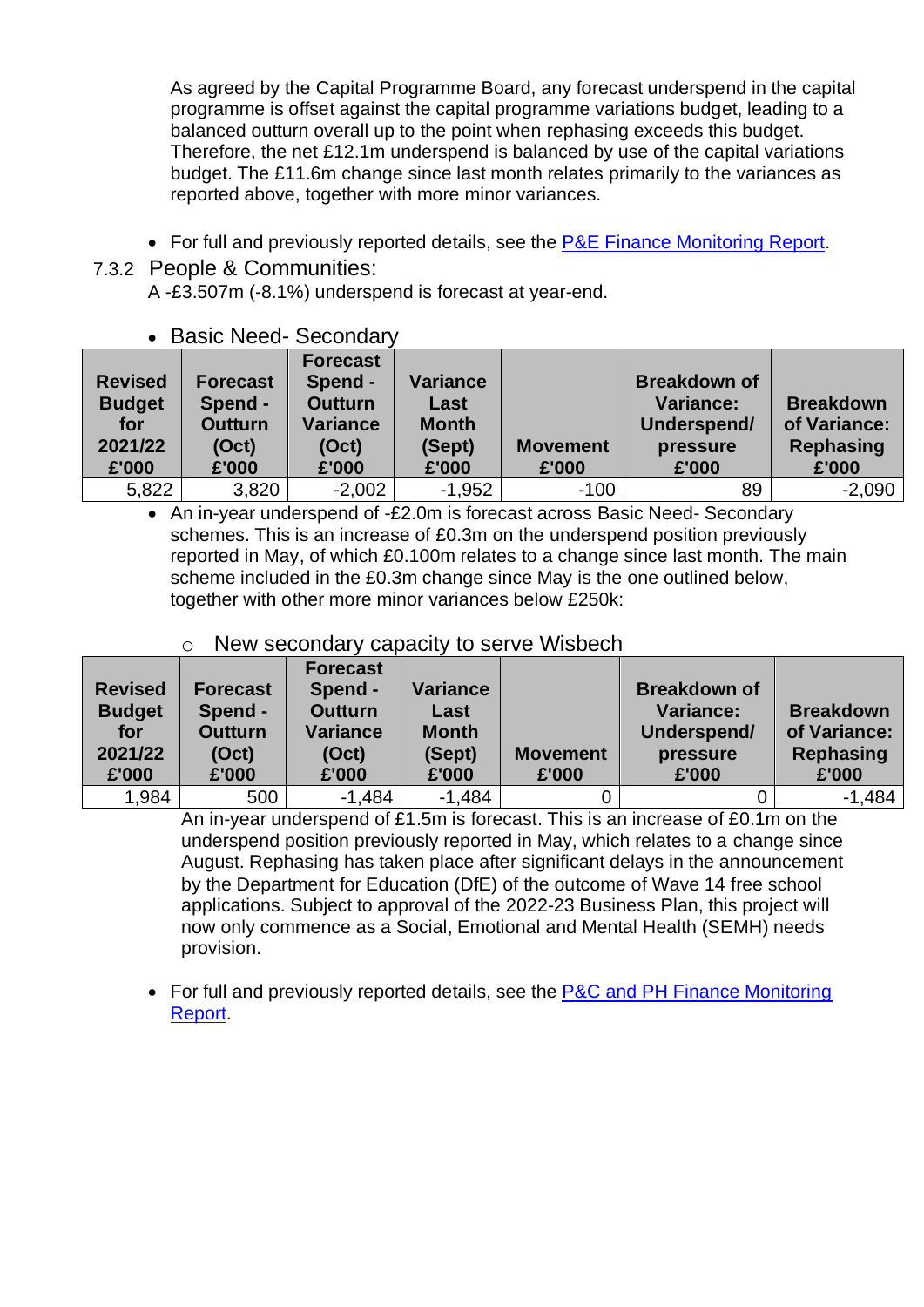As agreed by the Capital Programme Board, any forecast underspend in the capital programme is offset against the capital programme variations budget, leading to a balanced outturn overall up to the point when rephasing exceeds this budget. Therefore, the net £12.1m underspend is balanced by use of the capital variations budget. The £11.6m change since last month relates primarily to the variances as reported above, together with more minor variances.

- For full and previously reported details, see the [P&E Finance Monitoring Report](#).

7.3.2 People & Communities:

A -£3.507m (-8.1%) underspend is forecast at year-end.

- Basic Need- Secondary

| Revised Budget for 2021/22 £'000 | Forecast Spend - Outturn (Oct) £'000 | Forecast Spend - Outturn Variance (Oct) £'000 | Variance Last Month (Sept) £'000 | Movement £'000 | Breakdown of Variance: Underspend/ pressure £'000 | Breakdown of Variance: Rephasing £'000 |
|---|---|---|---|---|---|---|
| 5,822 | 3,820 | -2,002 | -1,952 | -100 | 89 | -2,090 |

- An in-year underspend of -£2.0m is forecast across Basic Need- Secondary schemes. This is an increase of £0.3m on the underspend position previously reported in May, of which £0.100m relates to a change since last month. The main scheme included in the £0.3m change since May is the one outlined below, together with other more minor variances below £250k:

  - New secondary capacity to serve Wisbech

| Revised Budget for 2021/22 £'000 | Forecast Spend - Outturn (Oct) £'000 | Forecast Spend - Outturn Variance (Oct) £'000 | Variance Last Month (Sept) £'000 | Movement £'000 | Breakdown of Variance: Underspend/ pressure £'000 | Breakdown of Variance: Rephasing £'000 |
|---|---|---|---|---|---|---|
| 1,984 | 500 | -1,484 | -1,484 | 0 | 0 | -1,484 |

An in-year underspend of £1.5m is forecast. This is an increase of £0.1m on the underspend position previously reported in May, which relates to a change since August. Rephasing has taken place after significant delays in the announcement by the Department for Education (DfE) of the outcome of Wave 14 free school applications. Subject to approval of the 2022-23 Business Plan, this project will now only commence as a Social, Emotional and Mental Health (SEMH) needs provision.

- For full and previously reported details, see the [P&C and PH Finance Monitoring Report](#).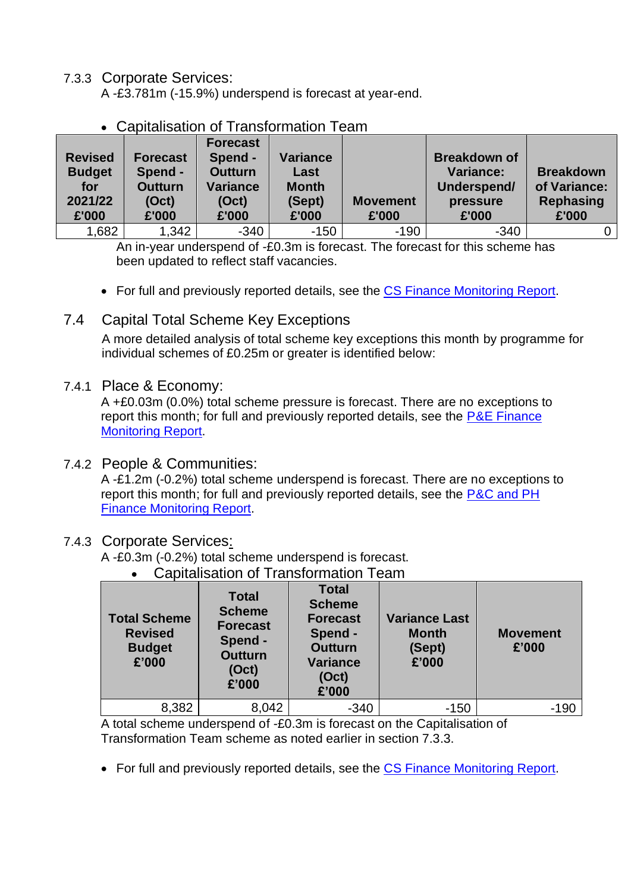#### 7.3.3 Corporate Services:

A -£3.781m (-15.9%) underspend is forecast at year-end.

- Capitalisation of Transformation Team

| Revised Budget for 2021/22 £'000 | Forecast Spend - Outturn (Oct) £'000 | Forecast Spend - Outturn Variance (Oct) £'000 | Variance Last Month (Sept) £'000 | Movement £'000 | Breakdown of Variance: Underspend/ pressure £'000 | Breakdown of Variance: Rephasing £'000 |
|---|---|---|---|---|---|---|
| 1,682 | 1,342 | -340 | -150 | -190 | -340 | 0 |

An in-year underspend of -£0.3m is forecast. The forecast for this scheme has been updated to reflect staff vacancies.

- For full and previously reported details, see the CS Finance Monitoring Report.

### 7.4 Capital Total Scheme Key Exceptions

A more detailed analysis of total scheme key exceptions this month by programme for individual schemes of £0.25m or greater is identified below:

#### 7.4.1 Place & Economy:

A +£0.03m (0.0%) total scheme pressure is forecast. There are no exceptions to report this month; for full and previously reported details, see the P&E Finance Monitoring Report.

#### 7.4.2 People & Communities:

A -£1.2m (-0.2%) total scheme underspend is forecast. There are no exceptions to report this month; for full and previously reported details, see the P&C and PH Finance Monitoring Report.

#### 7.4.3 Corporate Services:

A -£0.3m (-0.2%) total scheme underspend is forecast.

- Capitalisation of Transformation Team

| Total Scheme Revised Budget £'000 | Total Scheme Forecast Spend - Outturn (Oct) £'000 | Total Scheme Forecast Spend - Outturn Variance (Oct) £'000 | Variance Last Month (Sept) £'000 | Movement £'000 |
|---|---|---|---|---|
| 8,382 | 8,042 | -340 | -150 | -190 |

A total scheme underspend of -£0.3m is forecast on the Capitalisation of Transformation Team scheme as noted earlier in section 7.3.3.

- For full and previously reported details, see the CS Finance Monitoring Report.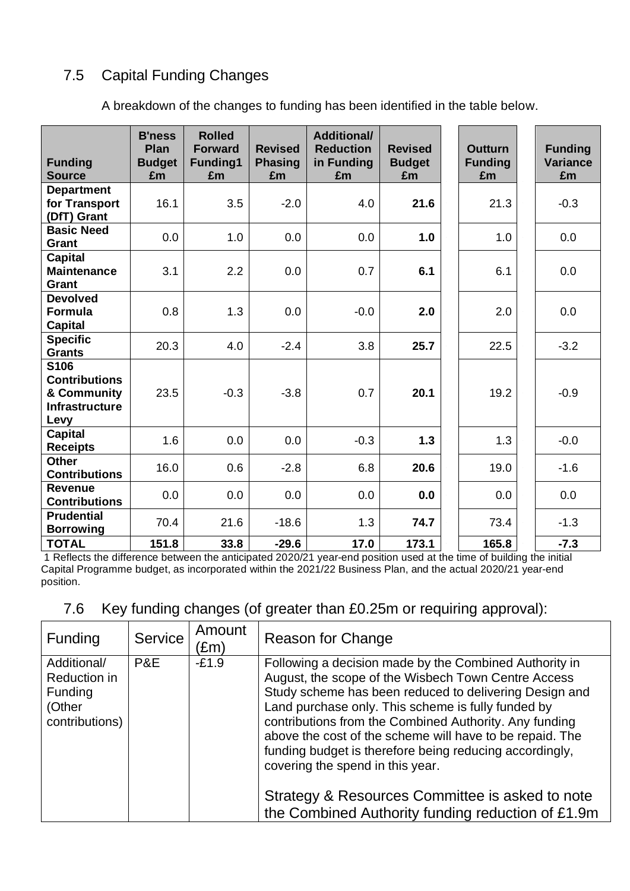## 7.5 Capital Funding Changes

A breakdown of the changes to funding has been identified in the table below.

| Funding Source | B'ness Plan Budget £m | Rolled Forward Funding1 £m | Revised Phasing £m | Additional/ Reduction in Funding £m | Revised Budget £m | Outturn Funding £m | Funding Variance £m |
|---|---|---|---|---|---|---|---|
| **Department for Transport (DfT) Grant** | 16.1 | 3.5 | -2.0 | 4.0 | **21.6** | 21.3 | -0.3 |
| **Basic Need Grant** | 0.0 | 1.0 | 0.0 | 0.0 | **1.0** | 1.0 | 0.0 |
| **Capital Maintenance Grant** | 3.1 | 2.2 | 0.0 | 0.7 | **6.1** | 6.1 | 0.0 |
| **Devolved Formula Capital** | 0.8 | 1.3 | 0.0 | -0.0 | **2.0** | 2.0 | 0.0 |
| **Specific Grants** | 20.3 | 4.0 | -2.4 | 3.8 | **25.7** | 22.5 | -3.2 |
| **S106 Contributions & Community Infrastructure Levy** | 23.5 | -0.3 | -3.8 | 0.7 | **20.1** | 19.2 | -0.9 |
| **Capital Receipts** | 1.6 | 0.0 | 0.0 | -0.3 | **1.3** | 1.3 | -0.0 |
| **Other Contributions** | 16.0 | 0.6 | -2.8 | 6.8 | **20.6** | 19.0 | -1.6 |
| **Revenue Contributions** | 0.0 | 0.0 | 0.0 | 0.0 | **0.0** | 0.0 | 0.0 |
| **Prudential Borrowing** | 70.4 | 21.6 | -18.6 | 1.3 | **74.7** | 73.4 | -1.3 |
| **TOTAL** | **151.8** | **33.8** | **-29.6** | **17.0** | **173.1** | **165.8** | **-7.3** |

1 Reflects the difference between the anticipated 2020/21 year-end position used at the time of building the initial Capital Programme budget, as incorporated within the 2021/22 Business Plan, and the actual 2020/21 year-end position.

## 7.6 Key funding changes (of greater than £0.25m or requiring approval):

| Funding | Service | Amount (£m) | Reason for Change |
|---|---|---|---|
| Additional/ Reduction in Funding (Other contributions) | P&E | -£1.9 | Following a decision made by the Combined Authority in August, the scope of the Wisbech Town Centre Access Study scheme has been reduced to delivering Design and Land purchase only. This scheme is fully funded by contributions from the Combined Authority. Any funding above the cost of the scheme will have to be repaid. The funding budget is therefore being reducing accordingly, covering the spend in this year.<br><br>Strategy & Resources Committee is asked to note the Combined Authority funding reduction of £1.9m |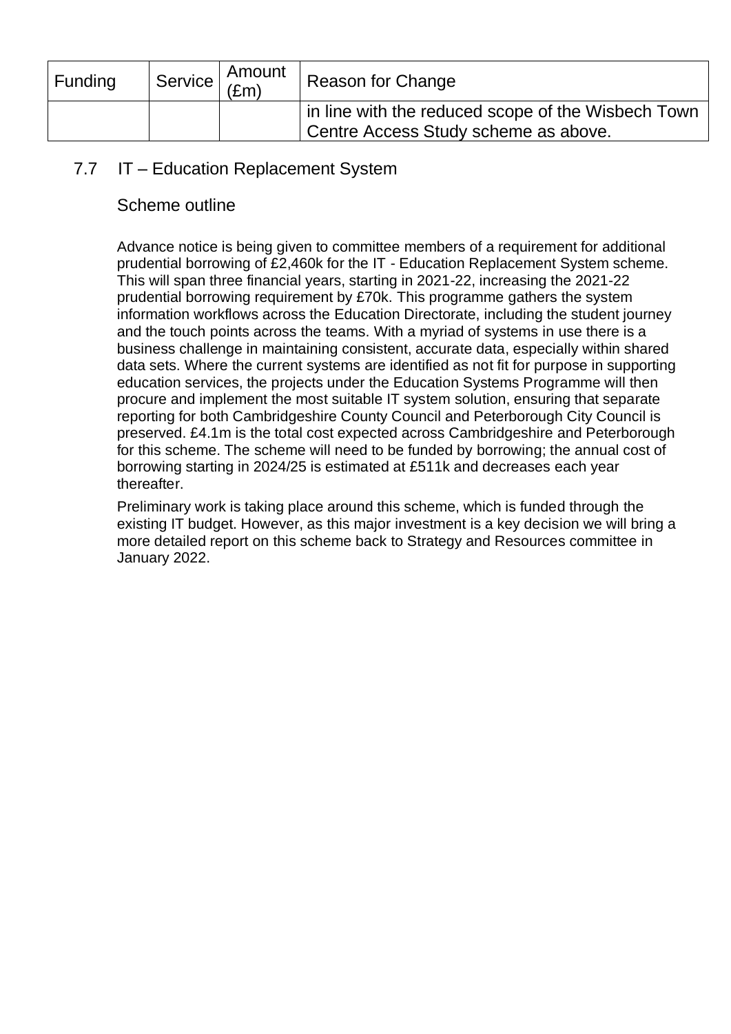| Funding | Service | Amount (£m) | Reason for Change |
|---|---|---|---|
| | | | in line with the reduced scope of the Wisbech Town Centre Access Study scheme as above. |

## 7.7 IT – Education Replacement System

### Scheme outline

Advance notice is being given to committee members of a requirement for additional prudential borrowing of £2,460k for the IT - Education Replacement System scheme. This will span three financial years, starting in 2021-22, increasing the 2021-22 prudential borrowing requirement by £70k. This programme gathers the system information workflows across the Education Directorate, including the student journey and the touch points across the teams. With a myriad of systems in use there is a business challenge in maintaining consistent, accurate data, especially within shared data sets. Where the current systems are identified as not fit for purpose in supporting education services, the projects under the Education Systems Programme will then procure and implement the most suitable IT system solution, ensuring that separate reporting for both Cambridgeshire County Council and Peterborough City Council is preserved. £4.1m is the total cost expected across Cambridgeshire and Peterborough for this scheme. The scheme will need to be funded by borrowing; the annual cost of borrowing starting in 2024/25 is estimated at £511k and decreases each year thereafter.

Preliminary work is taking place around this scheme, which is funded through the existing IT budget. However, as this major investment is a key decision we will bring a more detailed report on this scheme back to Strategy and Resources committee in January 2022.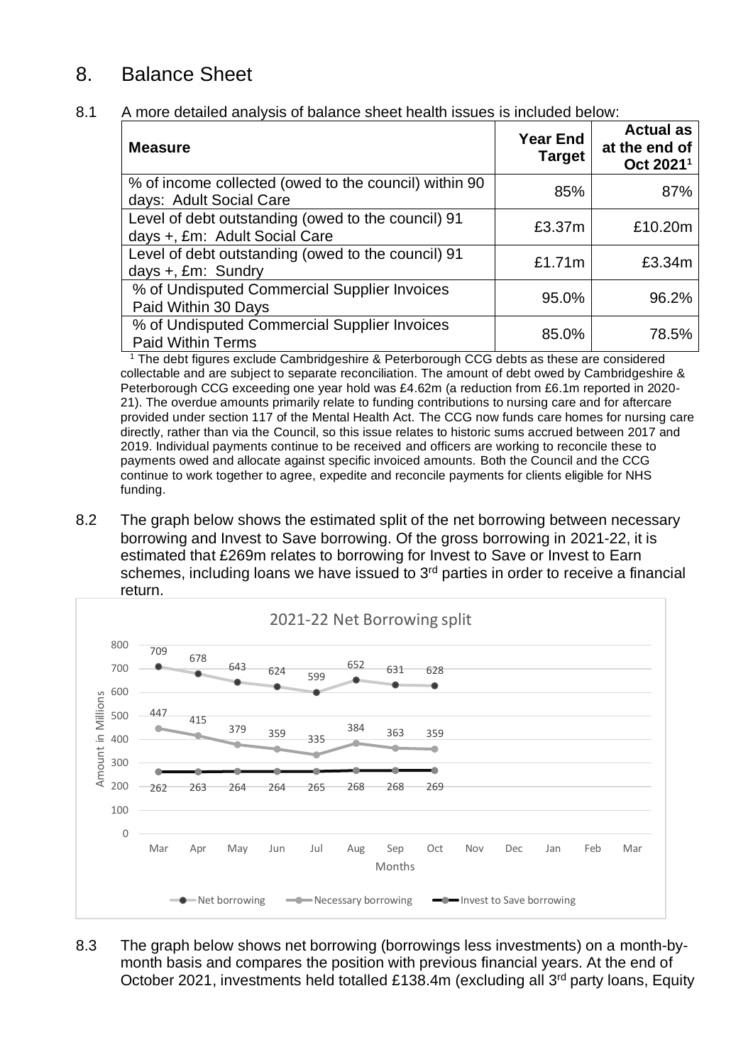## 8. Balance Sheet

8.1 A more detailed analysis of balance sheet health issues is included below:

| Measure | Year End Target | Actual as at the end of Oct 2021[1] |
|---|---|---|
| % of income collected (owed to the council) within 90 days: Adult Social Care | 85% | 87% |
| Level of debt outstanding (owed to the council) 91 days +, £m: Adult Social Care | £3.37m | £10.20m |
| Level of debt outstanding (owed to the council) 91 days +, £m: Sundry | £1.71m | £3.34m |
| % of Undisputed Commercial Supplier Invoices Paid Within 30 Days | 95.0% | 96.2% |
| % of Undisputed Commercial Supplier Invoices Paid Within Terms | 85.0% | 78.5% |

[1] The debt figures exclude Cambridgeshire & Peterborough CCG debts as these are considered collectable and are subject to separate reconciliation. The amount of debt owed by Cambridgeshire & Peterborough CCG exceeding one year hold was £4.62m (a reduction from £6.1m reported in 2020-21). The overdue amounts primarily relate to funding contributions to nursing care and for aftercare provided under section 117 of the Mental Health Act. The CCG now funds care homes for nursing care directly, rather than via the Council, so this issue relates to historic sums accrued between 2017 and 2019. Individual payments continue to be received and officers are working to reconcile these to payments owed and allocate against specific invoiced amounts. Both the Council and the CCG continue to work together to agree, expedite and reconcile payments for clients eligible for NHS funding.

8.2 The graph below shows the estimated split of the net borrowing between necessary borrowing and Invest to Save borrowing. Of the gross borrowing in 2021-22, it is estimated that £269m relates to borrowing for Invest to Save or Invest to Earn schemes, including loans we have issued to 3rd parties in order to receive a financial return.

**2021-22 Net Borrowing split** (Amount in Millions)

| Months | Mar | Apr | May | Jun | Jul | Aug | Sep | Oct | Nov | Dec | Jan | Feb | Mar |
|---|---|---|---|---|---|---|---|---|---|---|---|---|---|
| Net borrowing | 709 | 678 | 643 | 624 | 599 | 652 | 631 | 628 | | | | | |
| Necessary borrowing | 447 | 415 | 379 | 359 | 335 | 384 | 363 | 359 | | | | | |
| Invest to Save borrowing | 262 | 263 | 264 | 264 | 265 | 268 | 268 | 269 | | | | | |

8.3 The graph below shows net borrowing (borrowings less investments) on a month-by-month basis and compares the position with previous financial years. At the end of October 2021, investments held totalled £138.4m (excluding all 3rd party loans, Equity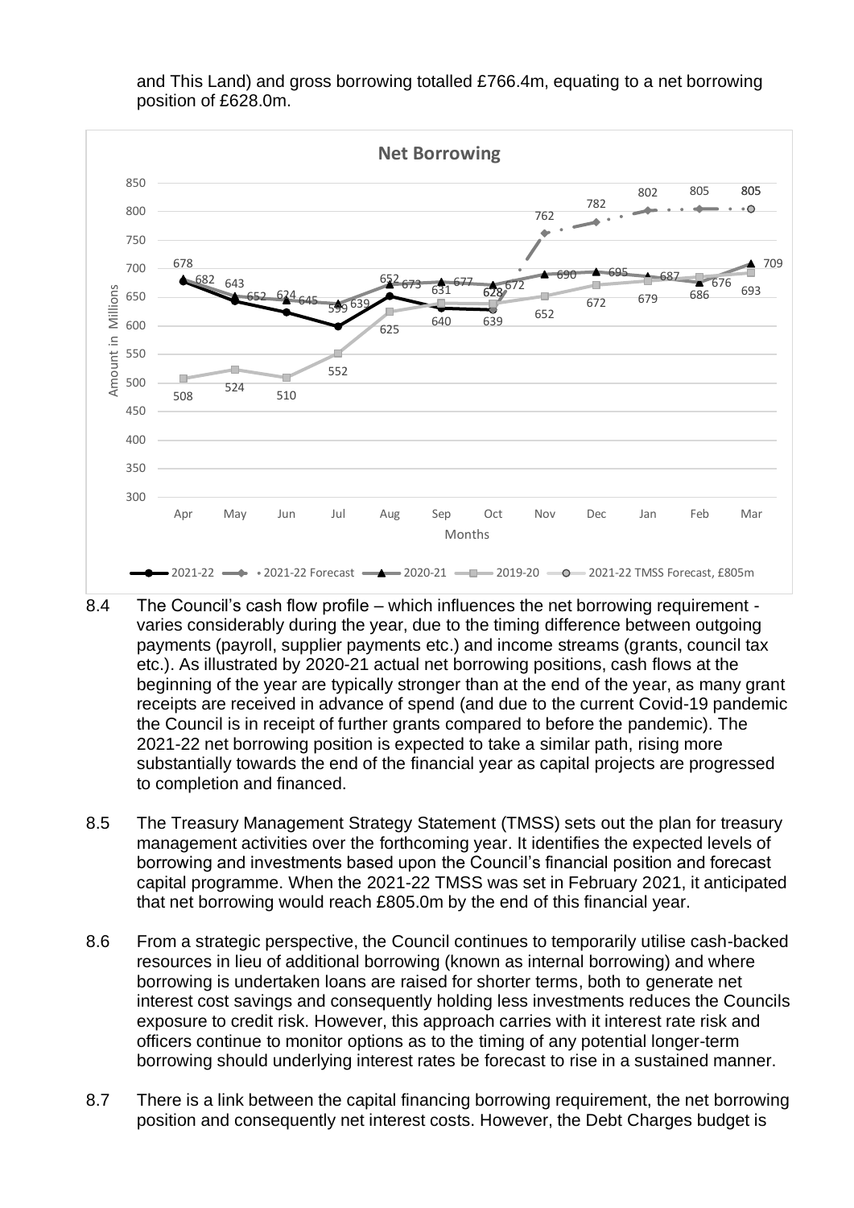and This Land) and gross borrowing totalled £766.4m, equating to a net borrowing position of £628.0m.

**Net Borrowing**

| Months | 2021-22 | 2021-22 Forecast | 2020-21 | 2019-20 | 2021-22 TMSS Forecast, £805m |
|---|---|---|---|---|---|
| Apr | 678 | | 682 | 508 | |
| May | 643 | | 652 | 524 | |
| Jun | 624 | | 645 | 510 | |
| Jul | 599 | | 639 | 552 | |
| Aug | 652 | | 673 | 625 | |
| Sep | 631 | | 677 | 640 | |
| Oct | 628 | | 672 | 639 | |
| Nov | | 762 | 690 | 652 | |
| Dec | | 782 | 695 | 672 | |
| Jan | | 802 | 687 | 679 | |
| Feb | | 805 | 676 | 686 | |
| Mar | | 805 | 709 | 693 | 805 |

8.4 The Council's cash flow profile – which influences the net borrowing requirement - varies considerably during the year, due to the timing difference between outgoing payments (payroll, supplier payments etc.) and income streams (grants, council tax etc.). As illustrated by 2020-21 actual net borrowing positions, cash flows at the beginning of the year are typically stronger than at the end of the year, as many grant receipts are received in advance of spend (and due to the current Covid-19 pandemic the Council is in receipt of further grants compared to before the pandemic). The 2021-22 net borrowing position is expected to take a similar path, rising more substantially towards the end of the financial year as capital projects are progressed to completion and financed.

8.5 The Treasury Management Strategy Statement (TMSS) sets out the plan for treasury management activities over the forthcoming year. It identifies the expected levels of borrowing and investments based upon the Council's financial position and forecast capital programme. When the 2021-22 TMSS was set in February 2021, it anticipated that net borrowing would reach £805.0m by the end of this financial year.

8.6 From a strategic perspective, the Council continues to temporarily utilise cash-backed resources in lieu of additional borrowing (known as internal borrowing) and where borrowing is undertaken loans are raised for shorter terms, both to generate net interest cost savings and consequently holding less investments reduces the Councils exposure to credit risk. However, this approach carries with it interest rate risk and officers continue to monitor options as to the timing of any potential longer-term borrowing should underlying interest rates be forecast to rise in a sustained manner.

8.7 There is a link between the capital financing borrowing requirement, the net borrowing position and consequently net interest costs. However, the Debt Charges budget is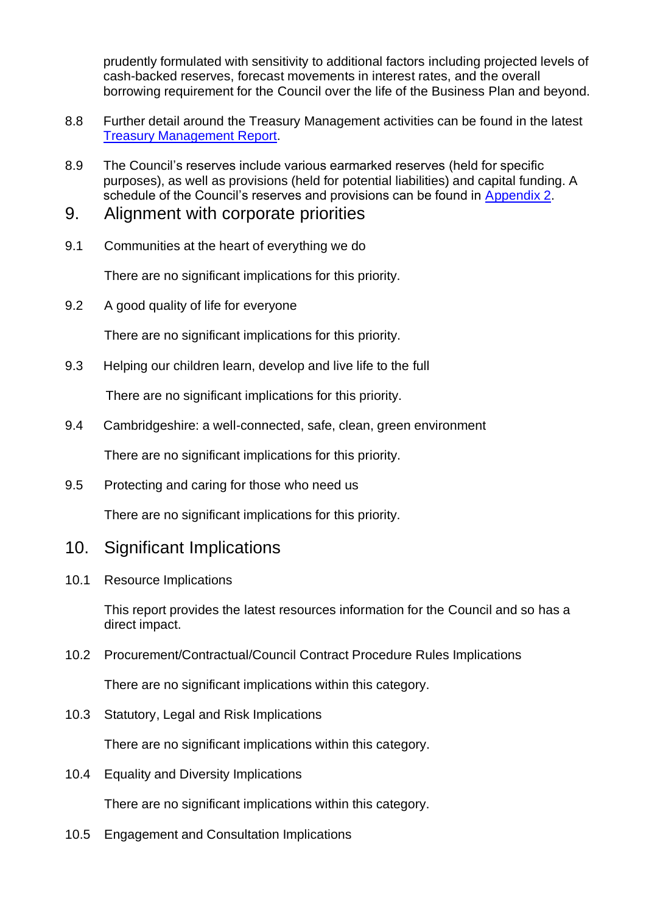prudently formulated with sensitivity to additional factors including projected levels of cash-backed reserves, forecast movements in interest rates, and the overall borrowing requirement for the Council over the life of the Business Plan and beyond.

8.8 Further detail around the Treasury Management activities can be found in the latest [Treasury Management Report](#).

8.9 The Council's reserves include various earmarked reserves (held for specific purposes), as well as provisions (held for potential liabilities) and capital funding. A schedule of the Council's reserves and provisions can be found in [Appendix 2](#).

## 9. Alignment with corporate priorities

9.1 Communities at the heart of everything we do

There are no significant implications for this priority.

9.2 A good quality of life for everyone

There are no significant implications for this priority.

9.3 Helping our children learn, develop and live life to the full

There are no significant implications for this priority.

9.4 Cambridgeshire: a well-connected, safe, clean, green environment

There are no significant implications for this priority.

9.5 Protecting and caring for those who need us

There are no significant implications for this priority.

## 10. Significant Implications

10.1 Resource Implications

This report provides the latest resources information for the Council and so has a direct impact.

10.2 Procurement/Contractual/Council Contract Procedure Rules Implications

There are no significant implications within this category.

10.3 Statutory, Legal and Risk Implications

There are no significant implications within this category.

10.4 Equality and Diversity Implications

There are no significant implications within this category.

10.5 Engagement and Consultation Implications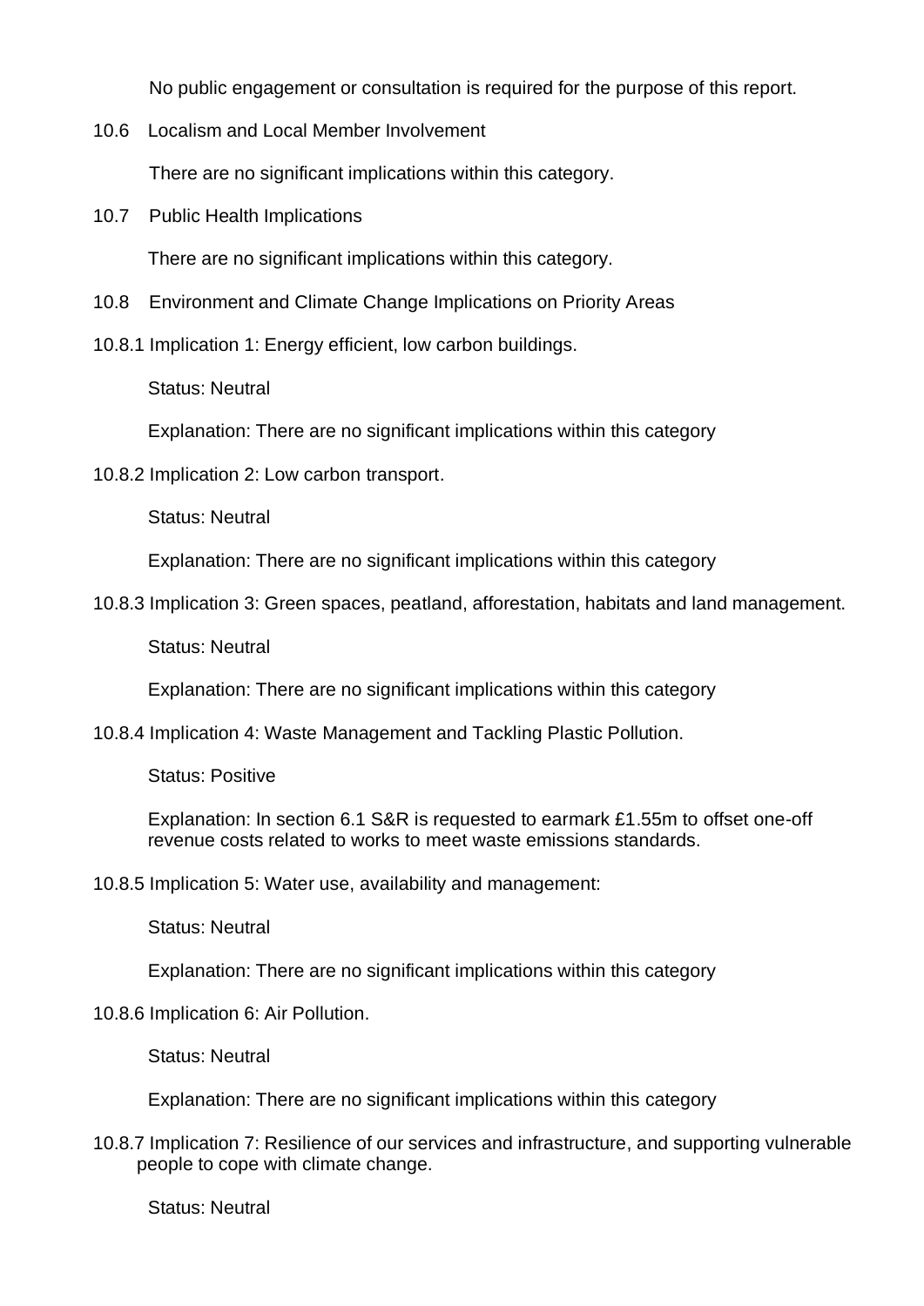No public engagement or consultation is required for the purpose of this report.

10.6 Localism and Local Member Involvement

There are no significant implications within this category.

10.7 Public Health Implications

There are no significant implications within this category.

10.8 Environment and Climate Change Implications on Priority Areas

10.8.1 Implication 1: Energy efficient, low carbon buildings.

Status: Neutral

Explanation: There are no significant implications within this category

10.8.2 Implication 2: Low carbon transport.

Status: Neutral

Explanation: There are no significant implications within this category

10.8.3 Implication 3: Green spaces, peatland, afforestation, habitats and land management.

Status: Neutral

Explanation: There are no significant implications within this category

10.8.4 Implication 4: Waste Management and Tackling Plastic Pollution.

Status: Positive

Explanation: In section 6.1 S&R is requested to earmark £1.55m to offset one-off revenue costs related to works to meet waste emissions standards.

10.8.5 Implication 5: Water use, availability and management:

Status: Neutral

Explanation: There are no significant implications within this category

10.8.6 Implication 6: Air Pollution.

Status: Neutral

Explanation: There are no significant implications within this category

10.8.7 Implication 7: Resilience of our services and infrastructure, and supporting vulnerable people to cope with climate change.

Status: Neutral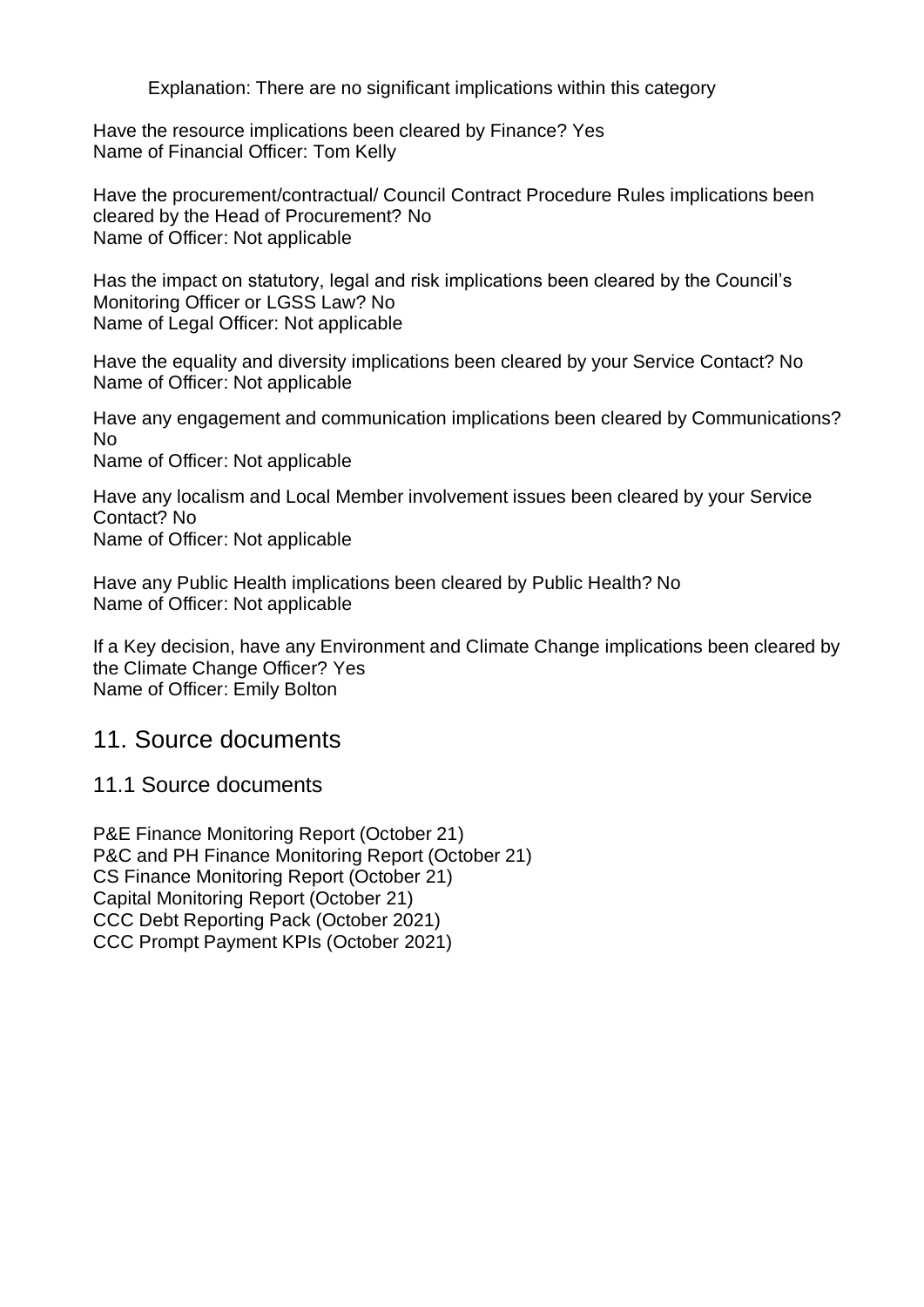Explanation: There are no significant implications within this category

Have the resource implications been cleared by Finance? Yes
Name of Financial Officer: Tom Kelly

Have the procurement/contractual/ Council Contract Procedure Rules implications been cleared by the Head of Procurement? No
Name of Officer: Not applicable

Has the impact on statutory, legal and risk implications been cleared by the Council's Monitoring Officer or LGSS Law? No
Name of Legal Officer: Not applicable

Have the equality and diversity implications been cleared by your Service Contact? No
Name of Officer: Not applicable

Have any engagement and communication implications been cleared by Communications? No
Name of Officer: Not applicable

Have any localism and Local Member involvement issues been cleared by your Service Contact? No
Name of Officer: Not applicable

Have any Public Health implications been cleared by Public Health? No
Name of Officer: Not applicable

If a Key decision, have any Environment and Climate Change implications been cleared by the Climate Change Officer? Yes
Name of Officer: Emily Bolton

## 11. Source documents

### 11.1 Source documents

P&E Finance Monitoring Report (October 21)
P&C and PH Finance Monitoring Report (October 21)
CS Finance Monitoring Report (October 21)
Capital Monitoring Report (October 21)
CCC Debt Reporting Pack (October 2021)
CCC Prompt Payment KPIs (October 2021)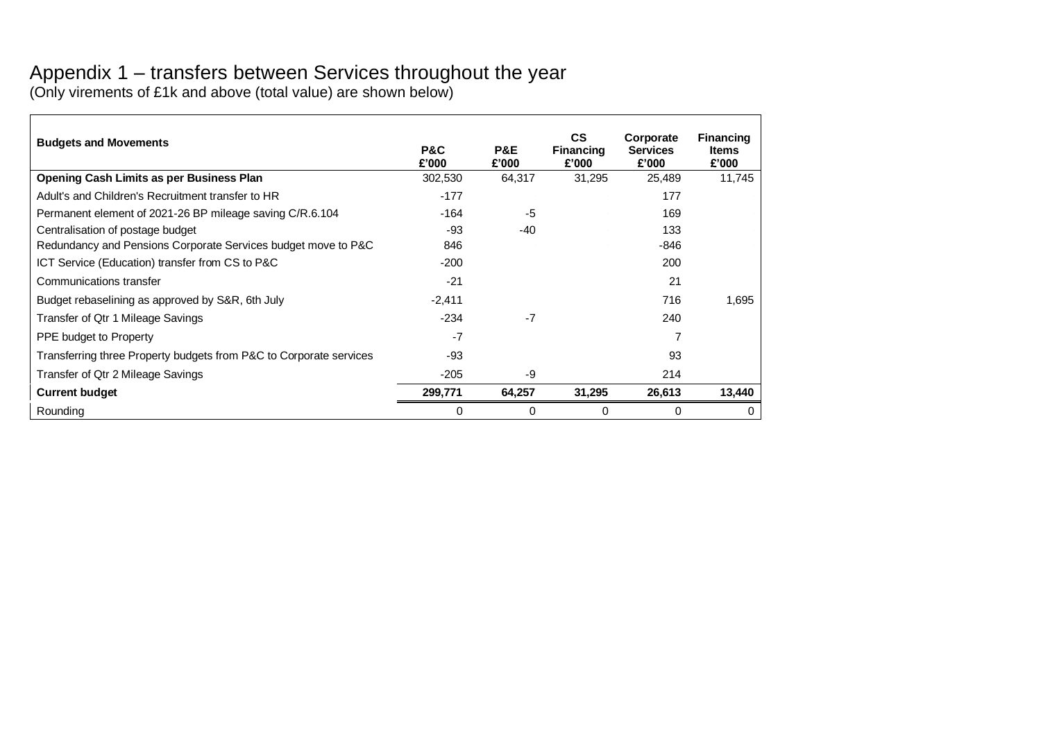# Appendix 1 – transfers between Services throughout the year

(Only virements of £1k and above (total value) are shown below)

| Budgets and Movements | P&C £'000 | P&E £'000 | CS Financing £'000 | Corporate Services £'000 | Financing Items £'000 |
|---|---|---|---|---|---|
| **Opening Cash Limits as per Business Plan** | 302,530 | 64,317 | 31,295 | 25,489 | 11,745 |
| Adult's and Children's Recruitment transfer to HR | -177 | | | 177 | |
| Permanent element of 2021-26 BP mileage saving C/R.6.104 | -164 | -5 | | 169 | |
| Centralisation of postage budget | -93 | -40 | | 133 | |
| Redundancy and Pensions Corporate Services budget move to P&C | 846 | | | -846 | |
| ICT Service (Education) transfer from CS to P&C | -200 | | | 200 | |
| Communications transfer | -21 | | | 21 | |
| Budget rebaselining as approved by S&R, 6th July | -2,411 | | | 716 | 1,695 |
| Transfer of Qtr 1 Mileage Savings | -234 | -7 | | 240 | |
| PPE budget to Property | -7 | | | 7 | |
| Transferring three Property budgets from P&C to Corporate services | -93 | | | 93 | |
| Transfer of Qtr 2 Mileage Savings | -205 | -9 | | 214 | |
| **Current budget** | **299,771** | **64,257** | **31,295** | **26,613** | **13,440** |
| Rounding | 0 | 0 | 0 | 0 | 0 |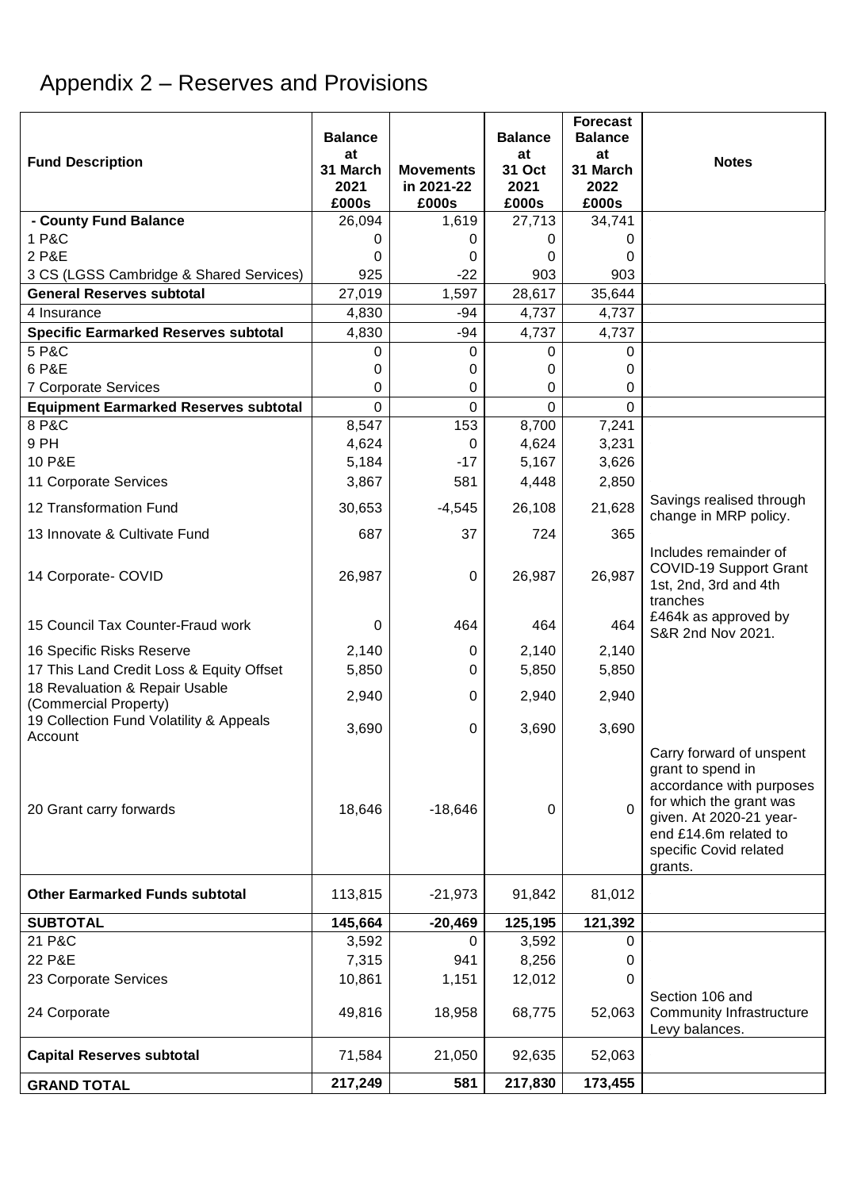# Appendix 2 – Reserves and Provisions

| Fund Description | Balance at 31 March 2021 £000s | Movements in 2021-22 £000s | Balance at 31 Oct 2021 £000s | Forecast Balance at 31 March 2022 £000s | Notes |
|---|---|---|---|---|---|
| - County Fund Balance | 26,094 | 1,619 | 27,713 | 34,741 | |
| 1 P&C | 0 | 0 | 0 | 0 | |
| 2 P&E | 0 | 0 | 0 | 0 | |
| 3 CS (LGSS Cambridge & Shared Services) | 925 | -22 | 903 | 903 | |
| **General Reserves subtotal** | 27,019 | 1,597 | 28,617 | 35,644 | |
| 4 Insurance | 4,830 | -94 | 4,737 | 4,737 | |
| **Specific Earmarked Reserves subtotal** | 4,830 | -94 | 4,737 | 4,737 | |
| 5 P&C | 0 | 0 | 0 | 0 | |
| 6 P&E | 0 | 0 | 0 | 0 | |
| 7 Corporate Services | 0 | 0 | 0 | 0 | |
| **Equipment Earmarked Reserves subtotal** | 0 | 0 | 0 | 0 | |
| 8 P&C | 8,547 | 153 | 8,700 | 7,241 | |
| 9 PH | 4,624 | 0 | 4,624 | 3,231 | |
| 10 P&E | 5,184 | -17 | 5,167 | 3,626 | |
| 11 Corporate Services | 3,867 | 581 | 4,448 | 2,850 | |
| 12 Transformation Fund | 30,653 | -4,545 | 26,108 | 21,628 | Savings realised through change in MRP policy. |
| 13 Innovate & Cultivate Fund | 687 | 37 | 724 | 365 | |
| 14 Corporate- COVID | 26,987 | 0 | 26,987 | 26,987 | Includes remainder of COVID-19 Support Grant 1st, 2nd, 3rd and 4th tranches |
| 15 Council Tax Counter-Fraud work | 0 | 464 | 464 | 464 | £464k as approved by S&R 2nd Nov 2021. |
| 16 Specific Risks Reserve | 2,140 | 0 | 2,140 | 2,140 | |
| 17 This Land Credit Loss & Equity Offset | 5,850 | 0 | 5,850 | 5,850 | |
| 18 Revaluation & Repair Usable (Commercial Property) | 2,940 | 0 | 2,940 | 2,940 | |
| 19 Collection Fund Volatility & Appeals Account | 3,690 | 0 | 3,690 | 3,690 | |
| 20 Grant carry forwards | 18,646 | -18,646 | 0 | 0 | Carry forward of unspent grant to spend in accordance with purposes for which the grant was given. At 2020-21 year-end £14.6m related to specific Covid related grants. |
| **Other Earmarked Funds subtotal** | 113,815 | -21,973 | 91,842 | 81,012 | |
| **SUBTOTAL** | **145,664** | **-20,469** | **125,195** | **121,392** | |
| 21 P&C | 3,592 | 0 | 3,592 | 0 | |
| 22 P&E | 7,315 | 941 | 8,256 | 0 | |
| 23 Corporate Services | 10,861 | 1,151 | 12,012 | 0 | |
| 24 Corporate | 49,816 | 18,958 | 68,775 | 52,063 | Section 106 and Community Infrastructure Levy balances. |
| **Capital Reserves subtotal** | 71,584 | 21,050 | 92,635 | 52,063 | |
| **GRAND TOTAL** | **217,249** | **581** | **217,830** | **173,455** | |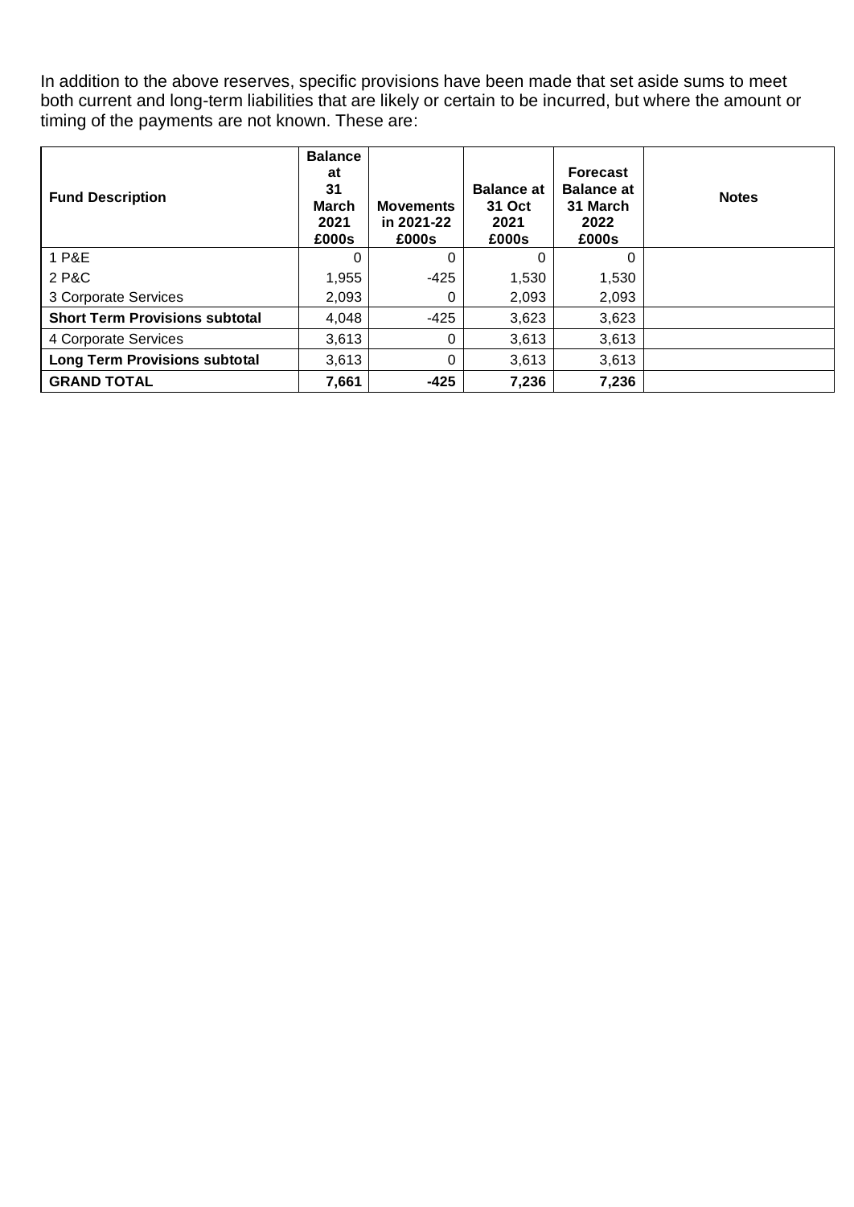In addition to the above reserves, specific provisions have been made that set aside sums to meet both current and long-term liabilities that are likely or certain to be incurred, but where the amount or timing of the payments are not known. These are:

| Fund Description | Balance at 31 March 2021 £000s | Movements in 2021-22 £000s | Balance at 31 Oct 2021 £000s | Forecast Balance at 31 March 2022 £000s | Notes |
|---|---|---|---|---|---|
| 1 P&E | 0 | 0 | 0 | 0 | |
| 2 P&C | 1,955 | -425 | 1,530 | 1,530 | |
| 3 Corporate Services | 2,093 | 0 | 2,093 | 2,093 | |
| **Short Term Provisions subtotal** | 4,048 | -425 | 3,623 | 3,623 | |
| 4 Corporate Services | 3,613 | 0 | 3,613 | 3,613 | |
| **Long Term Provisions subtotal** | 3,613 | 0 | 3,613 | 3,613 | |
| **GRAND TOTAL** | **7,661** | **-425** | **7,236** | **7,236** | |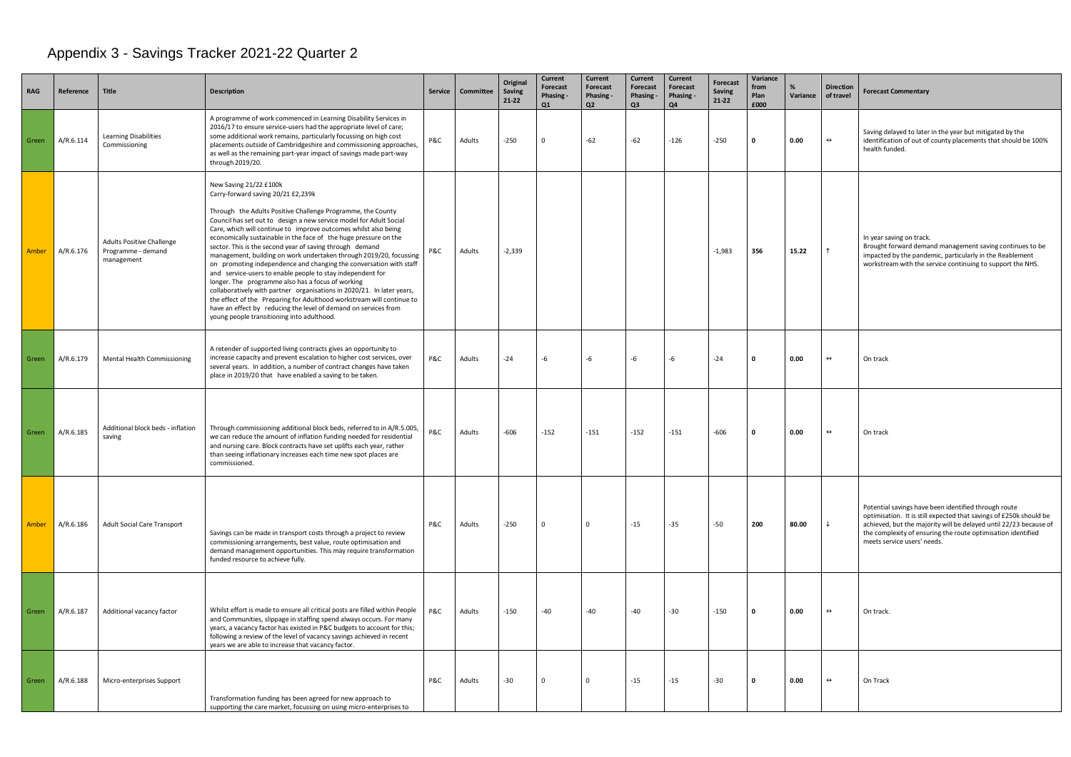# Appendix 3 - Savings Tracker 2021-22 Quarter 2

| RAG | Reference | Title | Description | Service | Committee | Original Saving 21-22 | Current Forecast Phasing - Q1 | Current Forecast Phasing - Q2 | Current Forecast Phasing - Q3 | Current Forecast Phasing - Q4 | Forecast Saving 21-22 | Variance from Plan £000 | % Variance | Direction of travel | Forecast Commentary |
|---|---|---|---|---|---|---|---|---|---|---|---|---|---|---|---|
| Green | A/R.6.114 | Learning Disabilities Commissioning | A programme of work commenced in Learning Disability Services in 2016/17 to ensure service-users had the appropriate level of care; some additional work remains, particularly focussing on high cost placements outside of Cambridgeshire and commissioning approaches, as well as the remaining part-year impact of savings made part-way through 2019/20. | P&C | Adults | -250 | 0 | -62 | -62 | -126 | -250 | **0** | **0.00** | ↔ | Saving delayed to later in the year but mitigated by the identification of out of county placements that should be 100% health funded. |
| Amber | A/R.6.176 | Adults Positive Challenge Programme - demand management | New Saving 21/22 £100k<br>Carry-forward saving 20/21 £2,239k<br><br>Through the Adults Positive Challenge Programme, the County Council has set out to design a new service model for Adult Social Care, which will continue to improve outcomes whilst also being economically sustainable in the face of the huge pressure on the sector. This is the second year of savings through demand management, building on work undertaken through 2019/20, focussing on promoting independence and changing the conversation with staff and service-users to enable people to stay independent for longer. The programme also has a focus of working collaboratively with partner organisations in 2020/21. In later years, the effect of the Preparing for Adulthood workstream will continue to have an effect by reducing the level of demand on services from young people transitioning into adulthood. | P&C | Adults | -2,339 | | | | | -1,983 | **356** | **15.22** | ↑ | In year saving on track.<br>Brought forward demand management saving continues to be impacted by the pandemic, particularly in the Reablement workstream with the service continuing to support the NHS. |
| Green | A/R.6.179 | Mental Health Commissioning | A retender of supported living contracts gives an opportunity to increase capacity and prevent escalation to higher cost services, over several years. In addition, a number of contract changes have taken place in 2019/20 that have enabled a saving to be taken. | P&C | Adults | -24 | -6 | -6 | -6 | -6 | -24 | **0** | **0.00** | ↔ | On track |
| Green | A/R.6.185 | Additional block beds - inflation saving | Through commissioning additional block beds, referred to in A/R.5.005, we can reduce the amount of inflation funding needed for residential and nursing care. Block contracts have set uplifts each year, rather than seeing inflationary increases each time new spot places are commissioned. | P&C | Adults | -606 | -152 | -151 | -152 | -151 | -606 | **0** | **0.00** | ↔ | On track |
| Amber | A/R.6.186 | Adult Social Care Transport | Savings can be made in transport costs through a project to review commissioning arrangements, best value, route optimisation and demand management opportunities. This may require transformation funded resource to achieve fully. | P&C | Adults | -250 | 0 | 0 | -15 | -35 | -50 | **200** | **80.00** | ↓ | Potential savings have been identified through route optimisation. It is still expected that savings of £250k should be achieved, but the majority will be delayed until 22/23 because of the complexity of ensuring the route optimisation identified meets service users' needs. |
| Green | A/R.6.187 | Additional vacancy factor | Whilst effort is made to ensure all critical posts are filled within People and Communities, slippage in staffing spend always occurs. For many years, a vacancy factor has existed in P&C budgets to account for this; following a review of the level of vacancy savings achieved in recent years we are able to increase that vacancy factor. | P&C | Adults | -150 | -40 | -40 | -40 | -30 | -150 | **0** | **0.00** | ↔ | On track. |
| Green | A/R.6.188 | Micro-enterprises Support | Transformation funding has been agreed for new approach to supporting the care market, focussing on using micro-enterprises to | P&C | Adults | -30 | 0 | 0 | -15 | -15 | -30 | **0** | **0.00** | ↔ | On Track |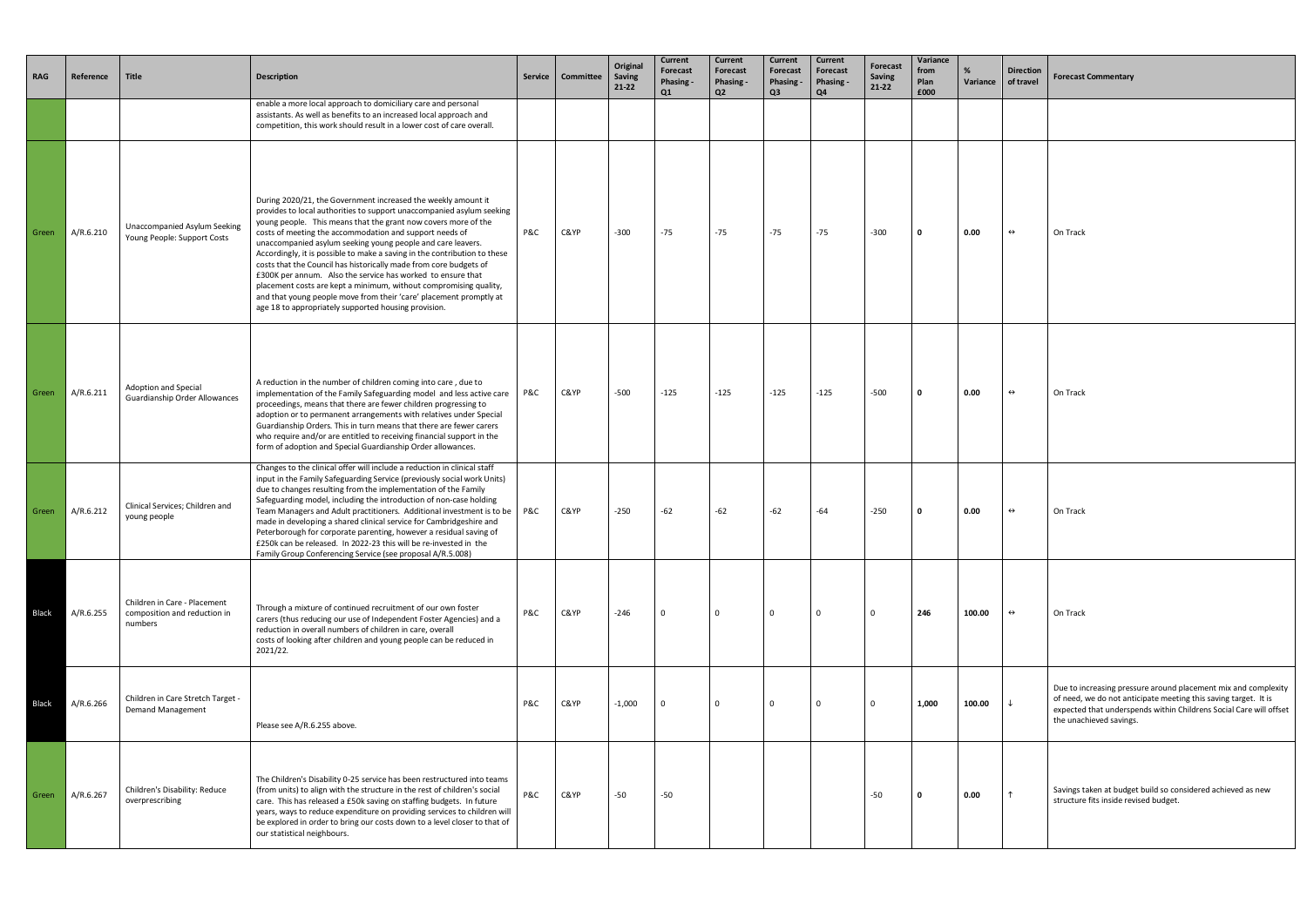| RAG | Reference | Title | Description | Service | Committee | Original Saving 21-22 | Current Forecast Phasing - Q1 | Current Forecast Phasing - Q2 | Current Forecast Phasing - Q3 | Current Forecast Phasing - Q4 | Forecast Saving 21-22 | Variance from Plan £000 | % Variance | Direction of travel | Forecast Commentary |
|---|---|---|---|---|---|---|---|---|---|---|---|---|---|---|---|
| Green | | | enable a more local approach to domiciliary care and personal assistants. As well as benefits to an increased local approach and competition, this work should result in a lower cost of care overall. | | | | | | | | | | | | |
| Green | A/R.6.210 | Unaccompanied Asylum Seeking Young People: Support Costs | During 2020/21, the Government increased the weekly amount it provides to local authorities to support unaccompanied asylum seeking young people. This means that the grant now covers more of the costs of meeting the accommodation and support needs of unaccompanied asylum seeking young people and care leavers. Accordingly, it is possible to make a saving in the contribution to these costs that the Council has historically made from core budgets of £300K per annum. Also the service has worked to ensure that placement costs are kept a minimum, without compromising quality, and that young people move from their 'care' placement promptly at age 18 to appropriately supported housing provision. | P&C | C&YP | -300 | -75 | -75 | -75 | -75 | -300 | **0** | **0.00** | ↔ | On Track |
| Green | A/R.6.211 | Adoption and Special Guardianship Order Allowances | A reduction in the number of children coming into care , due to implementation of the Family Safeguarding model and less active care proceedings, means that there are fewer children progressing to adoption or to permanent arrangements with relatives under Special Guardianship Orders. This in turn means that there are fewer carers who require and/or are entitled to receiving financial support in the form of adoption and Special Guardianship Order allowances. | P&C | C&YP | -500 | -125 | -125 | -125 | -125 | -500 | **0** | **0.00** | ↔ | On Track |
| Green | A/R.6.212 | Clinical Services; Children and young people | Changes to the clinical offer will include a reduction in clinical staff input in the Family Safeguarding Service (previously social work Units) due to changes resulting from the implementation of the Family Safeguarding model, including the introduction of non-case holding Team Managers and Adult practitioners. Additional investment is to be made in developing a shared clinical service for Cambridgeshire and Peterborough for corporate parenting, however a residual saving of £250k can be released. In 2022-23 this will be re-invested in the Family Group Conferencing Service (see proposal A/R.5.008) | P&C | C&YP | -250 | -62 | -62 | -62 | -64 | -250 | **0** | **0.00** | ↔ | On Track |
| Black | A/R.6.255 | Children in Care - Placement composition and reduction in numbers | Through a mixture of continued recruitment of our own foster carers (thus reducing our use of Independent Foster Agencies) and a reduction in overall numbers of children in care, overall costs of looking after children and young people can be reduced in 2021/22. | P&C | C&YP | -246 | 0 | 0 | 0 | 0 | 0 | **246** | **100.00** | ↔ | On Track |
| Black | A/R.6.266 | Children in Care Stretch Target - Demand Management | Please see A/R.6.255 above. | P&C | C&YP | -1,000 | 0 | 0 | 0 | 0 | 0 | **1,000** | **100.00** | ↓ | Due to increasing pressure around placement mix and complexity of need, we do not anticipate meeting this saving target. It is expected that underspends within Childrens Social Care will offset the unachieved savings. |
| Green | A/R.6.267 | Children's Disability: Reduce overprescribing | The Children's Disability 0-25 service has been restructured into teams (from units) to align with the structure in the rest of children's social care. This has released a £50k saving on staffing budgets. In future years, ways to reduce expenditure on providing services to children will be explored in order to bring our costs down to a level closer to that of our statistical neighbours. | P&C | C&YP | -50 | -50 | | | | -50 | **0** | **0.00** | ↑ | Savings taken at budget build so considered achieved as new structure fits inside revised budget. |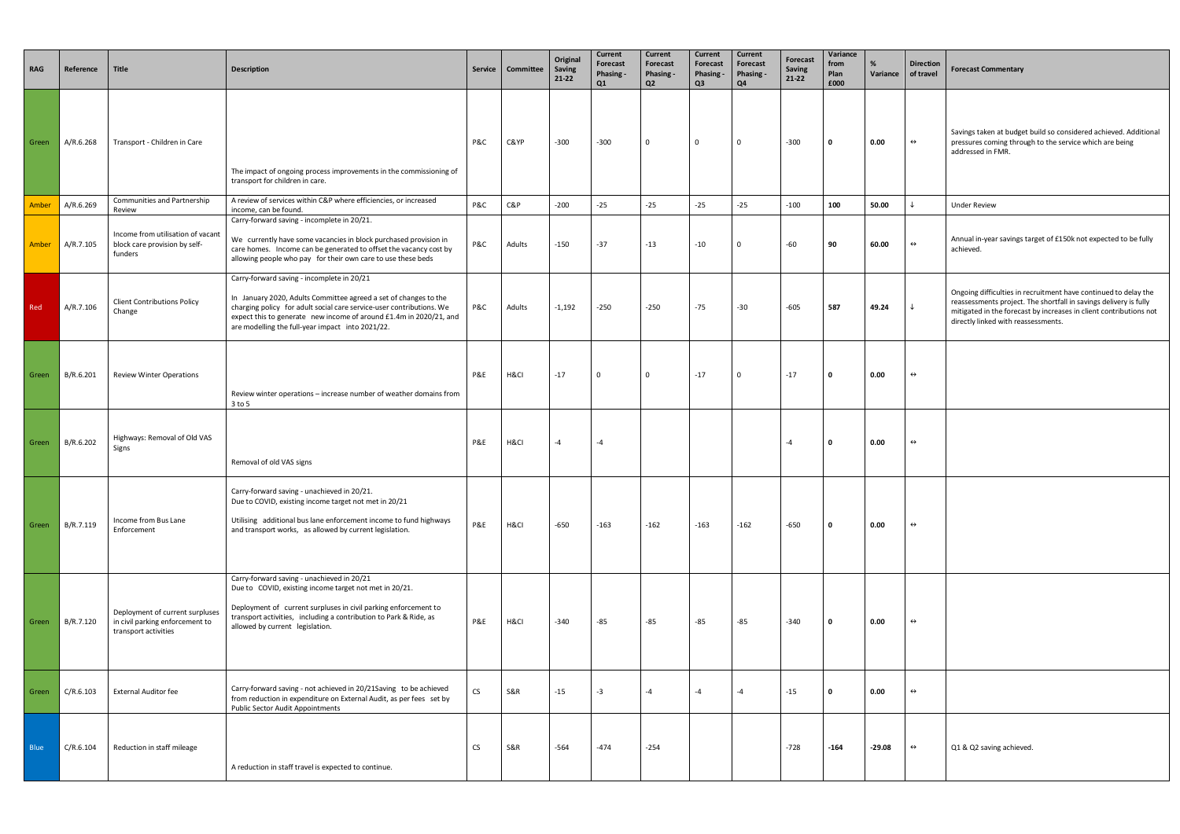| RAG | Reference | Title | Description | Service | Committee | Original Saving 21-22 | Current Forecast Phasing - Q1 | Current Forecast Phasing - Q2 | Current Forecast Phasing - Q3 | Current Forecast Phasing - Q4 | Forecast Saving 21-22 | Variance from Plan £000 | % Variance | Direction of travel | Forecast Commentary |
|---|---|---|---|---|---|---|---|---|---|---|---|---|---|---|---|
| Green | A/R.6.268 | Transport - Children in Care | The impact of ongoing process improvements in the commissioning of transport for children in care. | P&C | C&YP | -300 | -300 | 0 | 0 | 0 | -300 | **0** | **0.00** | ↔ | Savings taken at budget build so considered achieved. Additional pressures coming through to the service which are being addressed in FMR. |
| Amber | A/R.6.269 | Communities and Partnership Review | A review of services within C&P where efficiencies, or increased income, can be found. | P&C | C&P | -200 | -25 | -25 | -25 | -25 | -100 | **100** | **50.00** | ↓ | Under Review |
| Amber | A/R.7.105 | Income from utilisation of vacant block care provision by self-funders | Carry-forward saving - incomplete in 20/21. We currently have some vacancies in block purchased provision in care homes. Income can be generated to offset the vacancy cost by allowing people who pay for their own care to use these beds | P&C | Adults | -150 | -37 | -13 | -10 | 0 | -60 | **90** | **60.00** | ↔ | Annual in-year savings target of £150k not expected to be fully achieved. |
| Red | A/R.7.106 | Client Contributions Policy Change | Carry-forward saving - incomplete in 20/21 In January 2020, Adults Committee agreed a set of changes to the charging policy for adult social care service-user contributions. We expect this to generate new income of around £1.4m in 2020/21, and are modelling the full-year impact into 2021/22. | P&C | Adults | -1,192 | -250 | -250 | -75 | -30 | -605 | **587** | **49.24** | ↓ | Ongoing difficulties in recruitment have continued to delay the reassessments project. The shortfall in savings delivery is fully mitigated in the forecast by increases in client contributions not directly linked with reassessments. |
| Green | B/R.6.201 | Review Winter Operations | Review winter operations – increase number of weather domains from 3 to 5 | P&E | H&CI | -17 | 0 | 0 | -17 | 0 | -17 | **0** | **0.00** | ↔ | |
| Green | B/R.6.202 | Highways: Removal of Old VAS Signs | Removal of old VAS signs | P&E | H&CI | -4 | -4 | | | | -4 | **0** | **0.00** | ↔ | |
| Green | B/R.7.119 | Income from Bus Lane Enforcement | Carry-forward saving - unachieved in 20/21. Due to COVID, existing income target not met in 20/21 Utilising additional bus lane enforcement income to fund highways and transport works, as allowed by current legislation. | P&E | H&CI | -650 | -163 | -162 | -163 | -162 | -650 | **0** | **0.00** | ↔ | |
| Green | B/R.7.120 | Deployment of current surpluses in civil parking enforcement to transport activities | Carry-forward saving - unachieved in 20/21 Due to COVID, existing income target not met in 20/21. Deployment of current surpluses in civil parking enforcement to transport activities, including a contribution to Park & Ride, as allowed by current legislation. | P&E | H&CI | -340 | -85 | -85 | -85 | -85 | -340 | **0** | **0.00** | ↔ | |
| Green | C/R.6.103 | External Auditor fee | Carry-forward saving - not achieved in 20/21Saving to be achieved from reduction in expenditure on External Audit, as per fees set by Public Sector Audit Appointments | CS | S&R | -15 | -3 | -4 | -4 | -4 | -15 | **0** | **0.00** | ↔ | |
| Blue | C/R.6.104 | Reduction in staff mileage | A reduction in staff travel is expected to continue. | CS | S&R | -564 | -474 | -254 | | | -728 | **-164** | **-29.08** | ↔ | Q1 & Q2 saving achieved. |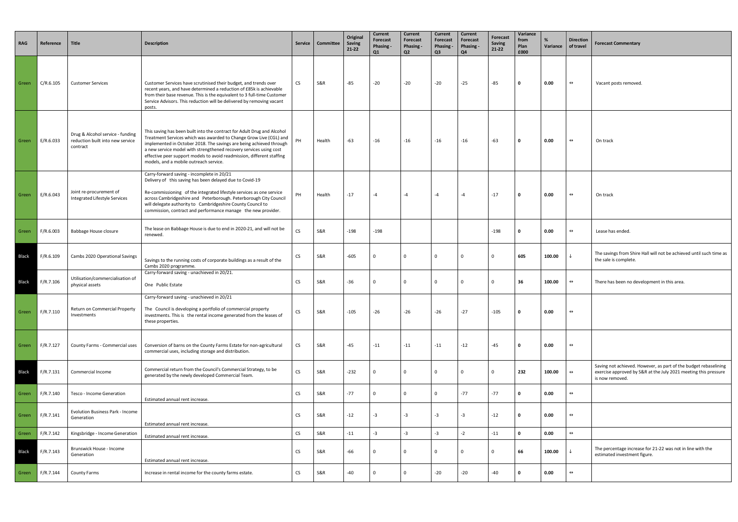| RAG | Reference | Title | Description | Service | Committee | Original Saving 21-22 | Current Forecast Phasing - Q1 | Current Forecast Phasing - Q2 | Current Forecast Phasing - Q3 | Current Forecast Phasing - Q4 | Forecast Saving 21-22 | Variance from Plan £000 | % Variance | Direction of travel | Forecast Commentary |
|---|---|---|---|---|---|---|---|---|---|---|---|---|---|---|---|
| Green | C/R.6.105 | Customer Services | Customer Services have scrutinised their budget, and trends over recent years, and have determined a reduction of £85k is achievable from their base revenue. This is the equivalent to 3 full-time Customer Service Advisors. This reduction will be delivered by removing vacant posts. | CS | S&R | -85 | -20 | -20 | -20 | -25 | -85 | **0** | **0.00** | ↔ | Vacant posts removed. |
| Green | E/R.6.033 | Drug & Alcohol service - funding reduction built into new service contract | This saving has been built into the contract for Adult Drug and Alcohol Treatment Services which was awarded to Change Grow Live (CGL) and implemented in October 2018. The savings are being achieved through a new service model with strengthened recovery services using cost effective peer support models to avoid readmission, different staffing models, and a mobile outreach service. | PH | Health | -63 | -16 | -16 | -16 | -16 | -63 | **0** | **0.00** | ↔ | On track |
| Green | E/R.6.043 | Joint re-procurement of Integrated Lifestyle Services | Carry-forward saving - incomplete in 20/21<br>Delivery of this saving has been delayed due to Covid-19<br><br>Re-commissioning of the integrated lifestyle services as one service across Cambridgeshire and Peterborough. Peterborough City Council will delegate authority to Cambridgeshire County Council to commission, contract and performance manage the new provider. | PH | Health | -17 | -4 | -4 | -4 | -4 | -17 | **0** | **0.00** | ↔ | On track |
| Green | F/R.6.003 | Babbage House closure | The lease on Babbage House is due to end in 2020-21, and will not be renewed. | CS | S&R | -198 | -198 | | | | -198 | **0** | **0.00** | ↔ | Lease has ended. |
| Black | F/R.6.109 | Cambs 2020 Operational Savings | Savings to the running costs of corporate buildings as a result of the Cambs 2020 programme. | CS | S&R | -605 | 0 | 0 | 0 | 0 | 0 | **605** | **100.00** | ↓ | The savings from Shire Hall will not be achieved until such time as the sale is complete. |
| Black | F/R.7.106 | Utilisation/commercialisation of physical assets | Carry-forward saving - unachieved in 20/21.<br><br>One Public Estate | CS | S&R | -36 | 0 | 0 | 0 | 0 | 0 | **36** | **100.00** | ↔ | There has been no development in this area. |
| Green | F/R.7.110 | Return on Commercial Property Investments | Carry-forward saving - unachieved in 20/21<br><br>The Council is developing a portfolio of commercial property investments. This is the rental income generated from the leases of these properties. | CS | S&R | -105 | -26 | -26 | -26 | -27 | -105 | **0** | **0.00** | ↔ | |
| Green | F/R.7.127 | County Farms - Commercial uses | Conversion of barns on the County Farms Estate for non-agricultural commercial uses, including storage and distribution. | CS | S&R | -45 | -11 | -11 | -11 | -12 | -45 | **0** | **0.00** | ↔ | |
| Black | F/R.7.131 | Commercial Income | Commercial return from the Council's Commercial Strategy, to be generated by the newly developed Commercial Team. | CS | S&R | -232 | 0 | 0 | 0 | 0 | 0 | **232** | **100.00** | ↔ | Saving not achieved. However, as part of the budget rebaselining exercise approved by S&R at the July 2021 meeting this pressure is now removed. |
| Green | F/R.7.140 | Tesco - Income Generation | Estimated annual rent increase. | CS | S&R | -77 | 0 | 0 | 0 | -77 | -77 | **0** | **0.00** | ↔ | |
| Green | F/R.7.141 | Evolution Business Park - Income Generation | Estimated annual rent increase. | CS | S&R | -12 | -3 | -3 | -3 | -3 | -12 | **0** | **0.00** | ↔ | |
| Green | F/R.7.142 | Kingsbridge - Income Generation | Estimated annual rent increase. | CS | S&R | -11 | -3 | -3 | -3 | -2 | -11 | **0** | **0.00** | ↔ | |
| Black | F/R.7.143 | Brunswick House - Income Generation | Estimated annual rent increase. | CS | S&R | -66 | 0 | 0 | 0 | 0 | 0 | **66** | **100.00** | ↓ | The percentage increase for 21-22 was not in line with the estimated investment figure. |
| Green | F/R.7.144 | County Farms | Increase in rental income for the county farms estate. | CS | S&R | -40 | 0 | 0 | -20 | -20 | -40 | **0** | **0.00** | ↔ | |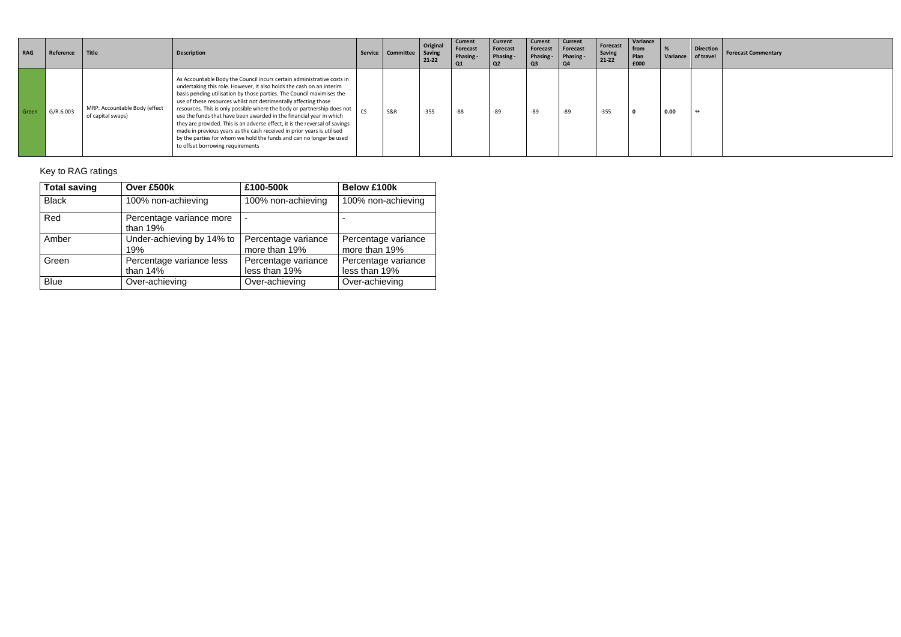| RAG | Reference | Title | Description | Service | Committee | Original Saving 21-22 | Current Forecast Phasing - Q1 | Current Forecast Phasing - Q2 | Current Forecast Phasing - Q3 | Current Forecast Phasing - Q4 | Forecast Saving 21-22 | Variance from Plan £000 | % Variance | Direction of travel | Forecast Commentary |
|---|---|---|---|---|---|---|---|---|---|---|---|---|---|---|---|
| Green | G/R.6.003 | MRP: Accountable Body (effect of capital swaps) | As Accountable Body the Council incurs certain administrative costs in undertaking this role. However, it also holds the cash on an interim basis pending utilisation by those parties. The Council maximises the use of these resources whilst not detrimentally affecting those resources. This is only possible where the body or partnership does not use the funds that have been awarded in the financial year in which they are provided. This is an adverse effect, it is the reversal of savings made in previous years as the cash received in prior years is utilised by the parties for whom we hold the funds and can no longer be used to offset borrowing requirements | CS | S&R | -355 | -88 | -89 | -89 | -89 | -355 | 0 | 0.00 | ↔ | |

Key to RAG ratings

| Total saving | Over £500k | £100-500k | Below £100k |
|---|---|---|---|
| Black | 100% non-achieving | 100% non-achieving | 100% non-achieving |
| Red | Percentage variance more than 19% | - | - |
| Amber | Under-achieving by 14% to 19% | Percentage variance more than 19% | Percentage variance more than 19% |
| Green | Percentage variance less than 14% | Percentage variance less than 19% | Percentage variance less than 19% |
| Blue | Over-achieving | Over-achieving | Over-achieving |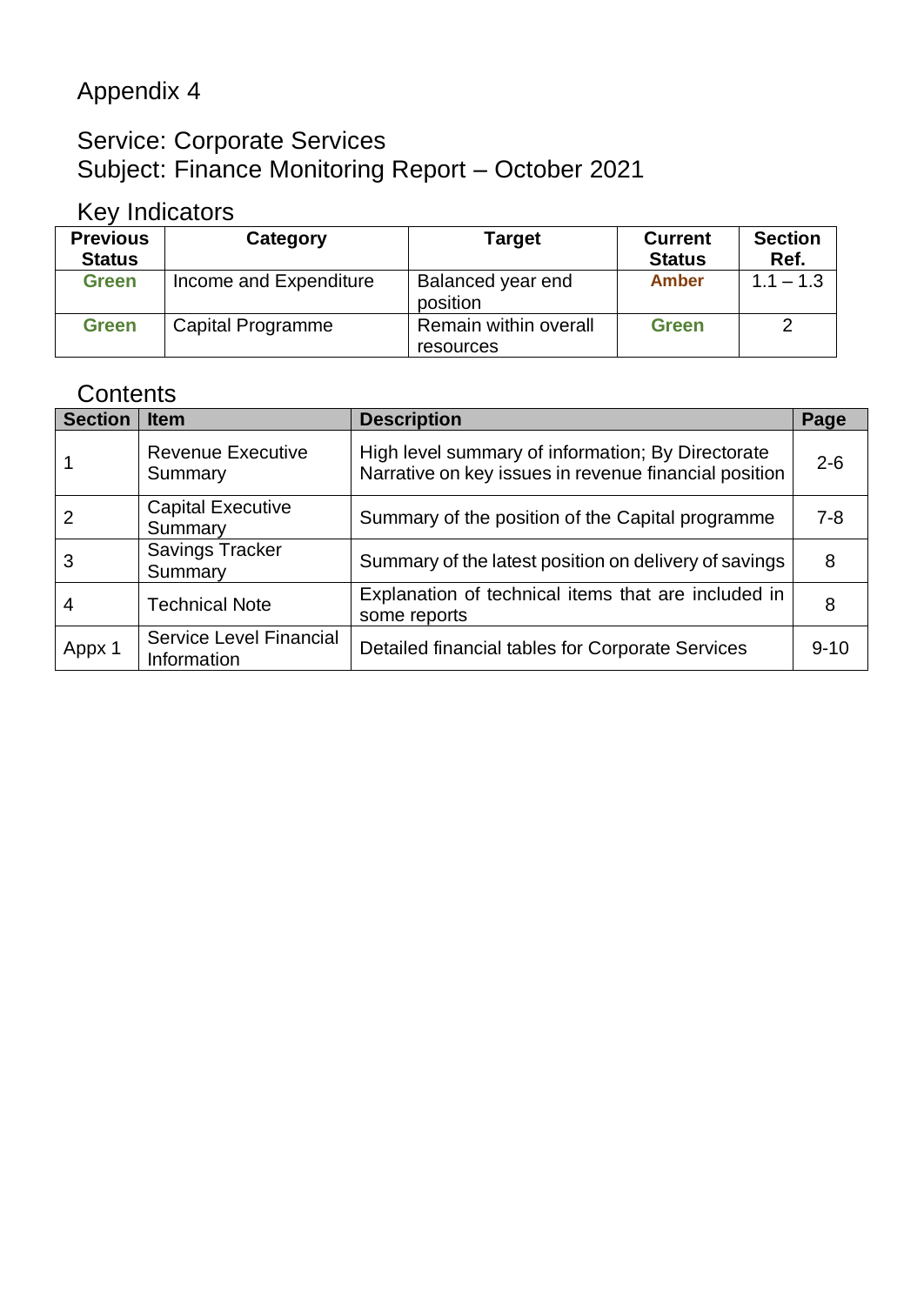# Appendix 4

## Service: Corporate Services
## Subject: Finance Monitoring Report – October 2021

### Key Indicators

| Previous Status | Category | Target | Current Status | Section Ref. |
|---|---|---|---|---|
| **Green** | Income and Expenditure | Balanced year end position | **Amber** | 1.1 – 1.3 |
| **Green** | Capital Programme | Remain within overall resources | **Green** | 2 |

### Contents

| Section | Item | Description | Page |
|---|---|---|---|
| 1 | Revenue Executive Summary | High level summary of information; By Directorate Narrative on key issues in revenue financial position | 2-6 |
| 2 | Capital Executive Summary | Summary of the position of the Capital programme | 7-8 |
| 3 | Savings Tracker Summary | Summary of the latest position on delivery of savings | 8 |
| 4 | Technical Note | Explanation of technical items that are included in some reports | 8 |
| Appx 1 | Service Level Financial Information | Detailed financial tables for Corporate Services | 9-10 |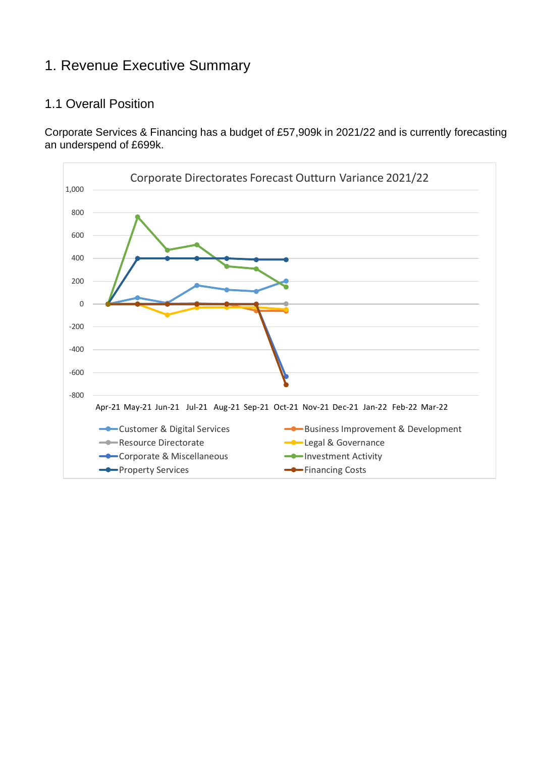# 1. Revenue Executive Summary

## 1.1 Overall Position

Corporate Services & Financing has a budget of £57,909k in 2021/22 and is currently forecasting an underspend of £699k.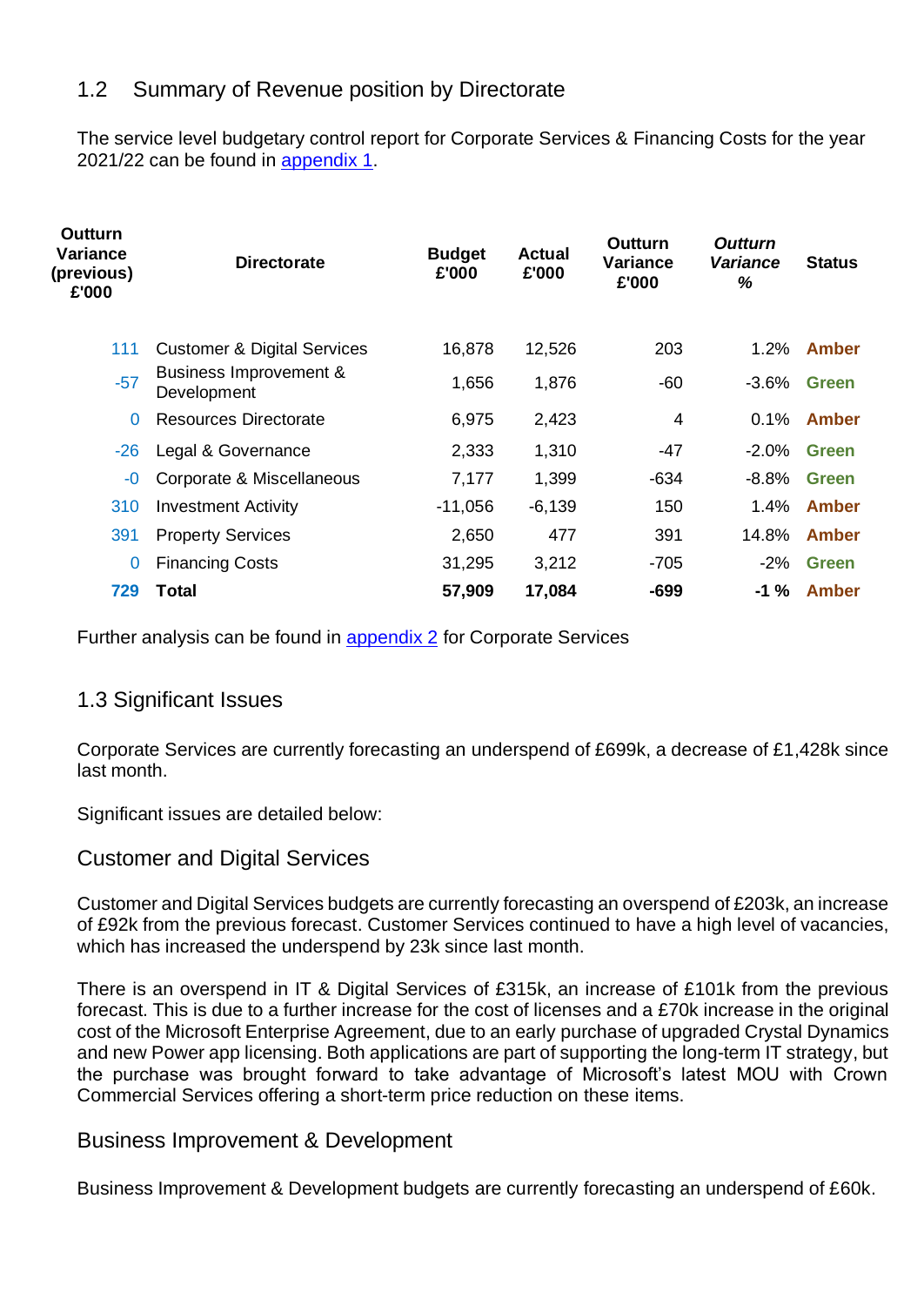## 1.2 Summary of Revenue position by Directorate

The service level budgetary control report for Corporate Services & Financing Costs for the year 2021/22 can be found in appendix 1.

| Outturn Variance (previous) £'000 | Directorate | Budget £'000 | Actual £'000 | Outturn Variance £'000 | *Outturn Variance %* | Status |
|---|---|---|---|---|---|---|
| 111 | Customer & Digital Services | 16,878 | 12,526 | 203 | 1.2% | Amber |
| -57 | Business Improvement & Development | 1,656 | 1,876 | -60 | -3.6% | Green |
| 0 | Resources Directorate | 6,975 | 2,423 | 4 | 0.1% | Amber |
| -26 | Legal & Governance | 2,333 | 1,310 | -47 | -2.0% | Green |
| -0 | Corporate & Miscellaneous | 7,177 | 1,399 | -634 | -8.8% | Green |
| 310 | Investment Activity | -11,056 | -6,139 | 150 | 1.4% | Amber |
| 391 | Property Services | 2,650 | 477 | 391 | 14.8% | Amber |
| 0 | Financing Costs | 31,295 | 3,212 | -705 | -2% | Green |
| **729** | **Total** | **57,909** | **17,084** | **-699** | **-1 %** | **Amber** |

Further analysis can be found in appendix 2 for Corporate Services

## 1.3 Significant Issues

Corporate Services are currently forecasting an underspend of £699k, a decrease of £1,428k since last month.

Significant issues are detailed below:

### Customer and Digital Services

Customer and Digital Services budgets are currently forecasting an overspend of £203k, an increase of £92k from the previous forecast. Customer Services continued to have a high level of vacancies, which has increased the underspend by 23k since last month.

There is an overspend in IT & Digital Services of £315k, an increase of £101k from the previous forecast. This is due to a further increase for the cost of licenses and a £70k increase in the original cost of the Microsoft Enterprise Agreement, due to an early purchase of upgraded Crystal Dynamics and new Power app licensing. Both applications are part of supporting the long-term IT strategy, but the purchase was brought forward to take advantage of Microsoft's latest MOU with Crown Commercial Services offering a short-term price reduction on these items.

### Business Improvement & Development

Business Improvement & Development budgets are currently forecasting an underspend of £60k.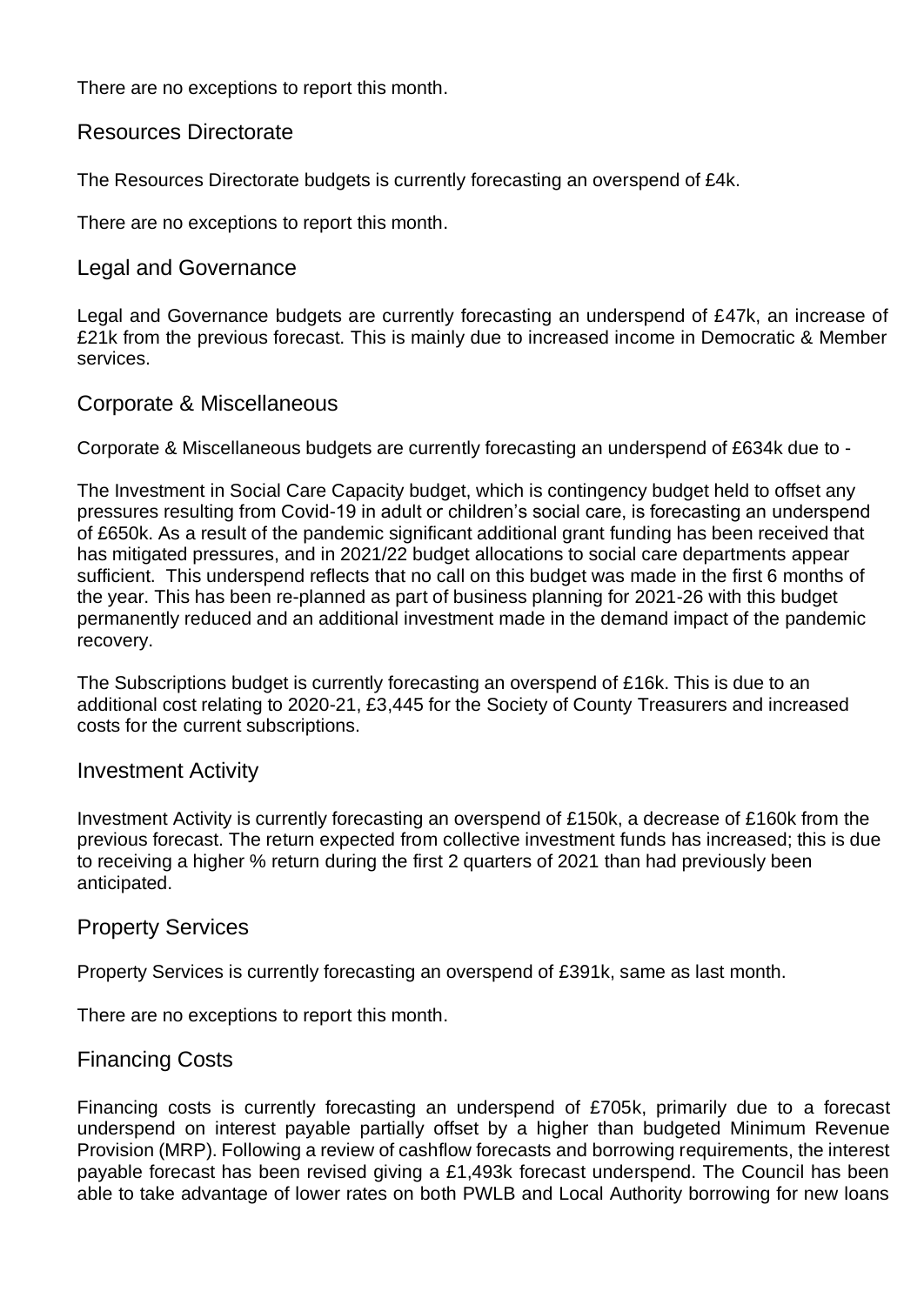There are no exceptions to report this month.

## Resources Directorate

The Resources Directorate budgets is currently forecasting an overspend of £4k.

There are no exceptions to report this month.

## Legal and Governance

Legal and Governance budgets are currently forecasting an underspend of £47k, an increase of £21k from the previous forecast. This is mainly due to increased income in Democratic & Member services.

## Corporate & Miscellaneous

Corporate & Miscellaneous budgets are currently forecasting an underspend of £634k due to -

The Investment in Social Care Capacity budget, which is contingency budget held to offset any pressures resulting from Covid-19 in adult or children's social care, is forecasting an underspend of £650k. As a result of the pandemic significant additional grant funding has been received that has mitigated pressures, and in 2021/22 budget allocations to social care departments appear sufficient. This underspend reflects that no call on this budget was made in the first 6 months of the year. This has been re-planned as part of business planning for 2021-26 with this budget permanently reduced and an additional investment made in the demand impact of the pandemic recovery.

The Subscriptions budget is currently forecasting an overspend of £16k. This is due to an additional cost relating to 2020-21, £3,445 for the Society of County Treasurers and increased costs for the current subscriptions.

## Investment Activity

Investment Activity is currently forecasting an overspend of £150k, a decrease of £160k from the previous forecast. The return expected from collective investment funds has increased; this is due to receiving a higher % return during the first 2 quarters of 2021 than had previously been anticipated.

## Property Services

Property Services is currently forecasting an overspend of £391k, same as last month.

There are no exceptions to report this month.

## Financing Costs

Financing costs is currently forecasting an underspend of £705k, primarily due to a forecast underspend on interest payable partially offset by a higher than budgeted Minimum Revenue Provision (MRP). Following a review of cashflow forecasts and borrowing requirements, the interest payable forecast has been revised giving a £1,493k forecast underspend. The Council has been able to take advantage of lower rates on both PWLB and Local Authority borrowing for new loans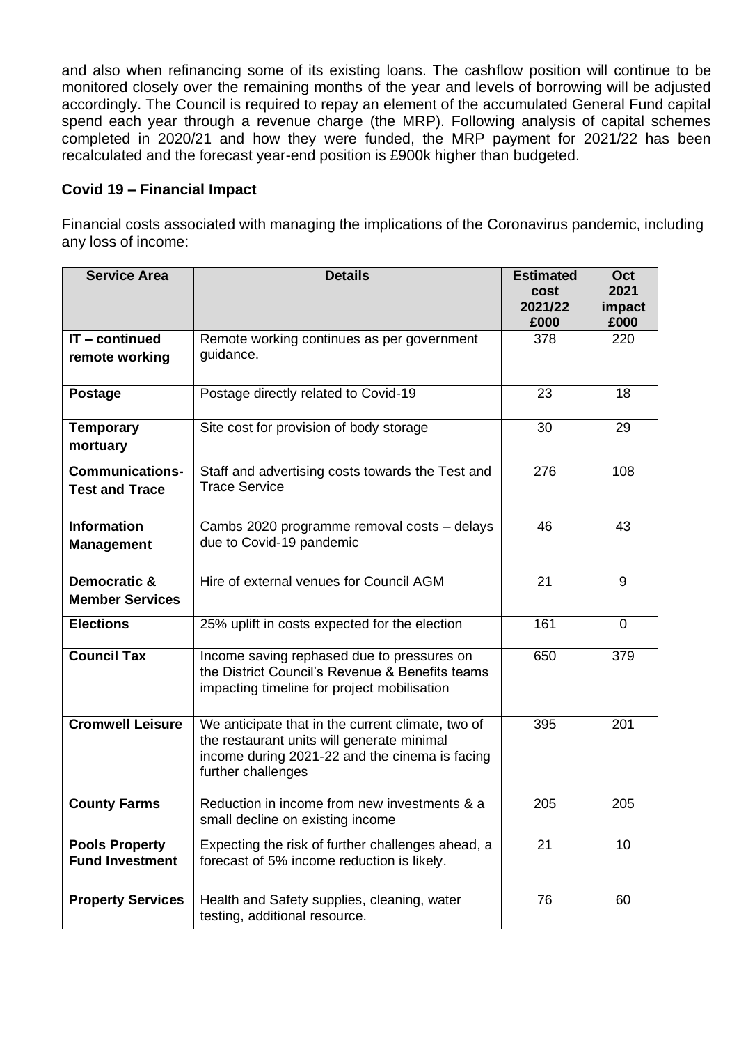and also when refinancing some of its existing loans. The cashflow position will continue to be monitored closely over the remaining months of the year and levels of borrowing will be adjusted accordingly. The Council is required to repay an element of the accumulated General Fund capital spend each year through a revenue charge (the MRP). Following analysis of capital schemes completed in 2020/21 and how they were funded, the MRP payment for 2021/22 has been recalculated and the forecast year-end position is £900k higher than budgeted.

### Covid 19 – Financial Impact

Financial costs associated with managing the implications of the Coronavirus pandemic, including any loss of income:

| Service Area | Details | Estimated cost 2021/22 £000 | Oct 2021 impact £000 |
|---|---|---|---|
| **IT – continued remote working** | Remote working continues as per government guidance. | 378 | 220 |
| **Postage** | Postage directly related to Covid-19 | 23 | 18 |
| **Temporary mortuary** | Site cost for provision of body storage | 30 | 29 |
| **Communications-Test and Trace** | Staff and advertising costs towards the Test and Trace Service | 276 | 108 |
| **Information Management** | Cambs 2020 programme removal costs – delays due to Covid-19 pandemic | 46 | 43 |
| **Democratic & Member Services** | Hire of external venues for Council AGM | 21 | 9 |
| **Elections** | 25% uplift in costs expected for the election | 161 | 0 |
| **Council Tax** | Income saving rephased due to pressures on the District Council's Revenue & Benefits teams impacting timeline for project mobilisation | 650 | 379 |
| **Cromwell Leisure** | We anticipate that in the current climate, two of the restaurant units will generate minimal income during 2021-22 and the cinema is facing further challenges | 395 | 201 |
| **County Farms** | Reduction in income from new investments & a small decline on existing income | 205 | 205 |
| **Pools Property Fund Investment** | Expecting the risk of further challenges ahead, a forecast of 5% income reduction is likely. | 21 | 10 |
| **Property Services** | Health and Safety supplies, cleaning, water testing, additional resource. | 76 | 60 |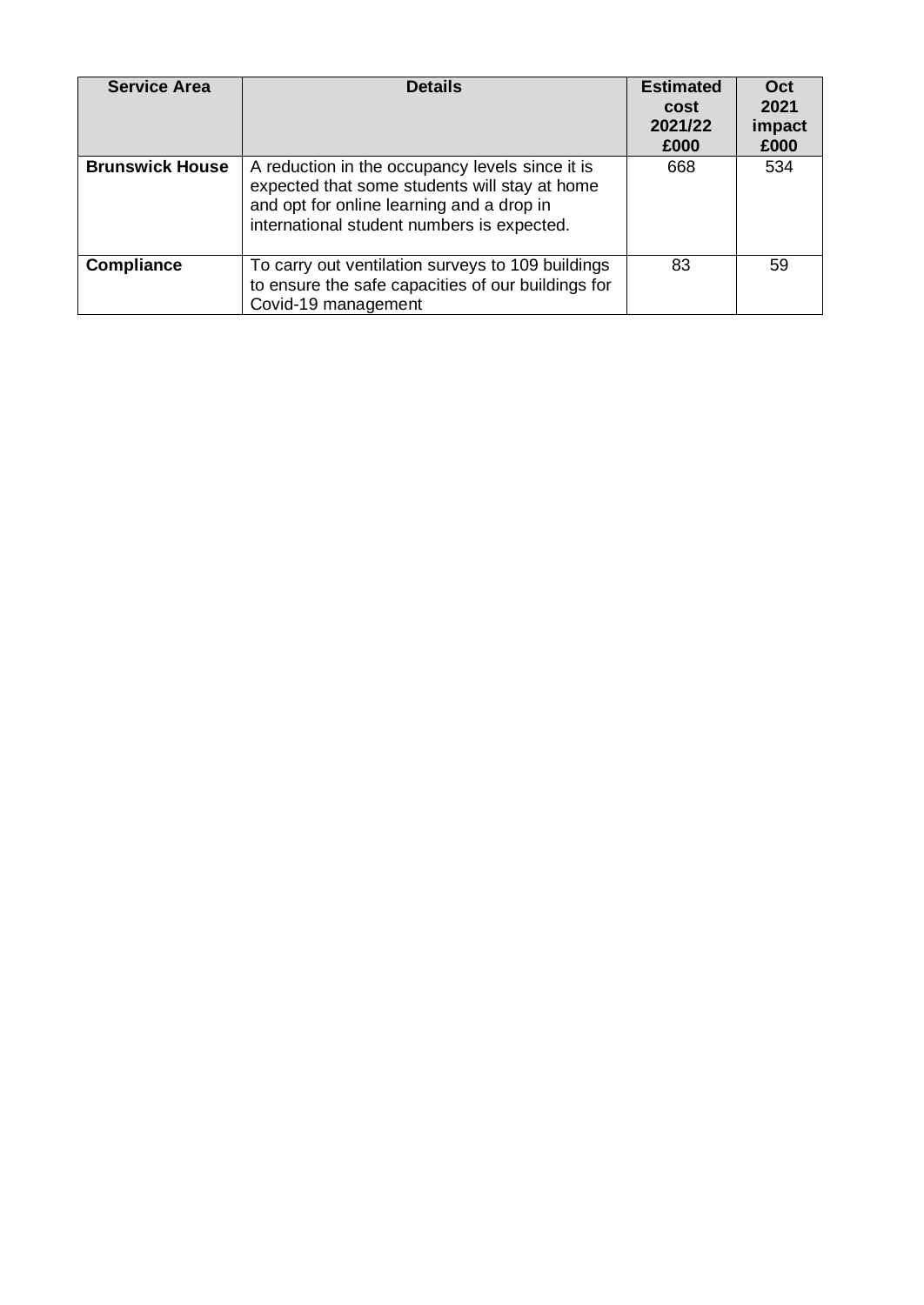| Service Area | Details | Estimated cost 2021/22 £000 | Oct 2021 impact £000 |
|---|---|---|---|
| **Brunswick House** | A reduction in the occupancy levels since it is expected that some students will stay at home and opt for online learning and a drop in international student numbers is expected. | 668 | 534 |
| **Compliance** | To carry out ventilation surveys to 109 buildings to ensure the safe capacities of our buildings for Covid-19 management | 83 | 59 |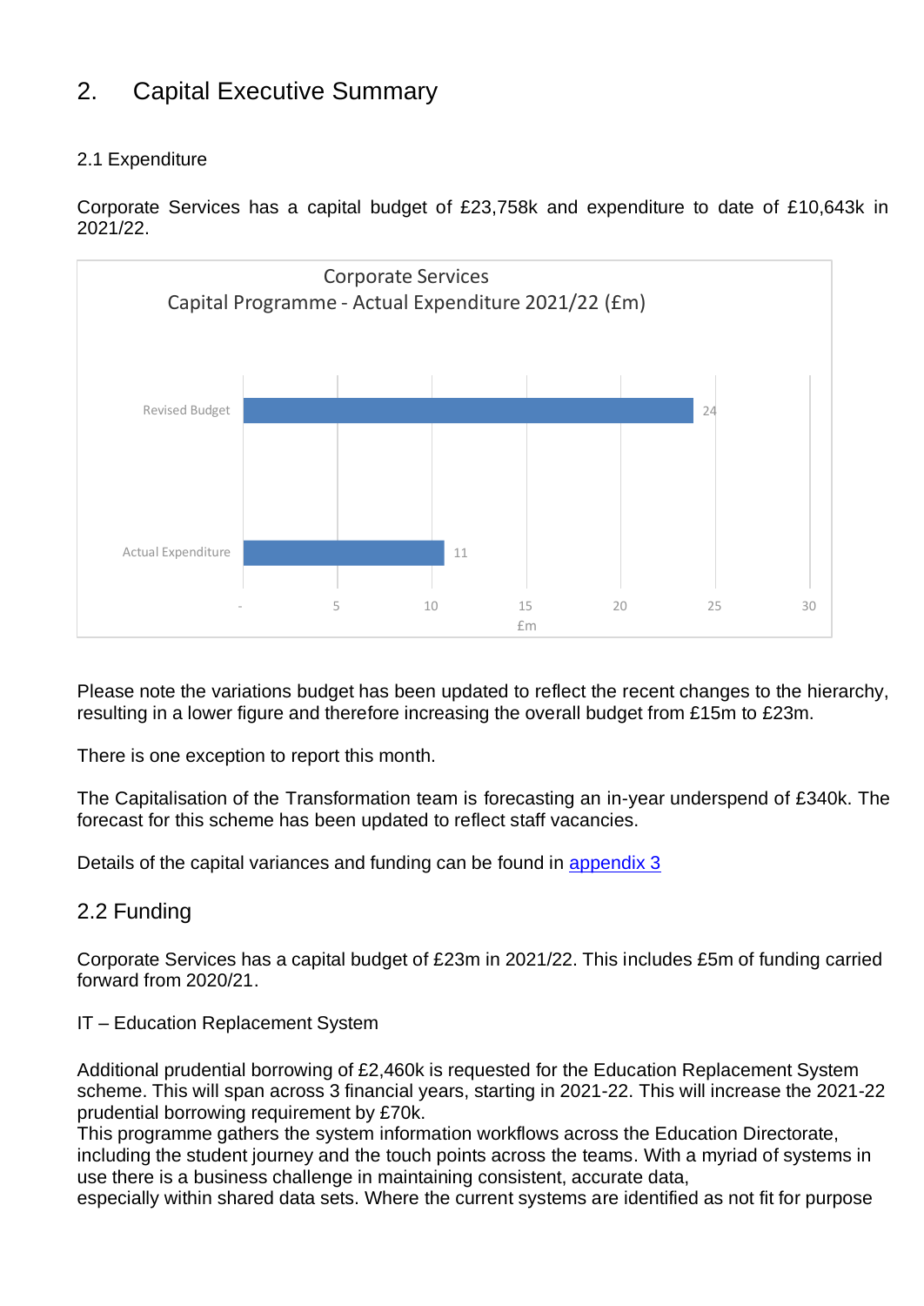# 2. Capital Executive Summary

## 2.1 Expenditure

Corporate Services has a capital budget of £23,758k and expenditure to date of £10,643k in 2021/22.

Corporate Services
Capital Programme - Actual Expenditure 2021/22 (£m)

| | £m |
|---|---|
| Revised Budget | 24 |
| Actual Expenditure | 11 |

Please note the variations budget has been updated to reflect the recent changes to the hierarchy, resulting in a lower figure and therefore increasing the overall budget from £15m to £23m.

There is one exception to report this month.

The Capitalisation of the Transformation team is forecasting an in-year underspend of £340k. The forecast for this scheme has been updated to reflect staff vacancies.

Details of the capital variances and funding can be found in appendix 3

## 2.2 Funding

Corporate Services has a capital budget of £23m in 2021/22. This includes £5m of funding carried forward from 2020/21.

IT – Education Replacement System

Additional prudential borrowing of £2,460k is requested for the Education Replacement System scheme. This will span across 3 financial years, starting in 2021-22. This will increase the 2021-22 prudential borrowing requirement by £70k.
This programme gathers the system information workflows across the Education Directorate, including the student journey and the touch points across the teams. With a myriad of systems in use there is a business challenge in maintaining consistent, accurate data,
especially within shared data sets. Where the current systems are identified as not fit for purpose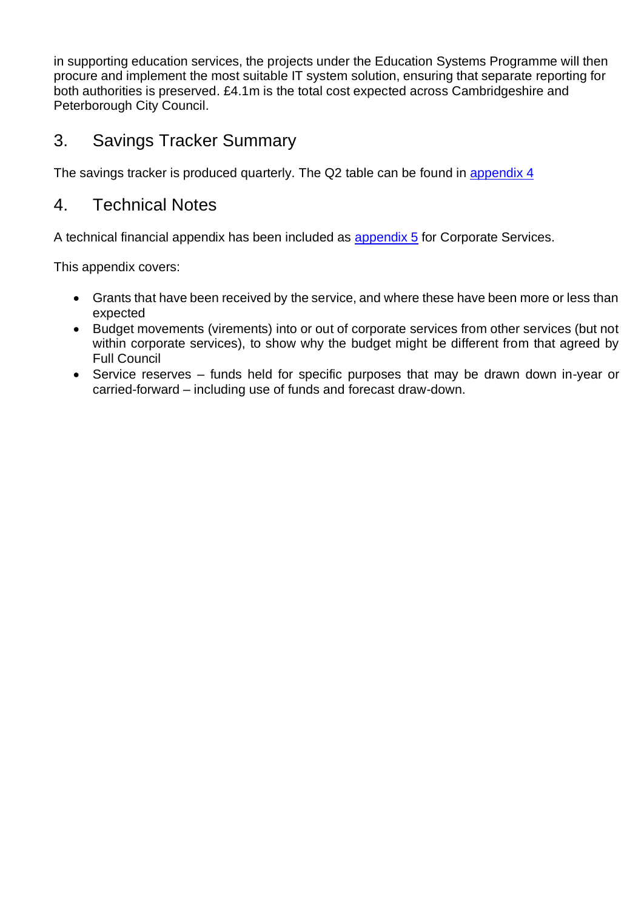in supporting education services, the projects under the Education Systems Programme will then procure and implement the most suitable IT system solution, ensuring that separate reporting for both authorities is preserved. £4.1m is the total cost expected across Cambridgeshire and Peterborough City Council.

## 3. Savings Tracker Summary

The savings tracker is produced quarterly. The Q2 table can be found in appendix 4

## 4. Technical Notes

A technical financial appendix has been included as appendix 5 for Corporate Services.

This appendix covers:

- Grants that have been received by the service, and where these have been more or less than expected
- Budget movements (virements) into or out of corporate services from other services (but not within corporate services), to show why the budget might be different from that agreed by Full Council
- Service reserves – funds held for specific purposes that may be drawn down in-year or carried-forward – including use of funds and forecast draw-down.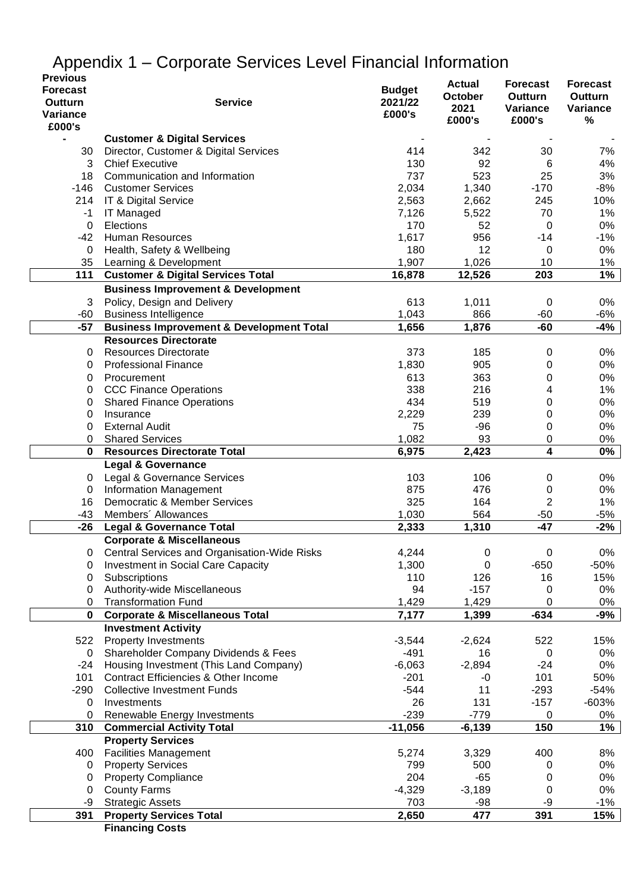# Appendix 1 – Corporate Services Level Financial Information

| Previous Forecast Outturn Variance £000's | Service | Budget 2021/22 £000's | Actual October 2021 £000's | Forecast Outturn Variance £000's | Forecast Outturn Variance % |
|---|---|---|---|---|---|
| - | **Customer & Digital Services** | - | - | - | - |
| 30 | Director, Customer & Digital Services | 414 | 342 | 30 | 7% |
| 3 | Chief Executive | 130 | 92 | 6 | 4% |
| 18 | Communication and Information | 737 | 523 | 25 | 3% |
| -146 | Customer Services | 2,034 | 1,340 | -170 | -8% |
| 214 | IT & Digital Service | 2,563 | 2,662 | 245 | 10% |
| -1 | IT Managed | 7,126 | 5,522 | 70 | 1% |
| 0 | Elections | 170 | 52 | 0 | 0% |
| -42 | Human Resources | 1,617 | 956 | -14 | -1% |
| 0 | Health, Safety & Wellbeing | 180 | 12 | 0 | 0% |
| 35 | Learning & Development | 1,907 | 1,026 | 10 | 1% |
| **111** | **Customer & Digital Services Total** | **16,878** | **12,526** | **203** | **1%** |
| | **Business Improvement & Development** | | | | |
| 3 | Policy, Design and Delivery | 613 | 1,011 | 0 | 0% |
| -60 | Business Intelligence | 1,043 | 866 | -60 | -6% |
| **-57** | **Business Improvement & Development Total** | **1,656** | **1,876** | **-60** | **-4%** |
| | **Resources Directorate** | | | | |
| 0 | Resources Directorate | 373 | 185 | 0 | 0% |
| 0 | Professional Finance | 1,830 | 905 | 0 | 0% |
| 0 | Procurement | 613 | 363 | 0 | 0% |
| 0 | CCC Finance Operations | 338 | 216 | 4 | 1% |
| 0 | Shared Finance Operations | 434 | 519 | 0 | 0% |
| 0 | Insurance | 2,229 | 239 | 0 | 0% |
| 0 | External Audit | 75 | -96 | 0 | 0% |
| 0 | Shared Services | 1,082 | 93 | 0 | 0% |
| **0** | **Resources Directorate Total** | **6,975** | **2,423** | **4** | **0%** |
| | **Legal & Governance** | | | | |
| 0 | Legal & Governance Services | 103 | 106 | 0 | 0% |
| 0 | Information Management | 875 | 476 | 0 | 0% |
| 16 | Democratic & Member Services | 325 | 164 | 2 | 1% |
| -43 | Members´ Allowances | 1,030 | 564 | -50 | -5% |
| **-26** | **Legal & Governance Total** | **2,333** | **1,310** | **-47** | **-2%** |
| | **Corporate & Miscellaneous** | | | | |
| 0 | Central Services and Organisation-Wide Risks | 4,244 | 0 | 0 | 0% |
| 0 | Investment in Social Care Capacity | 1,300 | 0 | -650 | -50% |
| 0 | Subscriptions | 110 | 126 | 16 | 15% |
| 0 | Authority-wide Miscellaneous | 94 | -157 | 0 | 0% |
| 0 | Transformation Fund | 1,429 | 1,429 | 0 | 0% |
| **0** | **Corporate & Miscellaneous Total** | **7,177** | **1,399** | **-634** | **-9%** |
| | **Investment Activity** | | | | |
| 522 | Property Investments | -3,544 | -2,624 | 522 | 15% |
| 0 | Shareholder Company Dividends & Fees | -491 | 16 | 0 | 0% |
| -24 | Housing Investment (This Land Company) | -6,063 | -2,894 | -24 | 0% |
| 101 | Contract Efficiencies & Other Income | -201 | -0 | 101 | 50% |
| -290 | Collective Investment Funds | -544 | 11 | -293 | -54% |
| 0 | Investments | 26 | 131 | -157 | -603% |
| 0 | Renewable Energy Investments | -239 | -779 | 0 | 0% |
| **310** | **Commercial Activity Total** | **-11,056** | **-6,139** | **150** | **1%** |
| | **Property Services** | | | | |
| 400 | Facilities Management | 5,274 | 3,329 | 400 | 8% |
| 0 | Property Services | 799 | 500 | 0 | 0% |
| 0 | Property Compliance | 204 | -65 | 0 | 0% |
| 0 | County Farms | -4,329 | -3,189 | 0 | 0% |
| -9 | Strategic Assets | 703 | -98 | -9 | -1% |
| **391** | **Property Services Total** | **2,650** | **477** | **391** | **15%** |
| | **Financing Costs** | | | | |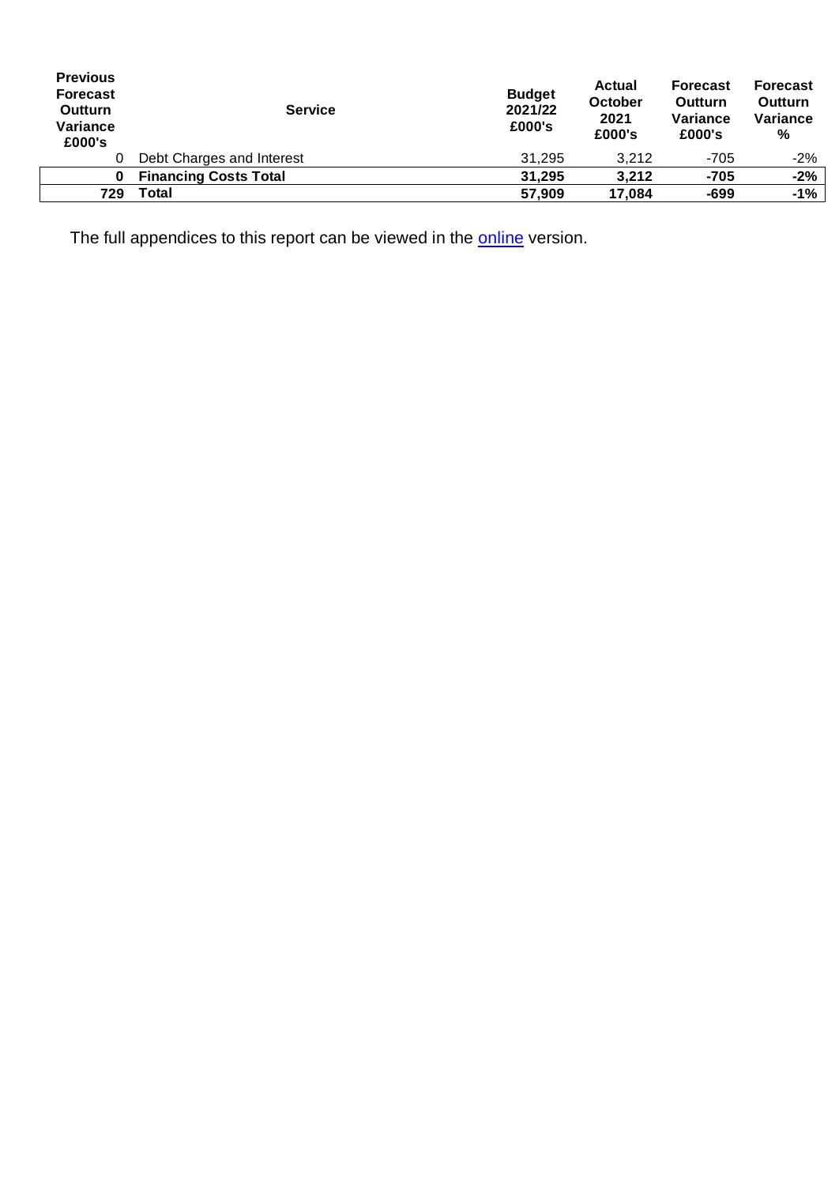| Previous Forecast Outturn Variance £000's | Service | Budget 2021/22 £000's | Actual October 2021 £000's | Forecast Outturn Variance £000's | Forecast Outturn Variance % |
|---|---|---|---|---|---|
| 0 | Debt Charges and Interest | 31,295 | 3,212 | -705 | -2% |
| **0** | **Financing Costs Total** | **31,295** | **3,212** | **-705** | **-2%** |
| **729** | **Total** | **57,909** | **17,084** | **-699** | **-1%** |

The full appendices to this report can be viewed in the online version.